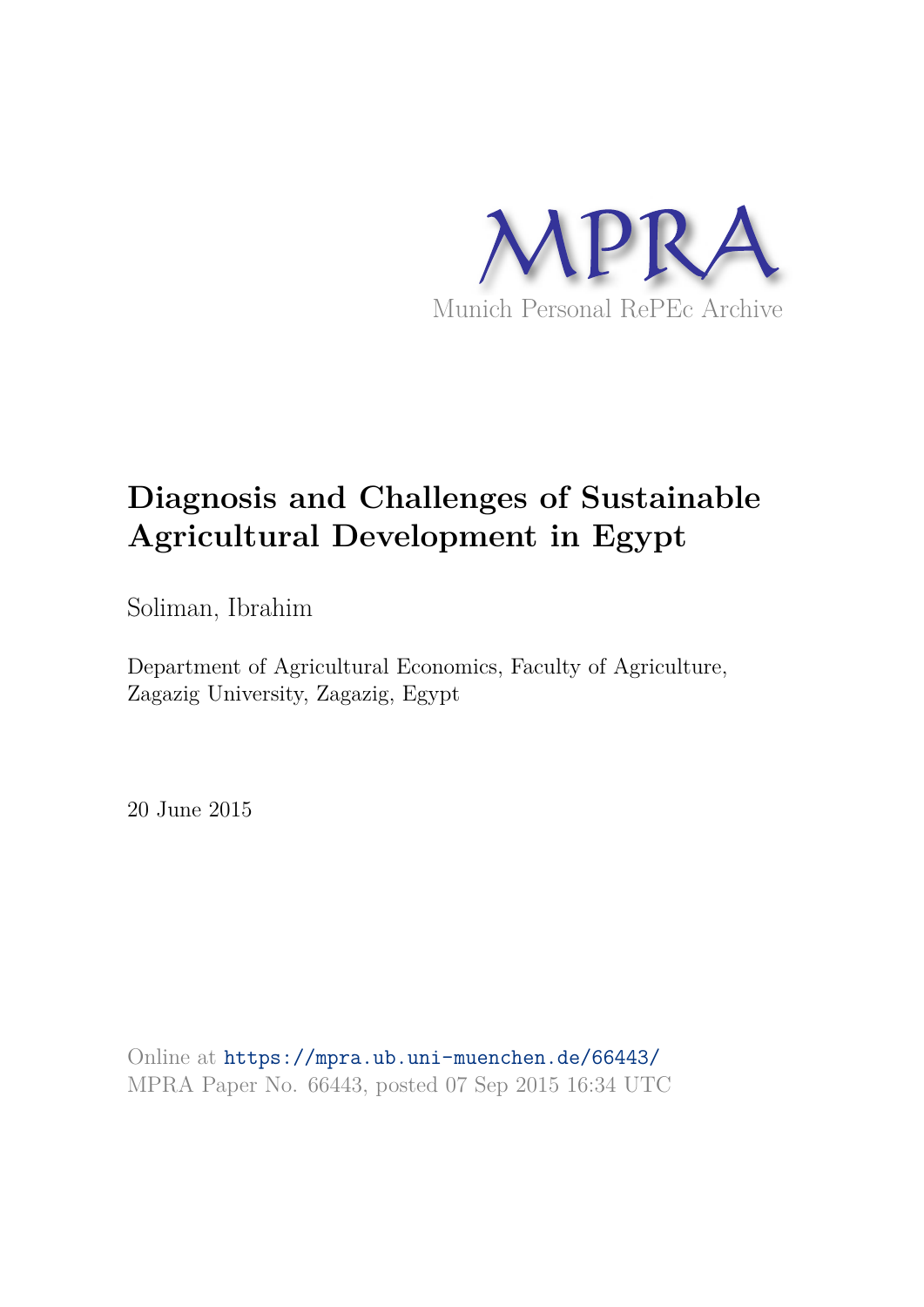MPRA

Munich Personal RePEc Archive

# Diagnosis and Challenges of Sustainable Agricultural Development in Egypt

Soliman, Ibrahim

Department of Agricultural Economics, Faculty of Agriculture, Zagazig University, Zagazig, Egypt

20 June 2015

Online at https://mpra.ub.uni-muenchen.de/66443/
MPRA Paper No. 66443, posted 07 Sep 2015 16:34 UTC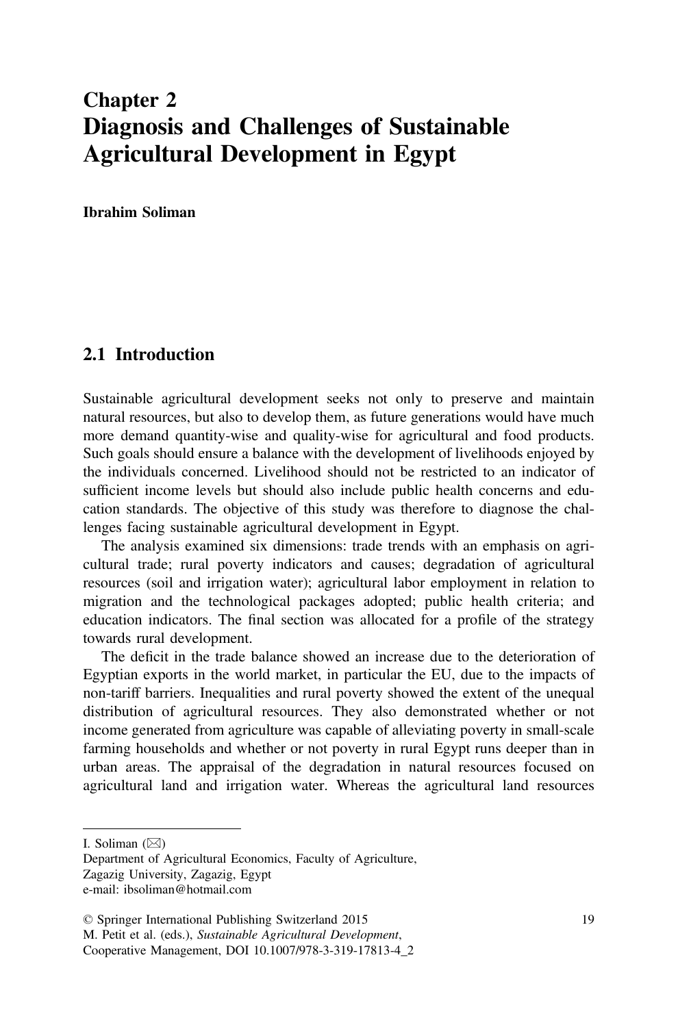# Chapter 2
# Diagnosis and Challenges of Sustainable Agricultural Development in Egypt

**Ibrahim Soliman**

## 2.1 Introduction

Sustainable agricultural development seeks not only to preserve and maintain natural resources, but also to develop them, as future generations would have much more demand quantity-wise and quality-wise for agricultural and food products. Such goals should ensure a balance with the development of livelihoods enjoyed by the individuals concerned. Livelihood should not be restricted to an indicator of sufficient income levels but should also include public health concerns and education standards. The objective of this study was therefore to diagnose the challenges facing sustainable agricultural development in Egypt.

The analysis examined six dimensions: trade trends with an emphasis on agricultural trade; rural poverty indicators and causes; degradation of agricultural resources (soil and irrigation water); agricultural labor employment in relation to migration and the technological packages adopted; public health criteria; and education indicators. The final section was allocated for a profile of the strategy towards rural development.

The deficit in the trade balance showed an increase due to the deterioration of Egyptian exports in the world market, in particular the EU, due to the impacts of non-tariff barriers. Inequalities and rural poverty showed the extent of the unequal distribution of agricultural resources. They also demonstrated whether or not income generated from agriculture was capable of alleviating poverty in small-scale farming households and whether or not poverty in rural Egypt runs deeper than in urban areas. The appraisal of the degradation in natural resources focused on agricultural land and irrigation water. Whereas the agricultural land resources

---

I. Soliman (✉)
Department of Agricultural Economics, Faculty of Agriculture,
Zagazig University, Zagazig, Egypt
e-mail: ibsoliman@hotmail.com

© Springer International Publishing Switzerland 2015
M. Petit et al. (eds.), *Sustainable Agricultural Development*,
Cooperative Management, DOI 10.1007/978-3-319-17813-4_2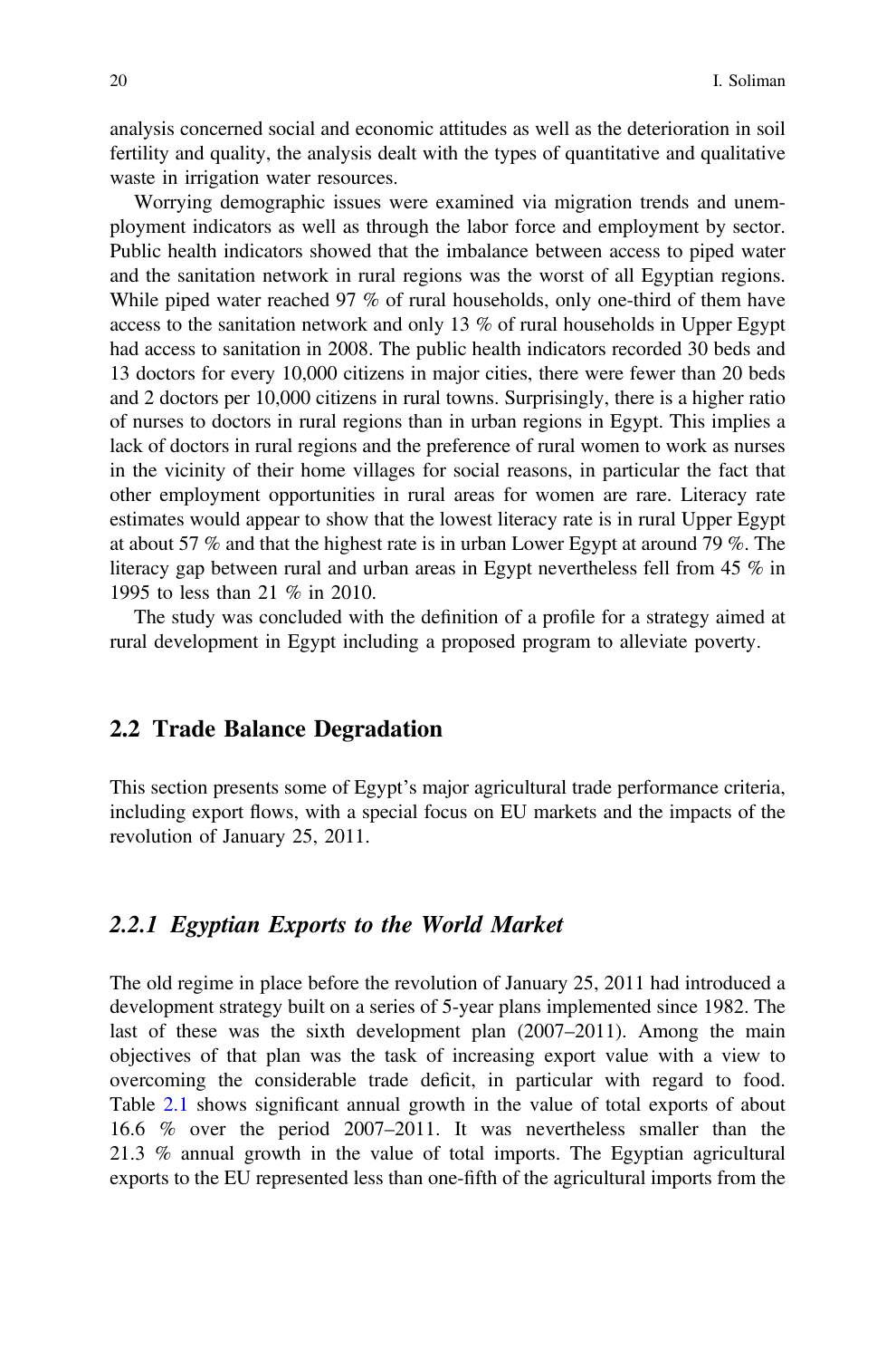analysis concerned social and economic attitudes as well as the deterioration in soil fertility and quality, the analysis dealt with the types of quantitative and qualitative waste in irrigation water resources.

Worrying demographic issues were examined via migration trends and unemployment indicators as well as through the labor force and employment by sector. Public health indicators showed that the imbalance between access to piped water and the sanitation network in rural regions was the worst of all Egyptian regions. While piped water reached 97 % of rural households, only one-third of them have access to the sanitation network and only 13 % of rural households in Upper Egypt had access to sanitation in 2008. The public health indicators recorded 30 beds and 13 doctors for every 10,000 citizens in major cities, there were fewer than 20 beds and 2 doctors per 10,000 citizens in rural towns. Surprisingly, there is a higher ratio of nurses to doctors in rural regions than in urban regions in Egypt. This implies a lack of doctors in rural regions and the preference of rural women to work as nurses in the vicinity of their home villages for social reasons, in particular the fact that other employment opportunities in rural areas for women are rare. Literacy rate estimates would appear to show that the lowest literacy rate is in rural Upper Egypt at about 57 % and that the highest rate is in urban Lower Egypt at around 79 %. The literacy gap between rural and urban areas in Egypt nevertheless fell from 45 % in 1995 to less than 21 % in 2010.

The study was concluded with the definition of a profile for a strategy aimed at rural development in Egypt including a proposed program to alleviate poverty.

## 2.2 Trade Balance Degradation

This section presents some of Egypt's major agricultural trade performance criteria, including export flows, with a special focus on EU markets and the impacts of the revolution of January 25, 2011.

### *2.2.1 Egyptian Exports to the World Market*

The old regime in place before the revolution of January 25, 2011 had introduced a development strategy built on a series of 5-year plans implemented since 1982. The last of these was the sixth development plan (2007–2011). Among the main objectives of that plan was the task of increasing export value with a view to overcoming the considerable trade deficit, in particular with regard to food. Table 2.1 shows significant annual growth in the value of total exports of about 16.6 % over the period 2007–2011. It was nevertheless smaller than the 21.3 % annual growth in the value of total imports. The Egyptian agricultural exports to the EU represented less than one-fifth of the agricultural imports from the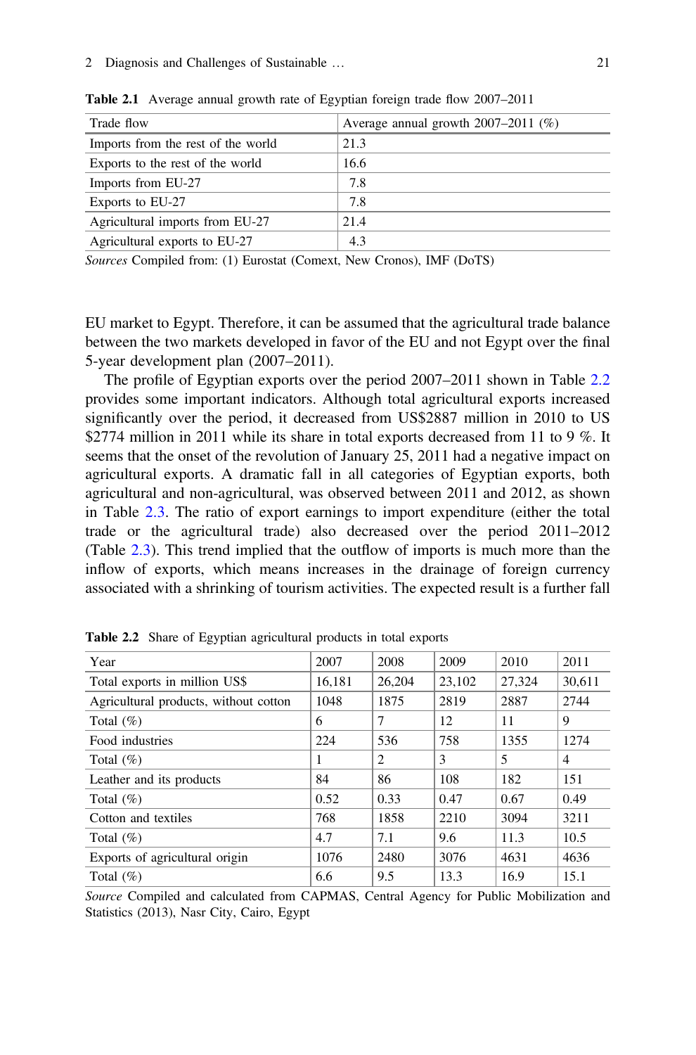**Table 2.1** Average annual growth rate of Egyptian foreign trade flow 2007–2011

| Trade flow | Average annual growth 2007–2011 (%) |
|---|---|
| Imports from the rest of the world | 21.3 |
| Exports to the rest of the world | 16.6 |
| Imports from EU-27 | 7.8 |
| Exports to EU-27 | 7.8 |
| Agricultural imports from EU-27 | 21.4 |
| Agricultural exports to EU-27 | 4.3 |

*Sources* Compiled from: (1) Eurostat (Comext, New Cronos), IMF (DoTS)

EU market to Egypt. Therefore, it can be assumed that the agricultural trade balance between the two markets developed in favor of the EU and not Egypt over the final 5-year development plan (2007–2011).

The profile of Egyptian exports over the period 2007–2011 shown in Table 2.2 provides some important indicators. Although total agricultural exports increased significantly over the period, it decreased from US$2887 million in 2010 to US $2774 million in 2011 while its share in total exports decreased from 11 to 9 %. It seems that the onset of the revolution of January 25, 2011 had a negative impact on agricultural exports. A dramatic fall in all categories of Egyptian exports, both agricultural and non-agricultural, was observed between 2011 and 2012, as shown in Table 2.3. The ratio of export earnings to import expenditure (either the total trade or the agricultural trade) also decreased over the period 2011–2012 (Table 2.3). This trend implied that the outflow of imports is much more than the inflow of exports, which means increases in the drainage of foreign currency associated with a shrinking of tourism activities. The expected result is a further fall

**Table 2.2** Share of Egyptian agricultural products in total exports

| Year | 2007 | 2008 | 2009 | 2010 | 2011 |
|---|---|---|---|---|---|
| Total exports in million US$ | 16,181 | 26,204 | 23,102 | 27,324 | 30,611 |
| Agricultural products, without cotton | 1048 | 1875 | 2819 | 2887 | 2744 |
| Total (%) | 6 | 7 | 12 | 11 | 9 |
| Food industries | 224 | 536 | 758 | 1355 | 1274 |
| Total (%) | 1 | 2 | 3 | 5 | 4 |
| Leather and its products | 84 | 86 | 108 | 182 | 151 |
| Total (%) | 0.52 | 0.33 | 0.47 | 0.67 | 0.49 |
| Cotton and textiles | 768 | 1858 | 2210 | 3094 | 3211 |
| Total (%) | 4.7 | 7.1 | 9.6 | 11.3 | 10.5 |
| Exports of agricultural origin | 1076 | 2480 | 3076 | 4631 | 4636 |
| Total (%) | 6.6 | 9.5 | 13.3 | 16.9 | 15.1 |

*Source* Compiled and calculated from CAPMAS, Central Agency for Public Mobilization and Statistics (2013), Nasr City, Cairo, Egypt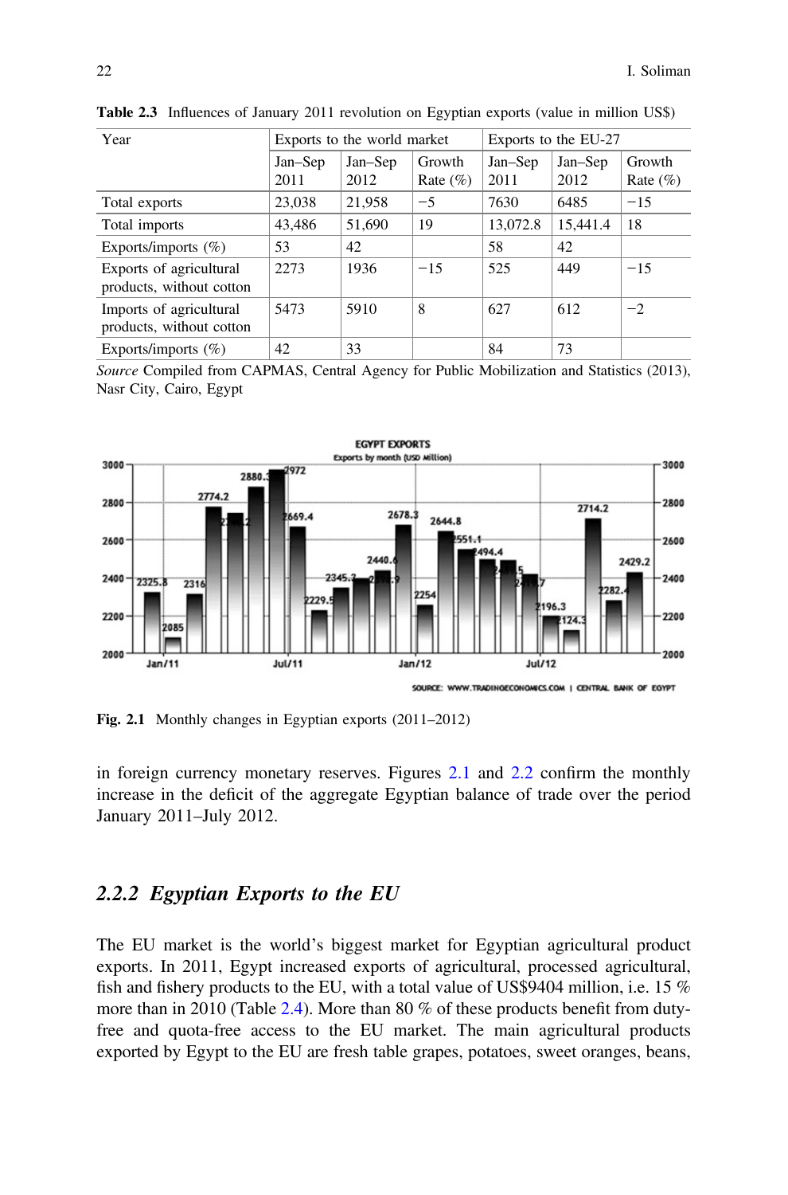**Table 2.3** Influences of January 2011 revolution on Egyptian exports (value in million US$)

| Year | Exports to the world market | | | Exports to the EU-27 | | |
|---|---|---|---|---|---|---|
| | Jan–Sep 2011 | Jan–Sep 2012 | Growth Rate (%) | Jan–Sep 2011 | Jan–Sep 2012 | Growth Rate (%) |
| Total exports | 23,038 | 21,958 | −5 | 7630 | 6485 | −15 |
| Total imports | 43,486 | 51,690 | 19 | 13,072.8 | 15,441.4 | 18 |
| Exports/imports (%) | 53 | 42 | | 58 | 42 | |
| Exports of agricultural products, without cotton | 2273 | 1936 | −15 | 525 | 449 | −15 |
| Imports of agricultural products, without cotton | 5473 | 5910 | 8 | 627 | 612 | −2 |
| Exports/imports (%) | 42 | 33 | | 84 | 73 | |

*Source* Compiled from CAPMAS, Central Agency for Public Mobilization and Statistics (2013), Nasr City, Cairo, Egypt

**Fig. 2.1** Monthly changes in Egyptian exports (2011–2012)

in foreign currency monetary reserves. Figures 2.1 and 2.2 confirm the monthly increase in the deficit of the aggregate Egyptian balance of trade over the period January 2011–July 2012.

## 2.2.2 Egyptian Exports to the EU

The EU market is the world's biggest market for Egyptian agricultural product exports. In 2011, Egypt increased exports of agricultural, processed agricultural, fish and fishery products to the EU, with a total value of US$9404 million, i.e. 15 % more than in 2010 (Table 2.4). More than 80 % of these products benefit from duty-free and quota-free access to the EU market. The main agricultural products exported by Egypt to the EU are fresh table grapes, potatoes, sweet oranges, beans,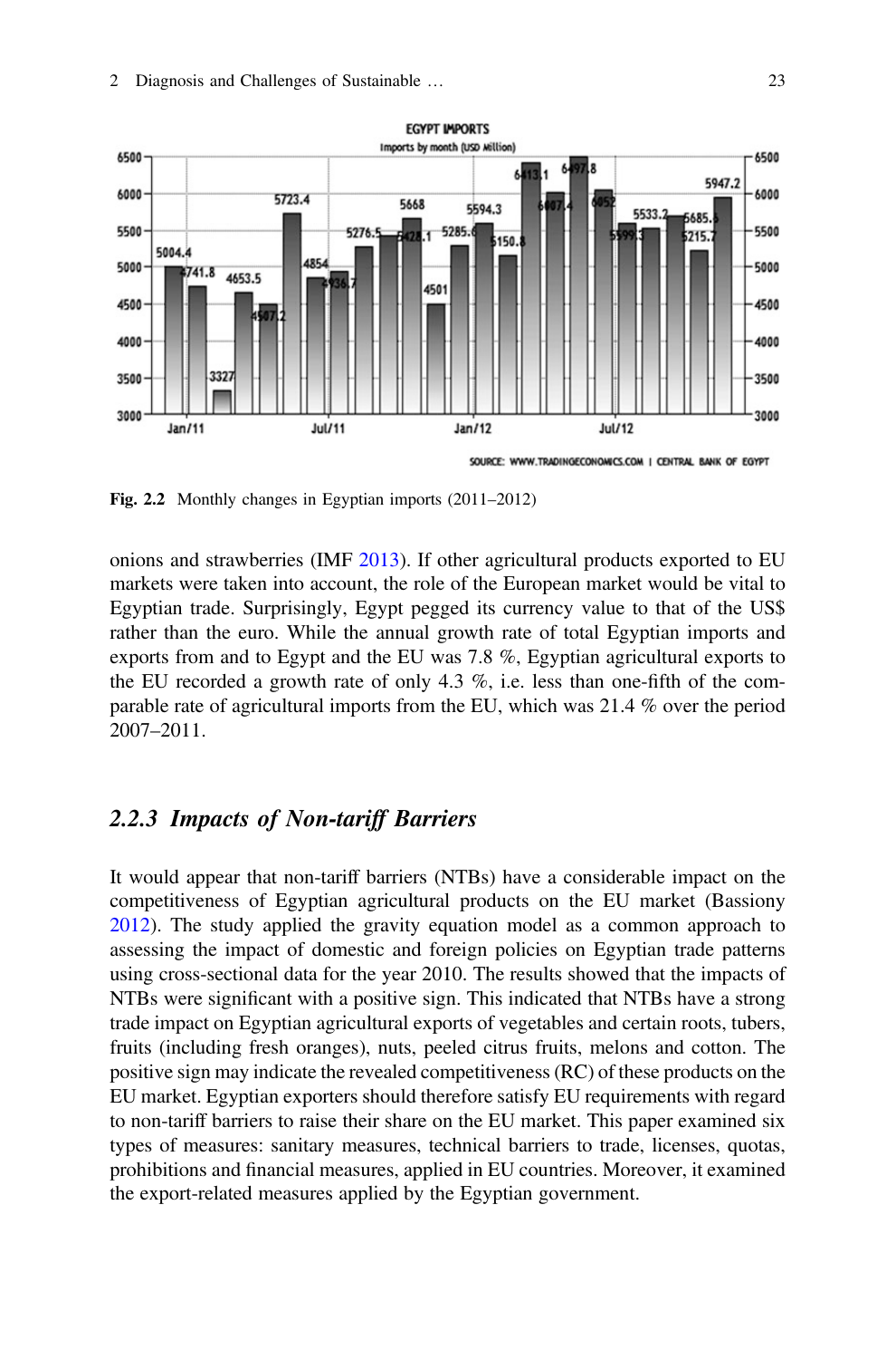Fig. 2.2 Monthly changes in Egyptian imports (2011–2012)

onions and strawberries (IMF 2013). If other agricultural products exported to EU markets were taken into account, the role of the European market would be vital to Egyptian trade. Surprisingly, Egypt pegged its currency value to that of the US$ rather than the euro. While the annual growth rate of total Egyptian imports and exports from and to Egypt and the EU was 7.8 %, Egyptian agricultural exports to the EU recorded a growth rate of only 4.3 %, i.e. less than one-fifth of the comparable rate of agricultural imports from the EU, which was 21.4 % over the period 2007–2011.

### 2.2.3 Impacts of Non-tariff Barriers

It would appear that non-tariff barriers (NTBs) have a considerable impact on the competitiveness of Egyptian agricultural products on the EU market (Bassiony 2012). The study applied the gravity equation model as a common approach to assessing the impact of domestic and foreign policies on Egyptian trade patterns using cross-sectional data for the year 2010. The results showed that the impacts of NTBs were significant with a positive sign. This indicated that NTBs have a strong trade impact on Egyptian agricultural exports of vegetables and certain roots, tubers, fruits (including fresh oranges), nuts, peeled citrus fruits, melons and cotton. The positive sign may indicate the revealed competitiveness (RC) of these products on the EU market. Egyptian exporters should therefore satisfy EU requirements with regard to non-tariff barriers to raise their share on the EU market. This paper examined six types of measures: sanitary measures, technical barriers to trade, licenses, quotas, prohibitions and financial measures, applied in EU countries. Moreover, it examined the export-related measures applied by the Egyptian government.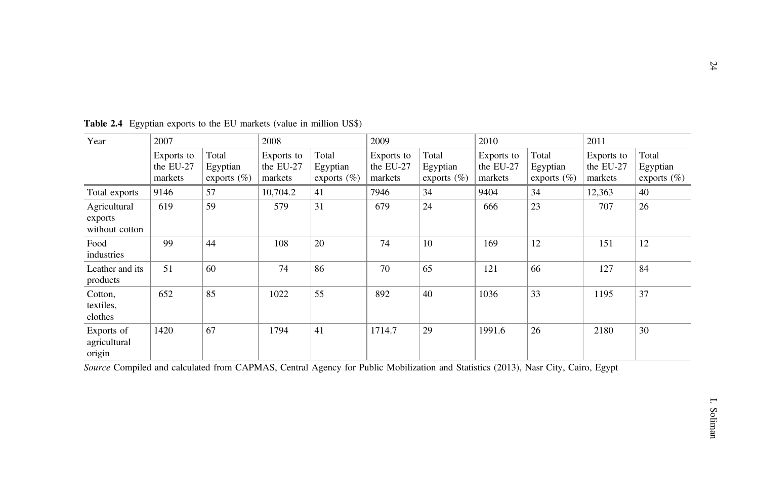**Table 2.4** Egyptian exports to the EU markets (value in million US$)

| Year | 2007 | | 2008 | | 2009 | | 2010 | | 2011 | |
|---|---|---|---|---|---|---|---|---|---|---|
| | Exports to the EU-27 markets | Total Egyptian exports (%) | Exports to the EU-27 markets | Total Egyptian exports (%) | Exports to the EU-27 markets | Total Egyptian exports (%) | Exports to the EU-27 markets | Total Egyptian exports (%) | Exports to the EU-27 markets | Total Egyptian exports (%) |
| Total exports | 9146 | 57 | 10,704.2 | 41 | 7946 | 34 | 9404 | 34 | 12,363 | 40 |
| Agricultural exports without cotton | 619 | 59 | 579 | 31 | 679 | 24 | 666 | 23 | 707 | 26 |
| Food industries | 99 | 44 | 108 | 20 | 74 | 10 | 169 | 12 | 151 | 12 |
| Leather and its products | 51 | 60 | 74 | 86 | 70 | 65 | 121 | 66 | 127 | 84 |
| Cotton, textiles, clothes | 652 | 85 | 1022 | 55 | 892 | 40 | 1036 | 33 | 1195 | 37 |
| Exports of agricultural origin | 1420 | 67 | 1794 | 41 | 1714.7 | 29 | 1991.6 | 26 | 2180 | 30 |

*Source* Compiled and calculated from CAPMAS, Central Agency for Public Mobilization and Statistics (2013), Nasr City, Cairo, Egypt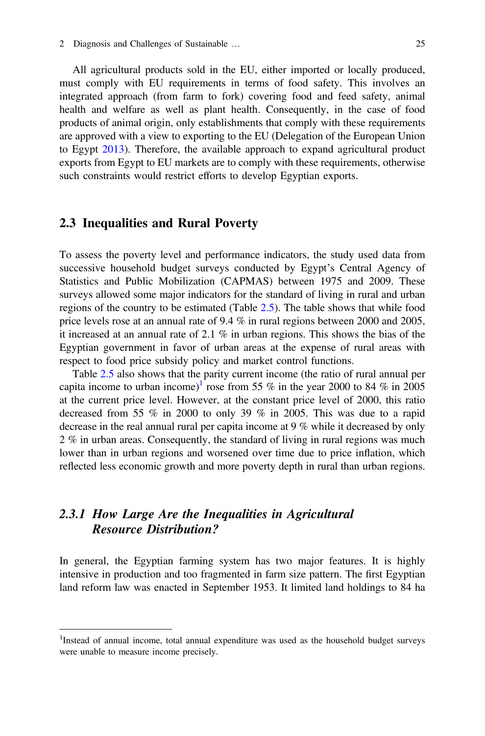All agricultural products sold in the EU, either imported or locally produced, must comply with EU requirements in terms of food safety. This involves an integrated approach (from farm to fork) covering food and feed safety, animal health and welfare as well as plant health. Consequently, in the case of food products of animal origin, only establishments that comply with these requirements are approved with a view to exporting to the EU (Delegation of the European Union to Egypt 2013). Therefore, the available approach to expand agricultural product exports from Egypt to EU markets are to comply with these requirements, otherwise such constraints would restrict efforts to develop Egyptian exports.

## 2.3 Inequalities and Rural Poverty

To assess the poverty level and performance indicators, the study used data from successive household budget surveys conducted by Egypt's Central Agency of Statistics and Public Mobilization (CAPMAS) between 1975 and 2009. These surveys allowed some major indicators for the standard of living in rural and urban regions of the country to be estimated (Table 2.5). The table shows that while food price levels rose at an annual rate of 9.4 % in rural regions between 2000 and 2005, it increased at an annual rate of 2.1 % in urban regions. This shows the bias of the Egyptian government in favor of urban areas at the expense of rural areas with respect to food price subsidy policy and market control functions.

Table 2.5 also shows that the parity current income (the ratio of rural annual per capita income to urban income)[1] rose from 55 % in the year 2000 to 84 % in 2005 at the current price level. However, at the constant price level of 2000, this ratio decreased from 55 % in 2000 to only 39 % in 2005. This was due to a rapid decrease in the real annual rural per capita income at 9 % while it decreased by only 2 % in urban areas. Consequently, the standard of living in rural regions was much lower than in urban regions and worsened over time due to price inflation, which reflected less economic growth and more poverty depth in rural than urban regions.

### *2.3.1 How Large Are the Inequalities in Agricultural Resource Distribution?*

In general, the Egyptian farming system has two major features. It is highly intensive in production and too fragmented in farm size pattern. The first Egyptian land reform law was enacted in September 1953. It limited land holdings to 84 ha

[1] Instead of annual income, total annual expenditure was used as the household budget surveys were unable to measure income precisely.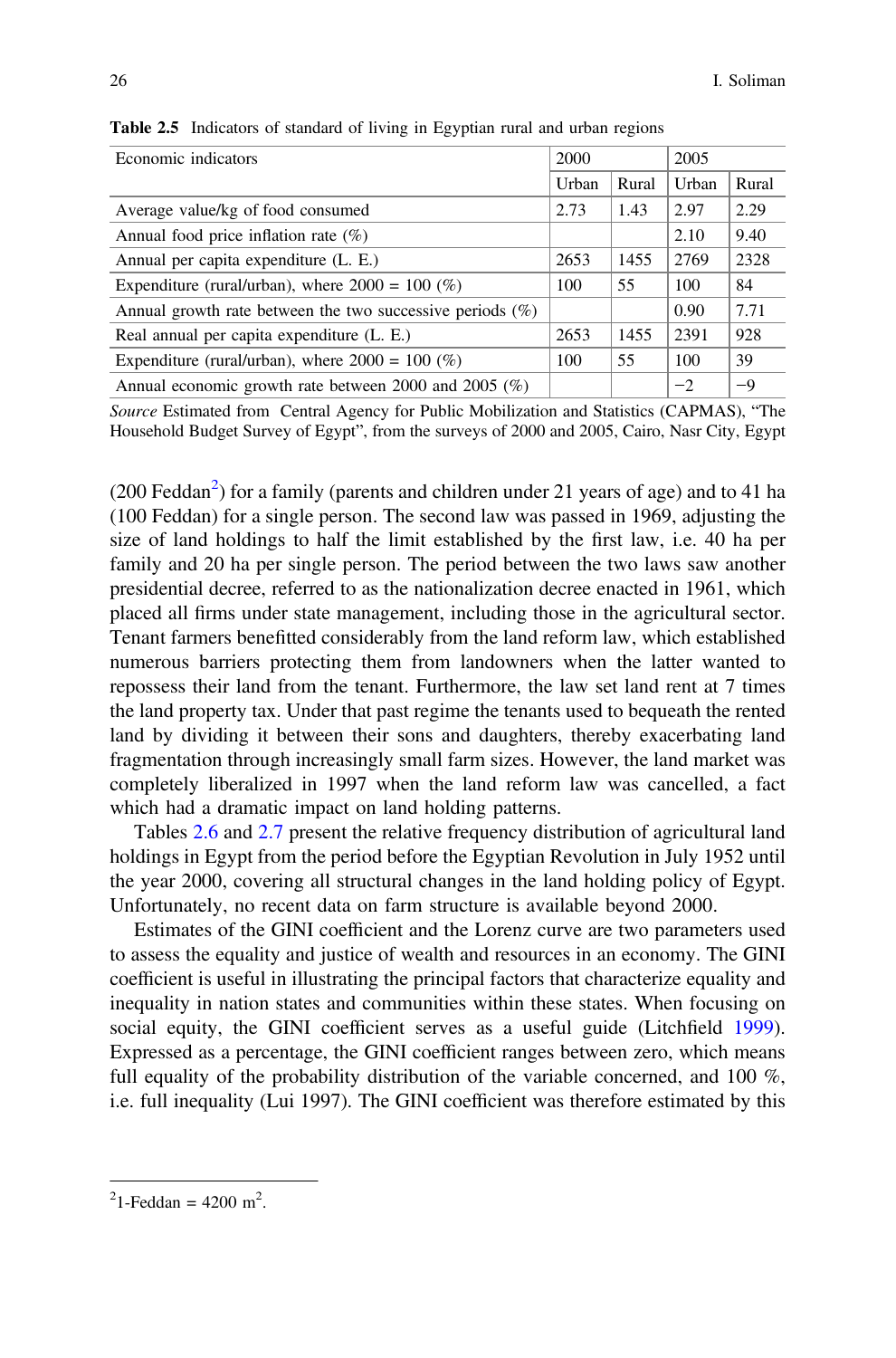**Table 2.5** Indicators of standard of living in Egyptian rural and urban regions

| Economic indicators | 2000 | | 2005 | |
|---|---|---|---|---|
| | Urban | Rural | Urban | Rural |
| Average value/kg of food consumed | 2.73 | 1.43 | 2.97 | 2.29 |
| Annual food price inflation rate (%) | | | 2.10 | 9.40 |
| Annual per capita expenditure (L. E.) | 2653 | 1455 | 2769 | 2328 |
| Expenditure (rural/urban), where 2000 = 100 (%) | 100 | 55 | 100 | 84 |
| Annual growth rate between the two successive periods (%) | | | 0.90 | 7.71 |
| Real annual per capita expenditure (L. E.) | 2653 | 1455 | 2391 | 928 |
| Expenditure (rural/urban), where 2000 = 100 (%) | 100 | 55 | 100 | 39 |
| Annual economic growth rate between 2000 and 2005 (%) | | | −2 | −9 |

*Source* Estimated from Central Agency for Public Mobilization and Statistics (CAPMAS), "The Household Budget Survey of Egypt", from the surveys of 2000 and 2005, Cairo, Nasr City, Egypt

(200 Feddan[2]) for a family (parents and children under 21 years of age) and to 41 ha (100 Feddan) for a single person. The second law was passed in 1969, adjusting the size of land holdings to half the limit established by the first law, i.e. 40 ha per family and 20 ha per single person. The period between the two laws saw another presidential decree, referred to as the nationalization decree enacted in 1961, which placed all firms under state management, including those in the agricultural sector. Tenant farmers benefitted considerably from the land reform law, which established numerous barriers protecting them from landowners when the latter wanted to repossess their land from the tenant. Furthermore, the law set land rent at 7 times the land property tax. Under that past regime the tenants used to bequeath the rented land by dividing it between their sons and daughters, thereby exacerbating land fragmentation through increasingly small farm sizes. However, the land market was completely liberalized in 1997 when the land reform law was cancelled, a fact which had a dramatic impact on land holding patterns.

Tables 2.6 and 2.7 present the relative frequency distribution of agricultural land holdings in Egypt from the period before the Egyptian Revolution in July 1952 until the year 2000, covering all structural changes in the land holding policy of Egypt. Unfortunately, no recent data on farm structure is available beyond 2000.

Estimates of the GINI coefficient and the Lorenz curve are two parameters used to assess the equality and justice of wealth and resources in an economy. The GINI coefficient is useful in illustrating the principal factors that characterize equality and inequality in nation states and communities within these states. When focusing on social equity, the GINI coefficient serves as a useful guide (Litchfield 1999). Expressed as a percentage, the GINI coefficient ranges between zero, which means full equality of the probability distribution of the variable concerned, and 100 %, i.e. full inequality (Lui 1997). The GINI coefficient was therefore estimated by this

[2] 1-Feddan = 4200 $m^2$.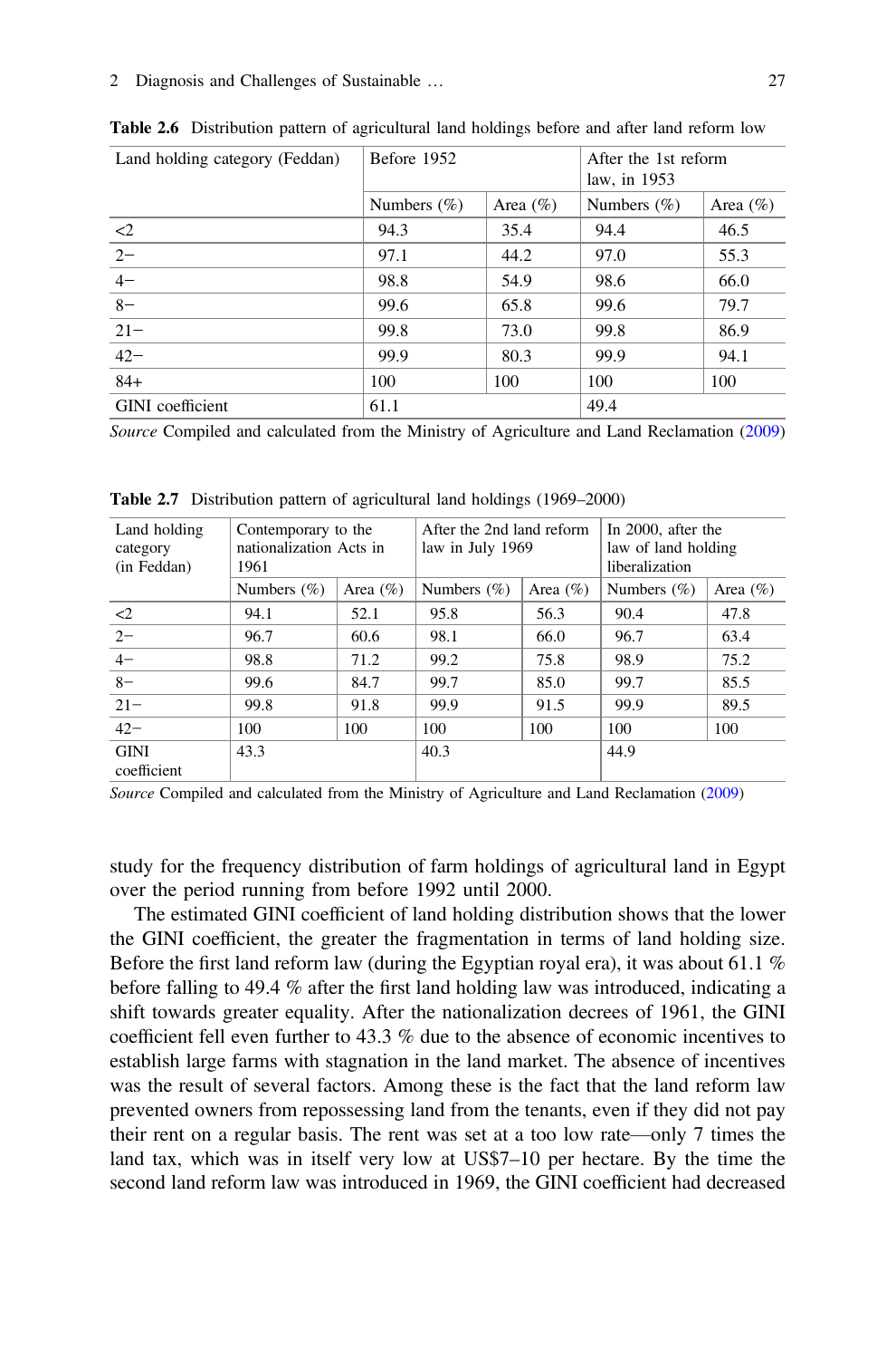**Table 2.6** Distribution pattern of agricultural land holdings before and after land reform low

| Land holding category (Feddan) | Before 1952 | | After the 1st reform law, in 1953 | |
|---|---|---|---|---|
| | Numbers (%) | Area (%) | Numbers (%) | Area (%) |
| <2 | 94.3 | 35.4 | 94.4 | 46.5 |
| 2− | 97.1 | 44.2 | 97.0 | 55.3 |
| 4− | 98.8 | 54.9 | 98.6 | 66.0 |
| 8− | 99.6 | 65.8 | 99.6 | 79.7 |
| 21− | 99.8 | 73.0 | 99.8 | 86.9 |
| 42− | 99.9 | 80.3 | 99.9 | 94.1 |
| 84+ | 100 | 100 | 100 | 100 |
| GINI coefficient | 61.1 | | 49.4 | |

*Source* Compiled and calculated from the Ministry of Agriculture and Land Reclamation (2009)

**Table 2.7** Distribution pattern of agricultural land holdings (1969–2000)

| Land holding category (in Feddan) | Contemporary to the nationalization Acts in 1961 | | After the 2nd land reform law in July 1969 | | In 2000, after the law of land holding liberalization | |
|---|---|---|---|---|---|---|
| | Numbers (%) | Area (%) | Numbers (%) | Area (%) | Numbers (%) | Area (%) |
| <2 | 94.1 | 52.1 | 95.8 | 56.3 | 90.4 | 47.8 |
| 2− | 96.7 | 60.6 | 98.1 | 66.0 | 96.7 | 63.4 |
| 4− | 98.8 | 71.2 | 99.2 | 75.8 | 98.9 | 75.2 |
| 8− | 99.6 | 84.7 | 99.7 | 85.0 | 99.7 | 85.5 |
| 21− | 99.8 | 91.8 | 99.9 | 91.5 | 99.9 | 89.5 |
| 42− | 100 | 100 | 100 | 100 | 100 | 100 |
| GINI coefficient | 43.3 | | 40.3 | | 44.9 | |

*Source* Compiled and calculated from the Ministry of Agriculture and Land Reclamation (2009)

study for the frequency distribution of farm holdings of agricultural land in Egypt over the period running from before 1992 until 2000.

The estimated GINI coefficient of land holding distribution shows that the lower the GINI coefficient, the greater the fragmentation in terms of land holding size. Before the first land reform law (during the Egyptian royal era), it was about 61.1 % before falling to 49.4 % after the first land holding law was introduced, indicating a shift towards greater equality. After the nationalization decrees of 1961, the GINI coefficient fell even further to 43.3 % due to the absence of economic incentives to establish large farms with stagnation in the land market. The absence of incentives was the result of several factors. Among these is the fact that the land reform law prevented owners from repossessing land from the tenants, even if they did not pay their rent on a regular basis. The rent was set at a too low rate—only 7 times the land tax, which was in itself very low at US$7–10 per hectare. By the time the second land reform law was introduced in 1969, the GINI coefficient had decreased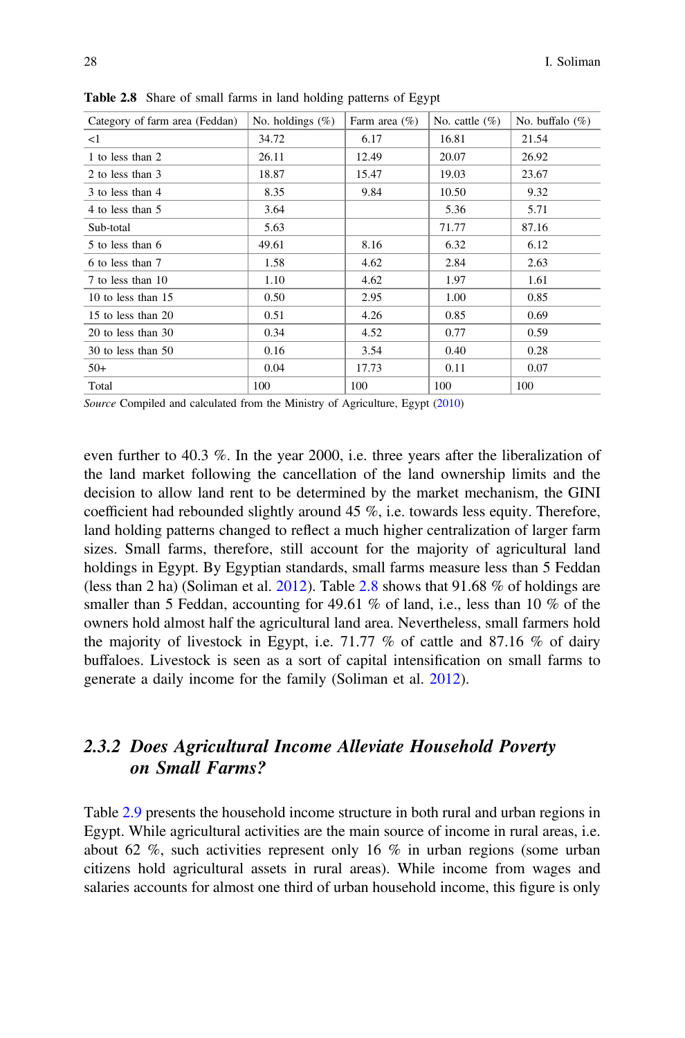**Table 2.8** Share of small farms in land holding patterns of Egypt

| Category of farm area (Feddan) | No. holdings (%) | Farm area (%) | No. cattle (%) | No. buffalo (%) |
|---|---|---|---|---|
| <1 | 34.72 | 6.17 | 16.81 | 21.54 |
| 1 to less than 2 | 26.11 | 12.49 | 20.07 | 26.92 |
| 2 to less than 3 | 18.87 | 15.47 | 19.03 | 23.67 |
| 3 to less than 4 | 8.35 | 9.84 | 10.50 | 9.32 |
| 4 to less than 5 | 3.64 | | 5.36 | 5.71 |
| Sub-total | 5.63 | | 71.77 | 87.16 |
| 5 to less than 6 | 49.61 | 8.16 | 6.32 | 6.12 |
| 6 to less than 7 | 1.58 | 4.62 | 2.84 | 2.63 |
| 7 to less than 10 | 1.10 | 4.62 | 1.97 | 1.61 |
| 10 to less than 15 | 0.50 | 2.95 | 1.00 | 0.85 |
| 15 to less than 20 | 0.51 | 4.26 | 0.85 | 0.69 |
| 20 to less than 30 | 0.34 | 4.52 | 0.77 | 0.59 |
| 30 to less than 50 | 0.16 | 3.54 | 0.40 | 0.28 |
| 50+ | 0.04 | 17.73 | 0.11 | 0.07 |
| Total | 100 | 100 | 100 | 100 |

*Source* Compiled and calculated from the Ministry of Agriculture, Egypt (2010)

even further to 40.3 %. In the year 2000, i.e. three years after the liberalization of the land market following the cancellation of the land ownership limits and the decision to allow land rent to be determined by the market mechanism, the GINI coefficient had rebounded slightly around 45 %, i.e. towards less equity. Therefore, land holding patterns changed to reflect a much higher centralization of larger farm sizes. Small farms, therefore, still account for the majority of agricultural land holdings in Egypt. By Egyptian standards, small farms measure less than 5 Feddan (less than 2 ha) (Soliman et al. 2012). Table 2.8 shows that 91.68 % of holdings are smaller than 5 Feddan, accounting for 49.61 % of land, i.e., less than 10 % of the owners hold almost half the agricultural land area. Nevertheless, small farmers hold the majority of livestock in Egypt, i.e. 71.77 % of cattle and 87.16 % of dairy buffaloes. Livestock is seen as a sort of capital intensification on small farms to generate a daily income for the family (Soliman et al. 2012).

### 2.3.2 *Does Agricultural Income Alleviate Household Poverty on Small Farms?*

Table 2.9 presents the household income structure in both rural and urban regions in Egypt. While agricultural activities are the main source of income in rural areas, i.e. about 62 %, such activities represent only 16 % in urban regions (some urban citizens hold agricultural assets in rural areas). While income from wages and salaries accounts for almost one third of urban household income, this figure is only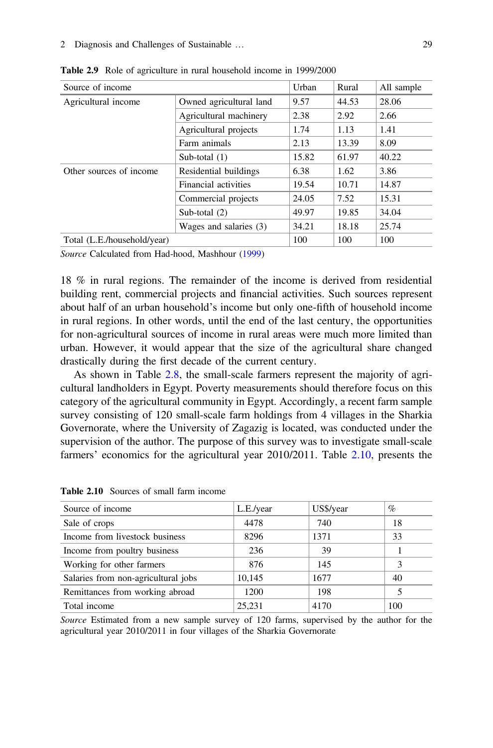**Table 2.9** Role of agriculture in rural household income in 1999/2000

| Source of income | | Urban | Rural | All sample |
|---|---|---|---|---|
| Agricultural income | Owned agricultural land | 9.57 | 44.53 | 28.06 |
| | Agricultural machinery | 2.38 | 2.92 | 2.66 |
| | Agricultural projects | 1.74 | 1.13 | 1.41 |
| | Farm animals | 2.13 | 13.39 | 8.09 |
| | Sub-total (1) | 15.82 | 61.97 | 40.22 |
| Other sources of income | Residential buildings | 6.38 | 1.62 | 3.86 |
| | Financial activities | 19.54 | 10.71 | 14.87 |
| | Commercial projects | 24.05 | 7.52 | 15.31 |
| | Sub-total (2) | 49.97 | 19.85 | 34.04 |
| | Wages and salaries (3) | 34.21 | 18.18 | 25.74 |
| Total (L.E./household/year) | | 100 | 100 | 100 |

*Source* Calculated from Had-hood, Mashhour (1999)

18 % in rural regions. The remainder of the income is derived from residential building rent, commercial projects and financial activities. Such sources represent about half of an urban household's income but only one-fifth of household income in rural regions. In other words, until the end of the last century, the opportunities for non-agricultural sources of income in rural areas were much more limited than urban. However, it would appear that the size of the agricultural share changed drastically during the first decade of the current century.

As shown in Table 2.8, the small-scale farmers represent the majority of agricultural landholders in Egypt. Poverty measurements should therefore focus on this category of the agricultural community in Egypt. Accordingly, a recent farm sample survey consisting of 120 small-scale farm holdings from 4 villages in the Sharkia Governorate, where the University of Zagazig is located, was conducted under the supervision of the author. The purpose of this survey was to investigate small-scale farmers' economics for the agricultural year 2010/2011. Table 2.10, presents the

**Table 2.10** Sources of small farm income

| Source of income | L.E./year | US$/year | % |
|---|---|---|---|
| Sale of crops | 4478 | 740 | 18 |
| Income from livestock business | 8296 | 1371 | 33 |
| Income from poultry business | 236 | 39 | 1 |
| Working for other farmers | 876 | 145 | 3 |
| Salaries from non-agricultural jobs | 10,145 | 1677 | 40 |
| Remittances from working abroad | 1200 | 198 | 5 |
| Total income | 25,231 | 4170 | 100 |

*Source* Estimated from a new sample survey of 120 farms, supervised by the author for the agricultural year 2010/2011 in four villages of the Sharkia Governorate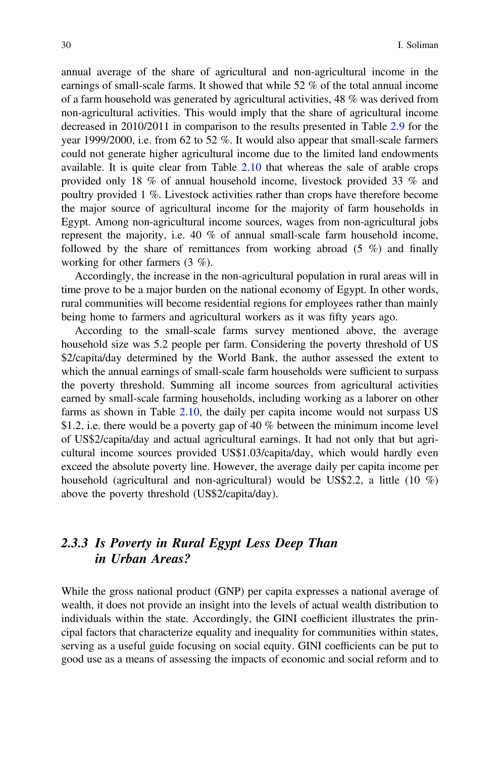annual average of the share of agricultural and non-agricultural income in the earnings of small-scale farms. It showed that while 52 % of the total annual income of a farm household was generated by agricultural activities, 48 % was derived from non-agricultural activities. This would imply that the share of agricultural income decreased in 2010/2011 in comparison to the results presented in Table 2.9 for the year 1999/2000, i.e. from 62 to 52 %. It would also appear that small-scale farmers could not generate higher agricultural income due to the limited land endowments available. It is quite clear from Table 2.10 that whereas the sale of arable crops provided only 18 % of annual household income, livestock provided 33 % and poultry provided 1 %. Livestock activities rather than crops have therefore become the major source of agricultural income for the majority of farm households in Egypt. Among non-agricultural income sources, wages from non-agricultural jobs represent the majority, i.e. 40 % of annual small-scale farm household income, followed by the share of remittances from working abroad (5 %) and finally working for other farmers (3 %).

Accordingly, the increase in the non-agricultural population in rural areas will in time prove to be a major burden on the national economy of Egypt. In other words, rural communities will become residential regions for employees rather than mainly being home to farmers and agricultural workers as it was fifty years ago.

According to the small-scale farms survey mentioned above, the average household size was 5.2 people per farm. Considering the poverty threshold of US $2/capita/day determined by the World Bank, the author assessed the extent to which the annual earnings of small-scale farm households were sufficient to surpass the poverty threshold. Summing all income sources from agricultural activities earned by small-scale farming households, including working as a laborer on other farms as shown in Table 2.10, the daily per capita income would not surpass US $1.2, i.e. there would be a poverty gap of 40 % between the minimum income level of US$2/capita/day and actual agricultural earnings. It had not only that but agricultural income sources provided US$1.03/capita/day, which would hardly even exceed the absolute poverty line. However, the average daily per capita income per household (agricultural and non-agricultural) would be US$2.2, a little (10 %) above the poverty threshold (US$2/capita/day).

### *2.3.3 Is Poverty in Rural Egypt Less Deep Than in Urban Areas?*

While the gross national product (GNP) per capita expresses a national average of wealth, it does not provide an insight into the levels of actual wealth distribution to individuals within the state. Accordingly, the GINI coefficient illustrates the principal factors that characterize equality and inequality for communities within states, serving as a useful guide focusing on social equity. GINI coefficients can be put to good use as a means of assessing the impacts of economic and social reform and to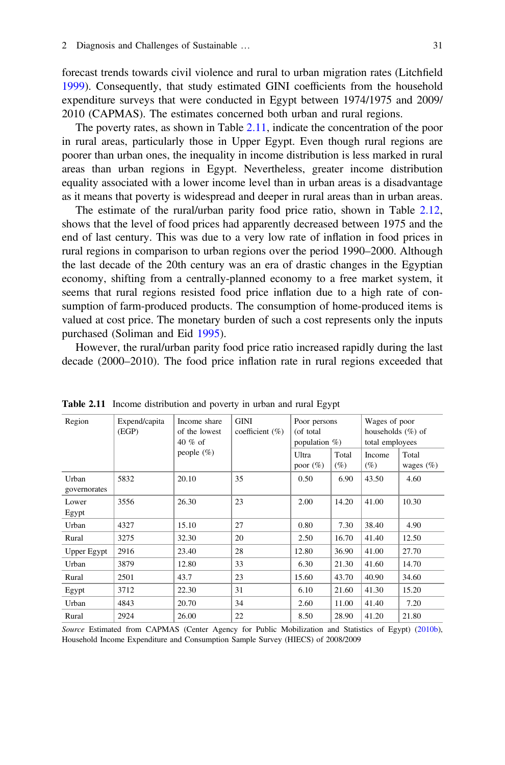forecast trends towards civil violence and rural to urban migration rates (Litchfield 1999). Consequently, that study estimated GINI coefficients from the household expenditure surveys that were conducted in Egypt between 1974/1975 and 2009/2010 (CAPMAS). The estimates concerned both urban and rural regions.

The poverty rates, as shown in Table 2.11, indicate the concentration of the poor in rural areas, particularly those in Upper Egypt. Even though rural regions are poorer than urban ones, the inequality in income distribution is less marked in rural areas than urban regions in Egypt. Nevertheless, greater income distribution equality associated with a lower income level than in urban areas is a disadvantage as it means that poverty is widespread and deeper in rural areas than in urban areas.

The estimate of the rural/urban parity food price ratio, shown in Table 2.12, shows that the level of food prices had apparently decreased between 1975 and the end of last century. This was due to a very low rate of inflation in food prices in rural regions in comparison to urban regions over the period 1990–2000. Although the last decade of the 20th century was an era of drastic changes in the Egyptian economy, shifting from a centrally-planned economy to a free market system, it seems that rural regions resisted food price inflation due to a high rate of consumption of farm-produced products. The consumption of home-produced items is valued at cost price. The monetary burden of such a cost represents only the inputs purchased (Soliman and Eid 1995).

However, the rural/urban parity food price ratio increased rapidly during the last decade (2000–2010). The food price inflation rate in rural regions exceeded that

**Table 2.11** Income distribution and poverty in urban and rural Egypt

| Region | Expend/capita (EGP) | Income share of the lowest 40 % of people (%) | GINI coefficient (%) | Poor persons (of total population %) | | Wages of poor households (%) of total employees | |
|---|---|---|---|---|---|---|---|
| | | | | Ultra poor (%) | Total (%) | Income (%) | Total wages (%) |
| Urban governorates | 5832 | 20.10 | 35 | 0.50 | 6.90 | 43.50 | 4.60 |
| Lower Egypt | 3556 | 26.30 | 23 | 2.00 | 14.20 | 41.00 | 10.30 |
| Urban | 4327 | 15.10 | 27 | 0.80 | 7.30 | 38.40 | 4.90 |
| Rural | 3275 | 32.30 | 20 | 2.50 | 16.70 | 41.40 | 12.50 |
| Upper Egypt | 2916 | 23.40 | 28 | 12.80 | 36.90 | 41.00 | 27.70 |
| Urban | 3879 | 12.80 | 33 | 6.30 | 21.30 | 41.60 | 14.70 |
| Rural | 2501 | 43.7 | 23 | 15.60 | 43.70 | 40.90 | 34.60 |
| Egypt | 3712 | 22.30 | 31 | 6.10 | 21.60 | 41.30 | 15.20 |
| Urban | 4843 | 20.70 | 34 | 2.60 | 11.00 | 41.40 | 7.20 |
| Rural | 2924 | 26.00 | 22 | 8.50 | 28.90 | 41.20 | 21.80 |

*Source* Estimated from CAPMAS (Center Agency for Public Mobilization and Statistics of Egypt) (2010b), Household Income Expenditure and Consumption Sample Survey (HIECS) of 2008/2009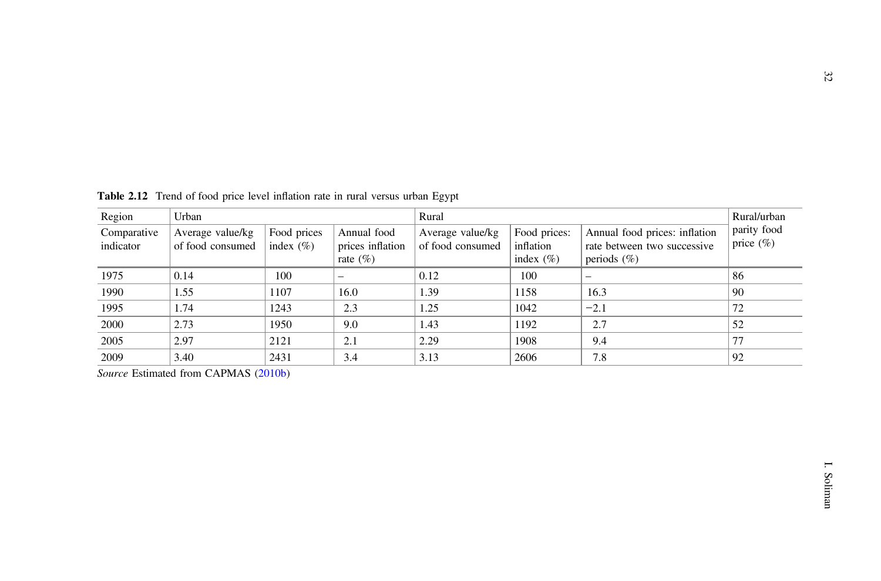**Table 2.12** Trend of food price level inflation rate in rural versus urban Egypt

| Region | Urban | | | Rural | | | Rural/urban parity food price (%) |
|---|---|---|---|---|---|---|---|
| Comparative indicator | Average value/kg of food consumed | Food prices index (%) | Annual food prices inflation rate (%) | Average value/kg of food consumed | Food prices: inflation index (%) | Annual food prices: inflation rate between two successive periods (%) | |
| 1975 | 0.14 | 100 | – | 0.12 | 100 | – | 86 |
| 1990 | 1.55 | 1107 | 16.0 | 1.39 | 1158 | 16.3 | 90 |
| 1995 | 1.74 | 1243 | 2.3 | 1.25 | 1042 | −2.1 | 72 |
| 2000 | 2.73 | 1950 | 9.0 | 1.43 | 1192 | 2.7 | 52 |
| 2005 | 2.97 | 2121 | 2.1 | 2.29 | 1908 | 9.4 | 77 |
| 2009 | 3.40 | 2431 | 3.4 | 3.13 | 2606 | 7.8 | 92 |

*Source* Estimated from CAPMAS (2010b)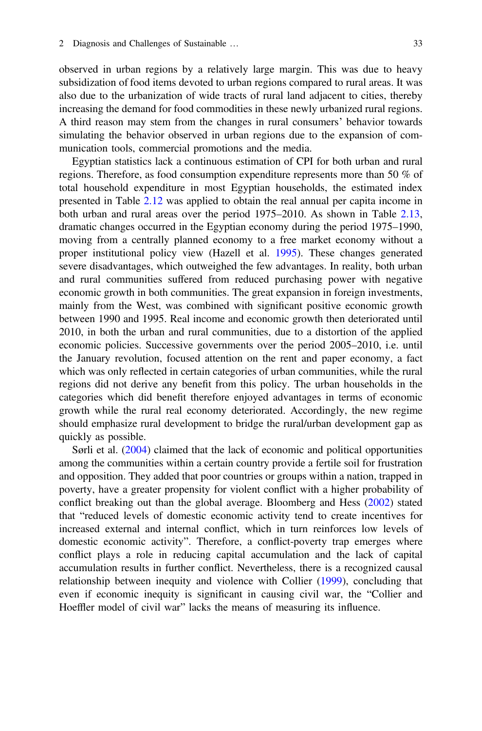observed in urban regions by a relatively large margin. This was due to heavy subsidization of food items devoted to urban regions compared to rural areas. It was also due to the urbanization of wide tracts of rural land adjacent to cities, thereby increasing the demand for food commodities in these newly urbanized rural regions. A third reason may stem from the changes in rural consumers' behavior towards simulating the behavior observed in urban regions due to the expansion of communication tools, commercial promotions and the media.

Egyptian statistics lack a continuous estimation of CPI for both urban and rural regions. Therefore, as food consumption expenditure represents more than 50 % of total household expenditure in most Egyptian households, the estimated index presented in Table 2.12 was applied to obtain the real annual per capita income in both urban and rural areas over the period 1975–2010. As shown in Table 2.13, dramatic changes occurred in the Egyptian economy during the period 1975–1990, moving from a centrally planned economy to a free market economy without a proper institutional policy view (Hazell et al. 1995). These changes generated severe disadvantages, which outweighed the few advantages. In reality, both urban and rural communities suffered from reduced purchasing power with negative economic growth in both communities. The great expansion in foreign investments, mainly from the West, was combined with significant positive economic growth between 1990 and 1995. Real income and economic growth then deteriorated until 2010, in both the urban and rural communities, due to a distortion of the applied economic policies. Successive governments over the period 2005–2010, i.e. until the January revolution, focused attention on the rent and paper economy, a fact which was only reflected in certain categories of urban communities, while the rural regions did not derive any benefit from this policy. The urban households in the categories which did benefit therefore enjoyed advantages in terms of economic growth while the rural real economy deteriorated. Accordingly, the new regime should emphasize rural development to bridge the rural/urban development gap as quickly as possible.

Sørli et al. (2004) claimed that the lack of economic and political opportunities among the communities within a certain country provide a fertile soil for frustration and opposition. They added that poor countries or groups within a nation, trapped in poverty, have a greater propensity for violent conflict with a higher probability of conflict breaking out than the global average. Bloomberg and Hess (2002) stated that "reduced levels of domestic economic activity tend to create incentives for increased external and internal conflict, which in turn reinforces low levels of domestic economic activity". Therefore, a conflict-poverty trap emerges where conflict plays a role in reducing capital accumulation and the lack of capital accumulation results in further conflict. Nevertheless, there is a recognized causal relationship between inequity and violence with Collier (1999), concluding that even if economic inequity is significant in causing civil war, the "Collier and Hoeffler model of civil war" lacks the means of measuring its influence.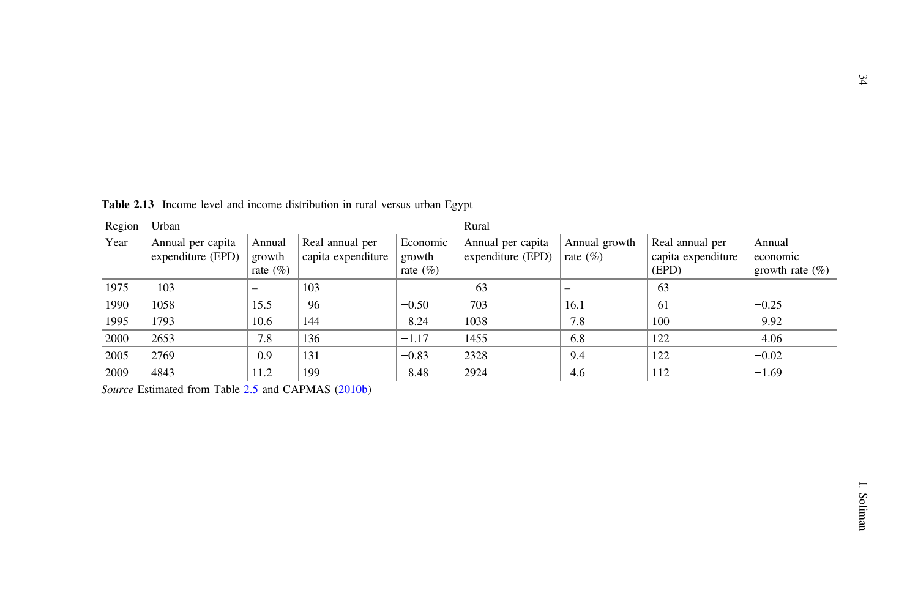**Table 2.13** Income level and income distribution in rural versus urban Egypt

| Region | Urban | | | | Rural | | | |
|---|---|---|---|---|---|---|---|---|
| Year | Annual per capita expenditure (EPD) | Annual growth rate (%) | Real annual per capita expenditure | Economic growth rate (%) | Annual per capita expenditure (EPD) | Annual growth rate (%) | Real annual per capita expenditure (EPD) | Annual economic growth rate (%) |
| 1975 | 103 | – | 103 | | 63 | – | 63 | |
| 1990 | 1058 | 15.5 | 96 | −0.50 | 703 | 16.1 | 61 | −0.25 |
| 1995 | 1793 | 10.6 | 144 | 8.24 | 1038 | 7.8 | 100 | 9.92 |
| 2000 | 2653 | 7.8 | 136 | −1.17 | 1455 | 6.8 | 122 | 4.06 |
| 2005 | 2769 | 0.9 | 131 | −0.83 | 2328 | 9.4 | 122 | −0.02 |
| 2009 | 4843 | 11.2 | 199 | 8.48 | 2924 | 4.6 | 112 | −1.69 |

*Source* Estimated from Table 2.5 and CAPMAS (2010b)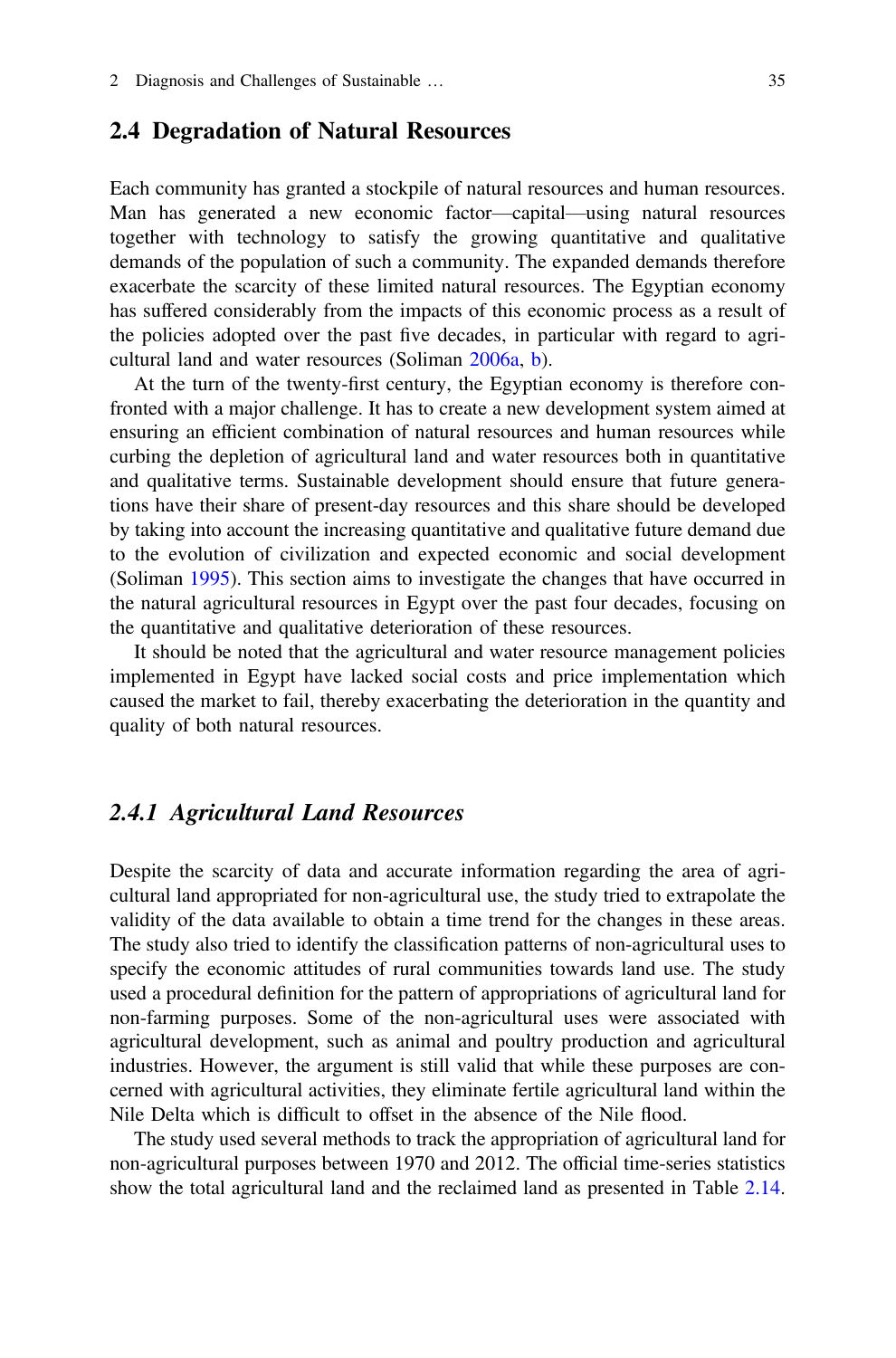## 2.4 Degradation of Natural Resources

Each community has granted a stockpile of natural resources and human resources. Man has generated a new economic factor—capital—using natural resources together with technology to satisfy the growing quantitative and qualitative demands of the population of such a community. The expanded demands therefore exacerbate the scarcity of these limited natural resources. The Egyptian economy has suffered considerably from the impacts of this economic process as a result of the policies adopted over the past five decades, in particular with regard to agricultural land and water resources (Soliman 2006a, b).

At the turn of the twenty-first century, the Egyptian economy is therefore confronted with a major challenge. It has to create a new development system aimed at ensuring an efficient combination of natural resources and human resources while curbing the depletion of agricultural land and water resources both in quantitative and qualitative terms. Sustainable development should ensure that future generations have their share of present-day resources and this share should be developed by taking into account the increasing quantitative and qualitative future demand due to the evolution of civilization and expected economic and social development (Soliman 1995). This section aims to investigate the changes that have occurred in the natural agricultural resources in Egypt over the past four decades, focusing on the quantitative and qualitative deterioration of these resources.

It should be noted that the agricultural and water resource management policies implemented in Egypt have lacked social costs and price implementation which caused the market to fail, thereby exacerbating the deterioration in the quantity and quality of both natural resources.

### *2.4.1 Agricultural Land Resources*

Despite the scarcity of data and accurate information regarding the area of agricultural land appropriated for non-agricultural use, the study tried to extrapolate the validity of the data available to obtain a time trend for the changes in these areas. The study also tried to identify the classification patterns of non-agricultural uses to specify the economic attitudes of rural communities towards land use. The study used a procedural definition for the pattern of appropriations of agricultural land for non-farming purposes. Some of the non-agricultural uses were associated with agricultural development, such as animal and poultry production and agricultural industries. However, the argument is still valid that while these purposes are concerned with agricultural activities, they eliminate fertile agricultural land within the Nile Delta which is difficult to offset in the absence of the Nile flood.

The study used several methods to track the appropriation of agricultural land for non-agricultural purposes between 1970 and 2012. The official time-series statistics show the total agricultural land and the reclaimed land as presented in Table 2.14.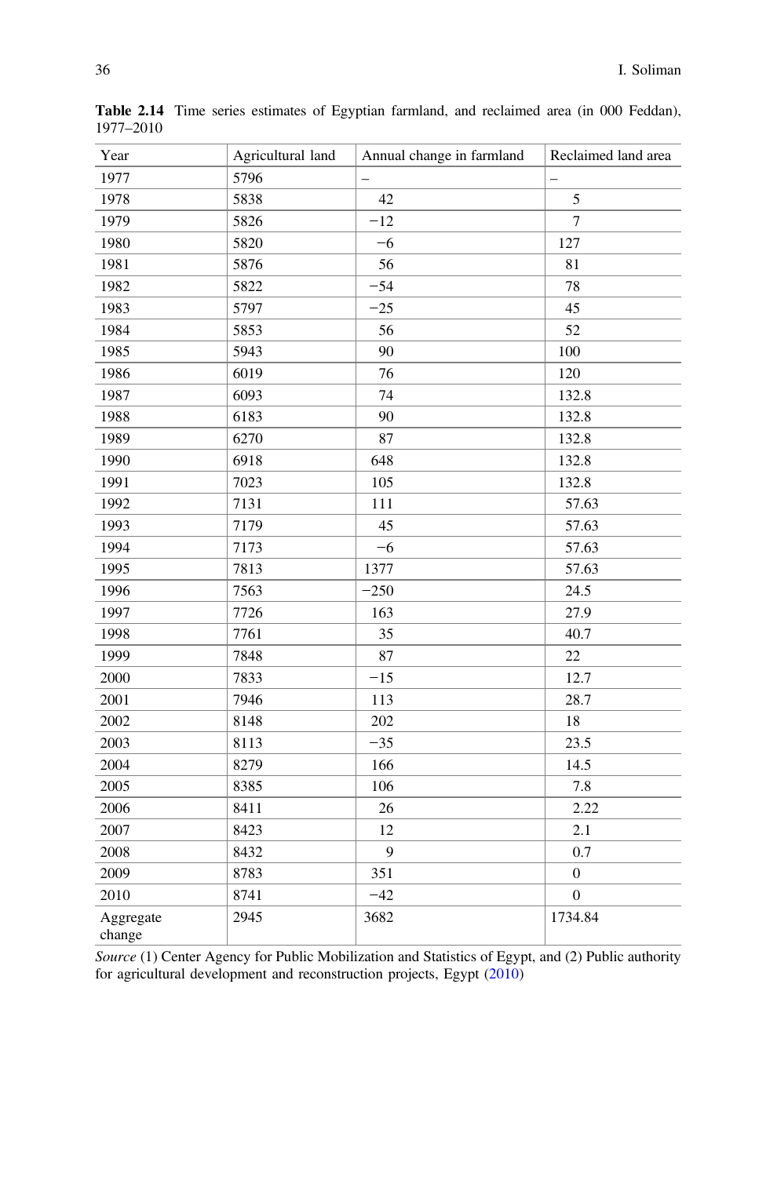**Table 2.14** Time series estimates of Egyptian farmland, and reclaimed area (in 000 Feddan), 1977–2010

| Year | Agricultural land | Annual change in farmland | Reclaimed land area |
|---|---|---|---|
| 1977 | 5796 | – | – |
| 1978 | 5838 | 42 | 5 |
| 1979 | 5826 | −12 | 7 |
| 1980 | 5820 | −6 | 127 |
| 1981 | 5876 | 56 | 81 |
| 1982 | 5822 | −54 | 78 |
| 1983 | 5797 | −25 | 45 |
| 1984 | 5853 | 56 | 52 |
| 1985 | 5943 | 90 | 100 |
| 1986 | 6019 | 76 | 120 |
| 1987 | 6093 | 74 | 132.8 |
| 1988 | 6183 | 90 | 132.8 |
| 1989 | 6270 | 87 | 132.8 |
| 1990 | 6918 | 648 | 132.8 |
| 1991 | 7023 | 105 | 132.8 |
| 1992 | 7131 | 111 | 57.63 |
| 1993 | 7179 | 45 | 57.63 |
| 1994 | 7173 | −6 | 57.63 |
| 1995 | 7813 | 1377 | 57.63 |
| 1996 | 7563 | −250 | 24.5 |
| 1997 | 7726 | 163 | 27.9 |
| 1998 | 7761 | 35 | 40.7 |
| 1999 | 7848 | 87 | 22 |
| 2000 | 7833 | −15 | 12.7 |
| 2001 | 7946 | 113 | 28.7 |
| 2002 | 8148 | 202 | 18 |
| 2003 | 8113 | −35 | 23.5 |
| 2004 | 8279 | 166 | 14.5 |
| 2005 | 8385 | 106 | 7.8 |
| 2006 | 8411 | 26 | 2.22 |
| 2007 | 8423 | 12 | 2.1 |
| 2008 | 8432 | 9 | 0.7 |
| 2009 | 8783 | 351 | 0 |
| 2010 | 8741 | −42 | 0 |
| Aggregate change | 2945 | 3682 | 1734.84 |

*Source* (1) Center Agency for Public Mobilization and Statistics of Egypt, and (2) Public authority for agricultural development and reconstruction projects, Egypt (2010)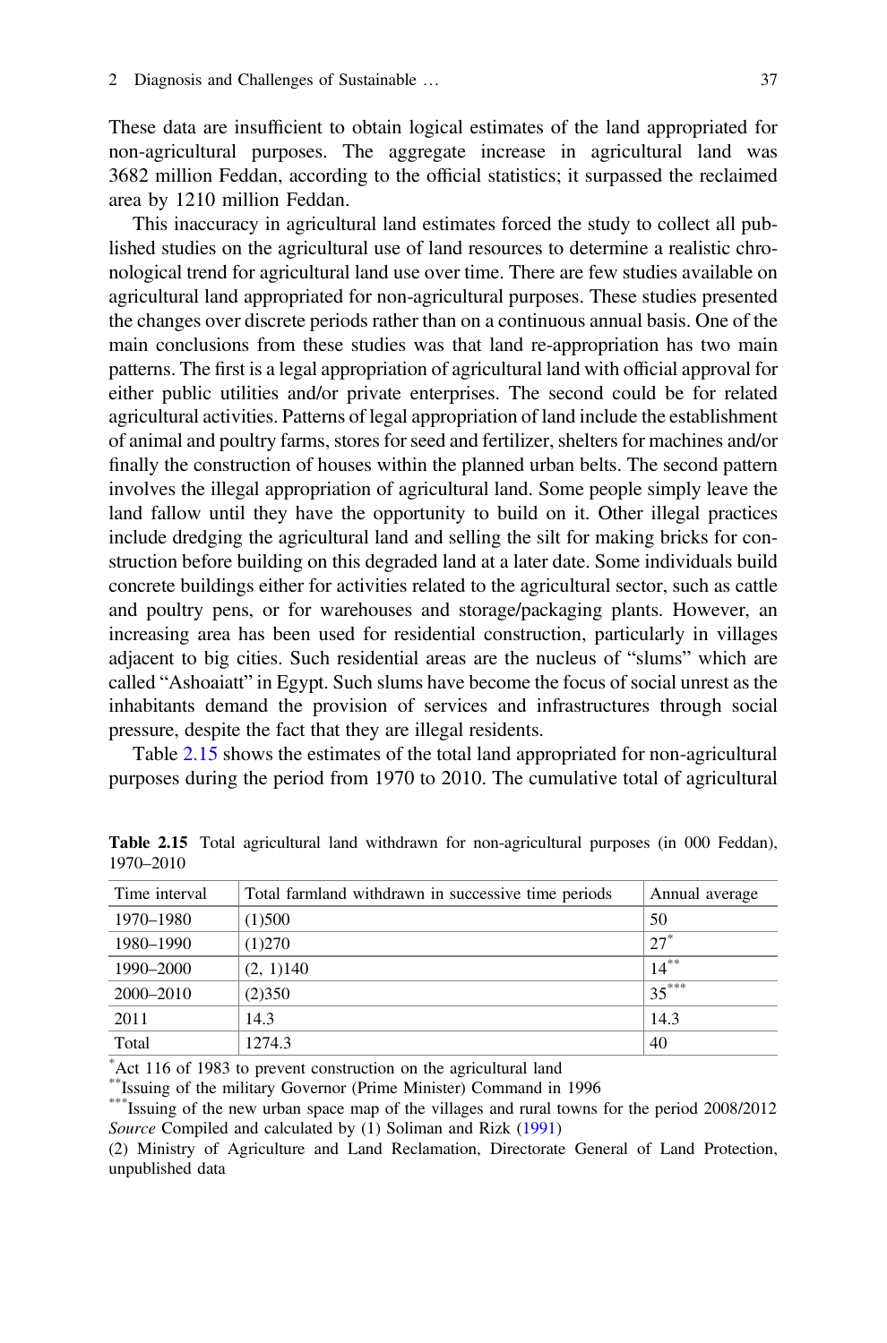These data are insufficient to obtain logical estimates of the land appropriated for non-agricultural purposes. The aggregate increase in agricultural land was 3682 million Feddan, according to the official statistics; it surpassed the reclaimed area by 1210 million Feddan.

This inaccuracy in agricultural land estimates forced the study to collect all published studies on the agricultural use of land resources to determine a realistic chronological trend for agricultural land use over time. There are few studies available on agricultural land appropriated for non-agricultural purposes. These studies presented the changes over discrete periods rather than on a continuous annual basis. One of the main conclusions from these studies was that land re-appropriation has two main patterns. The first is a legal appropriation of agricultural land with official approval for either public utilities and/or private enterprises. The second could be for related agricultural activities. Patterns of legal appropriation of land include the establishment of animal and poultry farms, stores for seed and fertilizer, shelters for machines and/or finally the construction of houses within the planned urban belts. The second pattern involves the illegal appropriation of agricultural land. Some people simply leave the land fallow until they have the opportunity to build on it. Other illegal practices include dredging the agricultural land and selling the silt for making bricks for construction before building on this degraded land at a later date. Some individuals build concrete buildings either for activities related to the agricultural sector, such as cattle and poultry pens, or for warehouses and storage/packaging plants. However, an increasing area has been used for residential construction, particularly in villages adjacent to big cities. Such residential areas are the nucleus of "slums" which are called "Ashoaiatt" in Egypt. Such slums have become the focus of social unrest as the inhabitants demand the provision of services and infrastructures through social pressure, despite the fact that they are illegal residents.

Table 2.15 shows the estimates of the total land appropriated for non-agricultural purposes during the period from 1970 to 2010. The cumulative total of agricultural

**Table 2.15** Total agricultural land withdrawn for non-agricultural purposes (in 000 Feddan), 1970–2010

| Time interval | Total farmland withdrawn in successive time periods | Annual average |
|---|---|---|
| 1970–1980 | (1)500 | 50 |
| 1980–1990 | (1)270 | 27* |
| 1990–2000 | (2, 1)140 | 14** |
| 2000–2010 | (2)350 | 35*** |
| 2011 | 14.3 | 14.3 |
| Total | 1274.3 | 40 |

*Act 116 of 1983 to prevent construction on the agricultural land

**Issuing of the military Governor (Prime Minister) Command in 1996

***Issuing of the new urban space map of the villages and rural towns for the period 2008/2012

*Source* Compiled and calculated by (1) Soliman and Rizk (1991)

(2) Ministry of Agriculture and Land Reclamation, Directorate General of Land Protection, unpublished data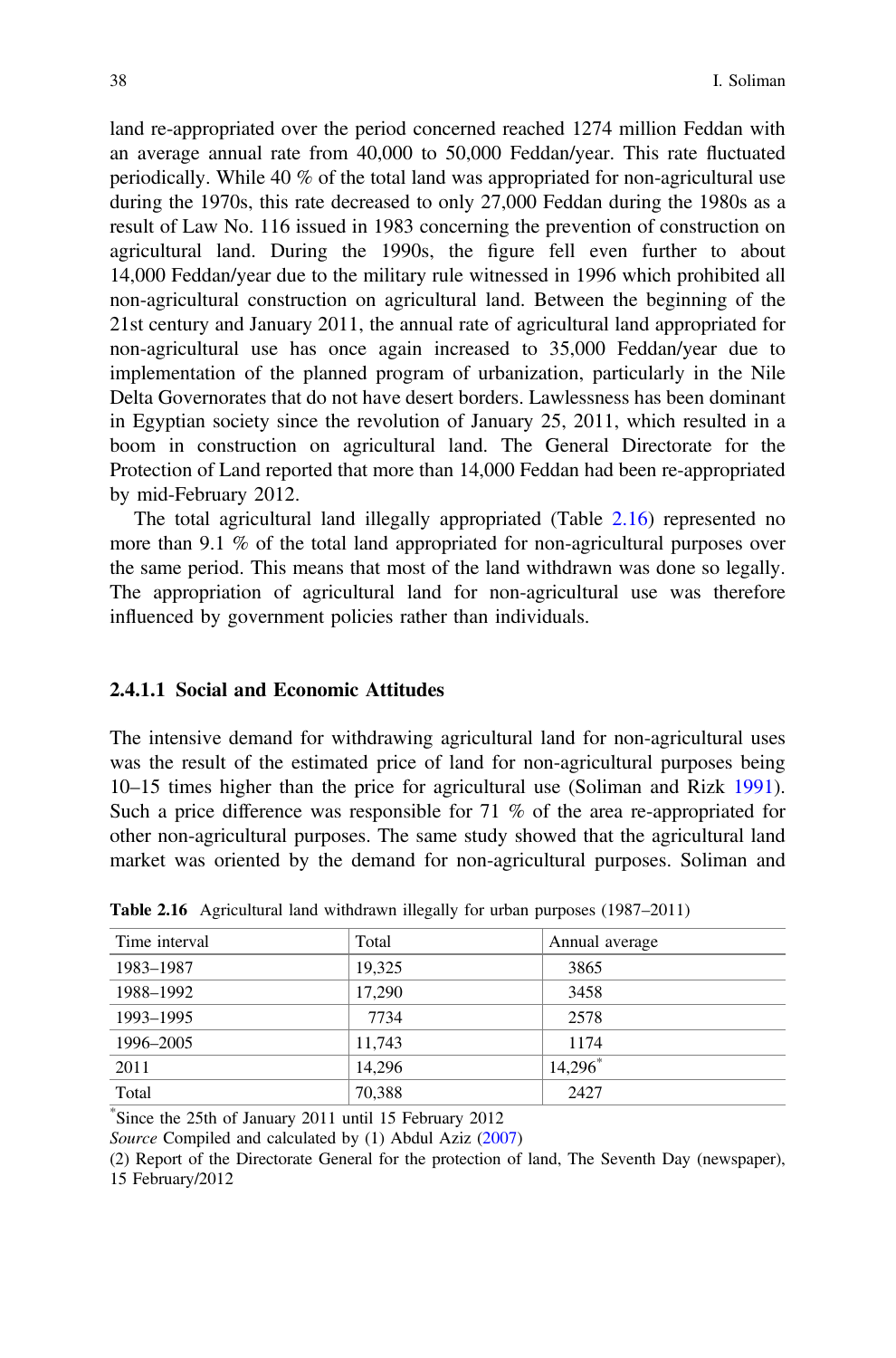land re-appropriated over the period concerned reached 1274 million Feddan with an average annual rate from 40,000 to 50,000 Feddan/year. This rate fluctuated periodically. While 40 % of the total land was appropriated for non-agricultural use during the 1970s, this rate decreased to only 27,000 Feddan during the 1980s as a result of Law No. 116 issued in 1983 concerning the prevention of construction on agricultural land. During the 1990s, the figure fell even further to about 14,000 Feddan/year due to the military rule witnessed in 1996 which prohibited all non-agricultural construction on agricultural land. Between the beginning of the 21st century and January 2011, the annual rate of agricultural land appropriated for non-agricultural use has once again increased to 35,000 Feddan/year due to implementation of the planned program of urbanization, particularly in the Nile Delta Governorates that do not have desert borders. Lawlessness has been dominant in Egyptian society since the revolution of January 25, 2011, which resulted in a boom in construction on agricultural land. The General Directorate for the Protection of Land reported that more than 14,000 Feddan had been re-appropriated by mid-February 2012.

The total agricultural land illegally appropriated (Table 2.16) represented no more than 9.1 % of the total land appropriated for non-agricultural purposes over the same period. This means that most of the land withdrawn was done so legally. The appropriation of agricultural land for non-agricultural use was therefore influenced by government policies rather than individuals.

#### 2.4.1.1 Social and Economic Attitudes

The intensive demand for withdrawing agricultural land for non-agricultural uses was the result of the estimated price of land for non-agricultural purposes being 10–15 times higher than the price for agricultural use (Soliman and Rizk 1991). Such a price difference was responsible for 71 % of the area re-appropriated for other non-agricultural purposes. The same study showed that the agricultural land market was oriented by the demand for non-agricultural purposes. Soliman and

**Table 2.16** Agricultural land withdrawn illegally for urban purposes (1987–2011)

| Time interval | Total | Annual average |
|---|---|---|
| 1983–1987 | 19,325 | 3865 |
| 1988–1992 | 17,290 | 3458 |
| 1993–1995 | 7734 | 2578 |
| 1996–2005 | 11,743 | 1174 |
| 2011 | 14,296 | 14,296* |
| Total | 70,388 | 2427 |

*Since the 25th of January 2011 until 15 February 2012

*Source* Compiled and calculated by (1) Abdul Aziz (2007)

(2) Report of the Directorate General for the protection of land, The Seventh Day (newspaper), 15 February/2012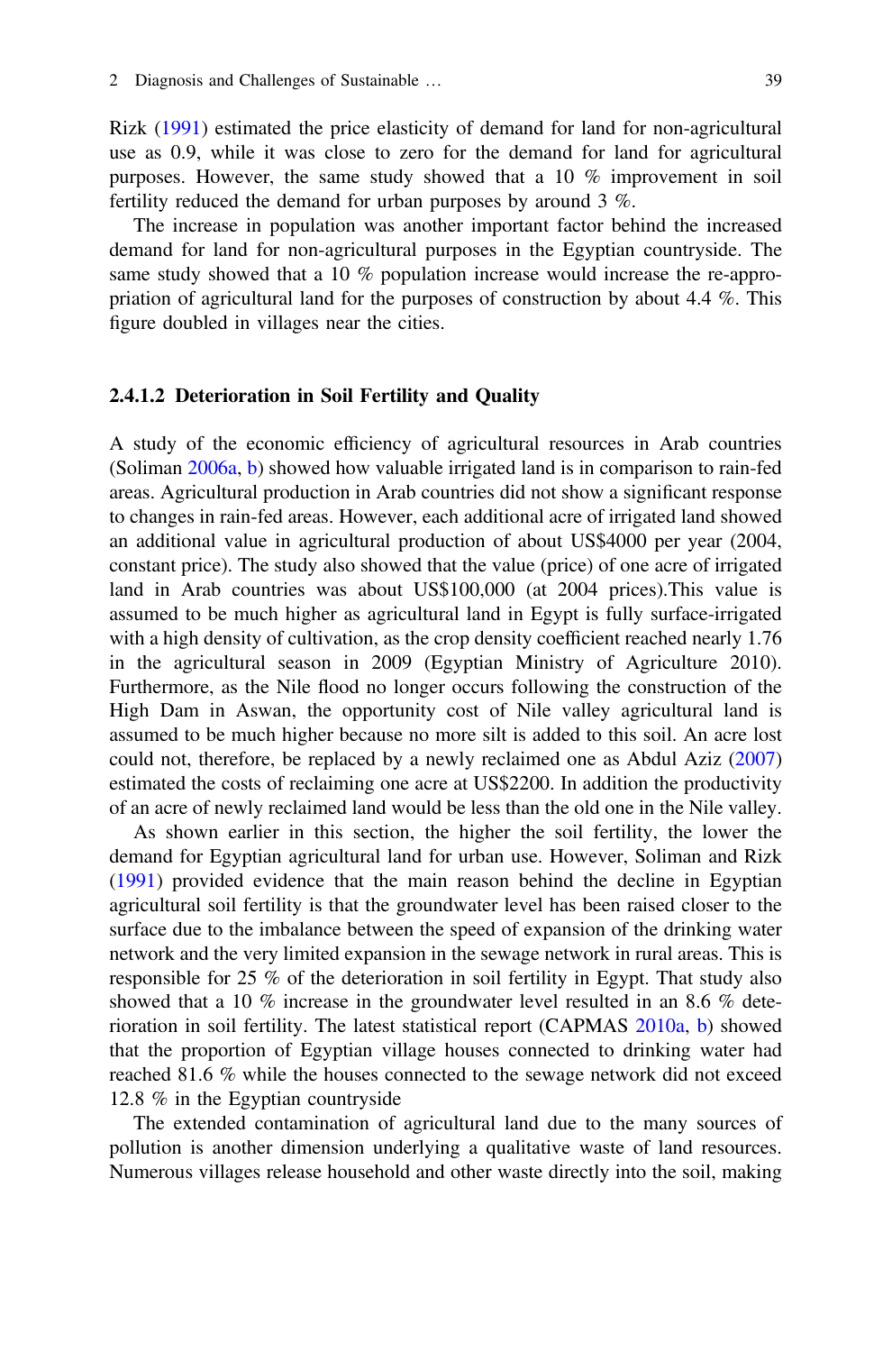Rizk (1991) estimated the price elasticity of demand for land for non-agricultural use as 0.9, while it was close to zero for the demand for land for agricultural purposes. However, the same study showed that a 10 % improvement in soil fertility reduced the demand for urban purposes by around 3 %.

The increase in population was another important factor behind the increased demand for land for non-agricultural purposes in the Egyptian countryside. The same study showed that a 10 % population increase would increase the re-appropriation of agricultural land for the purposes of construction by about 4.4 %. This figure doubled in villages near the cities.

#### 2.4.1.2 Deterioration in Soil Fertility and Quality

A study of the economic efficiency of agricultural resources in Arab countries (Soliman 2006a, b) showed how valuable irrigated land is in comparison to rain-fed areas. Agricultural production in Arab countries did not show a significant response to changes in rain-fed areas. However, each additional acre of irrigated land showed an additional value in agricultural production of about US$4000 per year (2004, constant price). The study also showed that the value (price) of one acre of irrigated land in Arab countries was about US$100,000 (at 2004 prices).This value is assumed to be much higher as agricultural land in Egypt is fully surface-irrigated with a high density of cultivation, as the crop density coefficient reached nearly 1.76 in the agricultural season in 2009 (Egyptian Ministry of Agriculture 2010). Furthermore, as the Nile flood no longer occurs following the construction of the High Dam in Aswan, the opportunity cost of Nile valley agricultural land is assumed to be much higher because no more silt is added to this soil. An acre lost could not, therefore, be replaced by a newly reclaimed one as Abdul Aziz (2007) estimated the costs of reclaiming one acre at US$2200. In addition the productivity of an acre of newly reclaimed land would be less than the old one in the Nile valley.

As shown earlier in this section, the higher the soil fertility, the lower the demand for Egyptian agricultural land for urban use. However, Soliman and Rizk (1991) provided evidence that the main reason behind the decline in Egyptian agricultural soil fertility is that the groundwater level has been raised closer to the surface due to the imbalance between the speed of expansion of the drinking water network and the very limited expansion in the sewage network in rural areas. This is responsible for 25 % of the deterioration in soil fertility in Egypt. That study also showed that a 10 % increase in the groundwater level resulted in an 8.6 % deterioration in soil fertility. The latest statistical report (CAPMAS 2010a, b) showed that the proportion of Egyptian village houses connected to drinking water had reached 81.6 % while the houses connected to the sewage network did not exceed 12.8 % in the Egyptian countryside

The extended contamination of agricultural land due to the many sources of pollution is another dimension underlying a qualitative waste of land resources. Numerous villages release household and other waste directly into the soil, making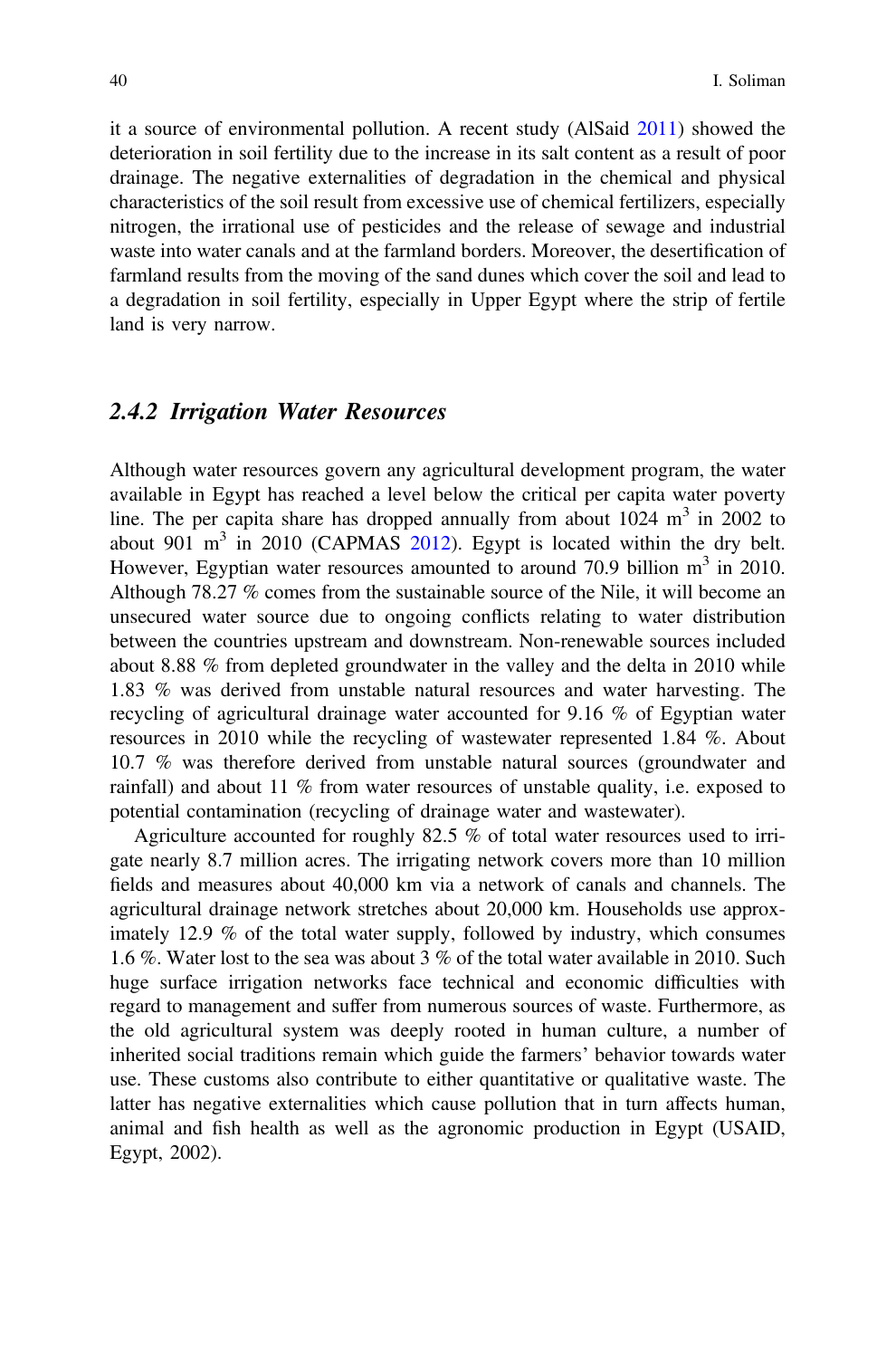it a source of environmental pollution. A recent study (AlSaid 2011) showed the deterioration in soil fertility due to the increase in its salt content as a result of poor drainage. The negative externalities of degradation in the chemical and physical characteristics of the soil result from excessive use of chemical fertilizers, especially nitrogen, the irrational use of pesticides and the release of sewage and industrial waste into water canals and at the farmland borders. Moreover, the desertification of farmland results from the moving of the sand dunes which cover the soil and lead to a degradation in soil fertility, especially in Upper Egypt where the strip of fertile land is very narrow.

### *2.4.2 Irrigation Water Resources*

Although water resources govern any agricultural development program, the water available in Egypt has reached a level below the critical per capita water poverty line. The per capita share has dropped annually from about 1024 $m^3$ in 2002 to about 901 $m^3$ in 2010 (CAPMAS 2012). Egypt is located within the dry belt. However, Egyptian water resources amounted to around 70.9 billion $m^3$ in 2010. Although 78.27 % comes from the sustainable source of the Nile, it will become an unsecured water source due to ongoing conflicts relating to water distribution between the countries upstream and downstream. Non-renewable sources included about 8.88 % from depleted groundwater in the valley and the delta in 2010 while 1.83 % was derived from unstable natural resources and water harvesting. The recycling of agricultural drainage water accounted for 9.16 % of Egyptian water resources in 2010 while the recycling of wastewater represented 1.84 %. About 10.7 % was therefore derived from unstable natural sources (groundwater and rainfall) and about 11 % from water resources of unstable quality, i.e. exposed to potential contamination (recycling of drainage water and wastewater).

Agriculture accounted for roughly 82.5 % of total water resources used to irrigate nearly 8.7 million acres. The irrigating network covers more than 10 million fields and measures about 40,000 km via a network of canals and channels. The agricultural drainage network stretches about 20,000 km. Households use approximately 12.9 % of the total water supply, followed by industry, which consumes 1.6 %. Water lost to the sea was about 3 % of the total water available in 2010. Such huge surface irrigation networks face technical and economic difficulties with regard to management and suffer from numerous sources of waste. Furthermore, as the old agricultural system was deeply rooted in human culture, a number of inherited social traditions remain which guide the farmers' behavior towards water use. These customs also contribute to either quantitative or qualitative waste. The latter has negative externalities which cause pollution that in turn affects human, animal and fish health as well as the agronomic production in Egypt (USAID, Egypt, 2002).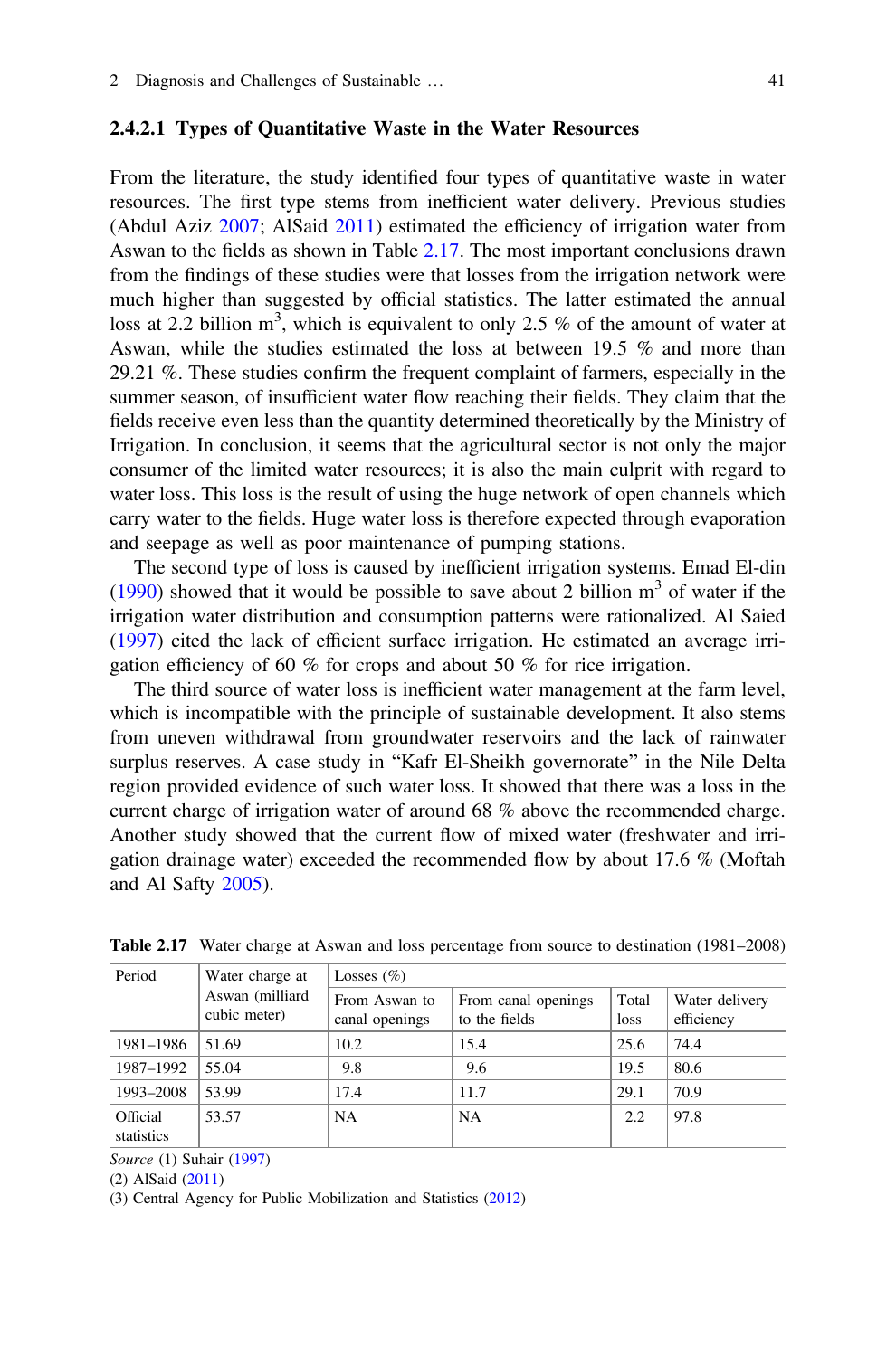#### 2.4.2.1 Types of Quantitative Waste in the Water Resources

From the literature, the study identified four types of quantitative waste in water resources. The first type stems from inefficient water delivery. Previous studies (Abdul Aziz 2007; AlSaid 2011) estimated the efficiency of irrigation water from Aswan to the fields as shown in Table 2.17. The most important conclusions drawn from the findings of these studies were that losses from the irrigation network were much higher than suggested by official statistics. The latter estimated the annual loss at 2.2 billion $m^3$, which is equivalent to only 2.5 % of the amount of water at Aswan, while the studies estimated the loss at between 19.5 % and more than 29.21 %. These studies confirm the frequent complaint of farmers, especially in the summer season, of insufficient water flow reaching their fields. They claim that the fields receive even less than the quantity determined theoretically by the Ministry of Irrigation. In conclusion, it seems that the agricultural sector is not only the major consumer of the limited water resources; it is also the main culprit with regard to water loss. This loss is the result of using the huge network of open channels which carry water to the fields. Huge water loss is therefore expected through evaporation and seepage as well as poor maintenance of pumping stations.

The second type of loss is caused by inefficient irrigation systems. Emad El-din (1990) showed that it would be possible to save about 2 billion $m^3$ of water if the irrigation water distribution and consumption patterns were rationalized. Al Saied (1997) cited the lack of efficient surface irrigation. He estimated an average irrigation efficiency of 60 % for crops and about 50 % for rice irrigation.

The third source of water loss is inefficient water management at the farm level, which is incompatible with the principle of sustainable development. It also stems from uneven withdrawal from groundwater reservoirs and the lack of rainwater surplus reserves. A case study in "Kafr El-Sheikh governorate" in the Nile Delta region provided evidence of such water loss. It showed that there was a loss in the current charge of irrigation water of around 68 % above the recommended charge. Another study showed that the current flow of mixed water (freshwater and irrigation drainage water) exceeded the recommended flow by about 17.6 % (Moftah and Al Safty 2005).

**Table 2.17** Water charge at Aswan and loss percentage from source to destination (1981–2008)

| Period | Water charge at Aswan (milliard cubic meter) | Losses (%) | | | |
|---|---|---|---|---|---|
| | | From Aswan to canal openings | From canal openings to the fields | Total loss | Water delivery efficiency |
| 1981–1986 | 51.69 | 10.2 | 15.4 | 25.6 | 74.4 |
| 1987–1992 | 55.04 | 9.8 | 9.6 | 19.5 | 80.6 |
| 1993–2008 | 53.99 | 17.4 | 11.7 | 29.1 | 70.9 |
| Official statistics | 53.57 | NA | NA | 2.2 | 97.8 |

*Source* (1) Suhair (1997)
(2) AlSaid (2011)
(3) Central Agency for Public Mobilization and Statistics (2012)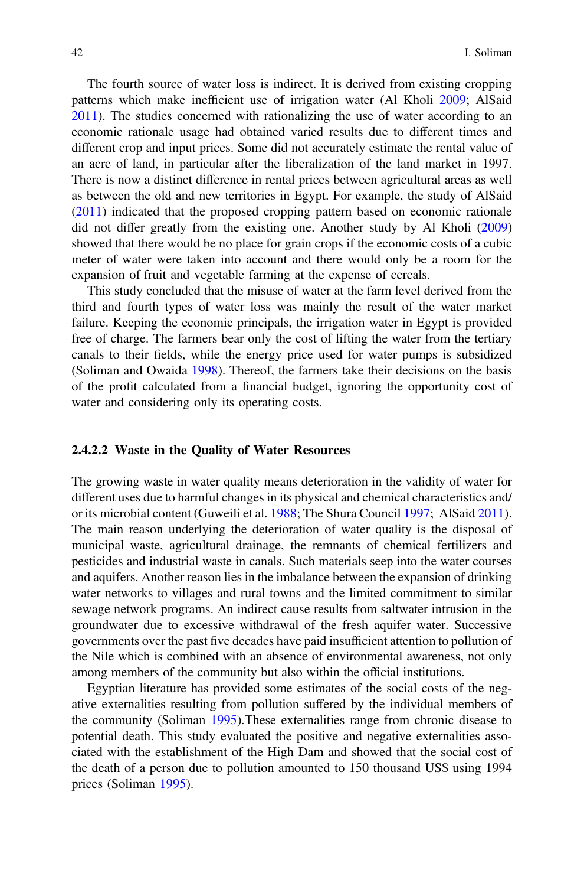The fourth source of water loss is indirect. It is derived from existing cropping patterns which make inefficient use of irrigation water (Al Kholi 2009; AlSaid 2011). The studies concerned with rationalizing the use of water according to an economic rationale usage had obtained varied results due to different times and different crop and input prices. Some did not accurately estimate the rental value of an acre of land, in particular after the liberalization of the land market in 1997. There is now a distinct difference in rental prices between agricultural areas as well as between the old and new territories in Egypt. For example, the study of AlSaid (2011) indicated that the proposed cropping pattern based on economic rationale did not differ greatly from the existing one. Another study by Al Kholi (2009) showed that there would be no place for grain crops if the economic costs of a cubic meter of water were taken into account and there would only be a room for the expansion of fruit and vegetable farming at the expense of cereals.

This study concluded that the misuse of water at the farm level derived from the third and fourth types of water loss was mainly the result of the water market failure. Keeping the economic principals, the irrigation water in Egypt is provided free of charge. The farmers bear only the cost of lifting the water from the tertiary canals to their fields, while the energy price used for water pumps is subsidized (Soliman and Owaida 1998). Thereof, the farmers take their decisions on the basis of the profit calculated from a financial budget, ignoring the opportunity cost of water and considering only its operating costs.

#### 2.4.2.2 Waste in the Quality of Water Resources

The growing waste in water quality means deterioration in the validity of water for different uses due to harmful changes in its physical and chemical characteristics and/or its microbial content (Guweili et al. 1988; The Shura Council 1997; AlSaid 2011). The main reason underlying the deterioration of water quality is the disposal of municipal waste, agricultural drainage, the remnants of chemical fertilizers and pesticides and industrial waste in canals. Such materials seep into the water courses and aquifers. Another reason lies in the imbalance between the expansion of drinking water networks to villages and rural towns and the limited commitment to similar sewage network programs. An indirect cause results from saltwater intrusion in the groundwater due to excessive withdrawal of the fresh aquifer water. Successive governments over the past five decades have paid insufficient attention to pollution of the Nile which is combined with an absence of environmental awareness, not only among members of the community but also within the official institutions.

Egyptian literature has provided some estimates of the social costs of the negative externalities resulting from pollution suffered by the individual members of the community (Soliman 1995).These externalities range from chronic disease to potential death. This study evaluated the positive and negative externalities associated with the establishment of the High Dam and showed that the social cost of the death of a person due to pollution amounted to 150 thousand US$ using 1994 prices (Soliman 1995).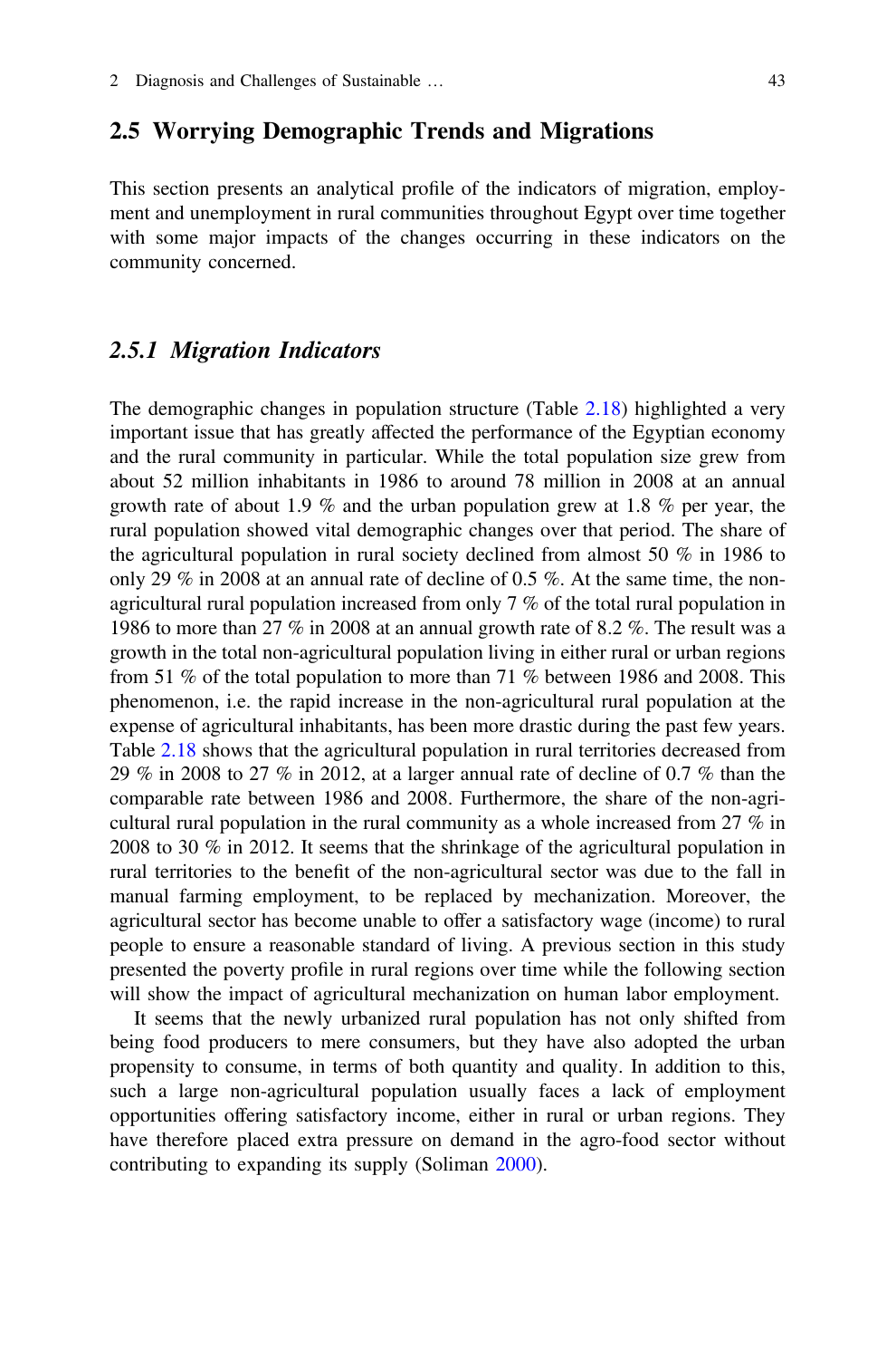## 2.5 Worrying Demographic Trends and Migrations

This section presents an analytical profile of the indicators of migration, employment and unemployment in rural communities throughout Egypt over time together with some major impacts of the changes occurring in these indicators on the community concerned.

### *2.5.1 Migration Indicators*

The demographic changes in population structure (Table 2.18) highlighted a very important issue that has greatly affected the performance of the Egyptian economy and the rural community in particular. While the total population size grew from about 52 million inhabitants in 1986 to around 78 million in 2008 at an annual growth rate of about 1.9 % and the urban population grew at 1.8 % per year, the rural population showed vital demographic changes over that period. The share of the agricultural population in rural society declined from almost 50 % in 1986 to only 29 % in 2008 at an annual rate of decline of 0.5 %. At the same time, the non-agricultural rural population increased from only 7 % of the total rural population in 1986 to more than 27 % in 2008 at an annual growth rate of 8.2 %. The result was a growth in the total non-agricultural population living in either rural or urban regions from 51 % of the total population to more than 71 % between 1986 and 2008. This phenomenon, i.e. the rapid increase in the non-agricultural rural population at the expense of agricultural inhabitants, has been more drastic during the past few years. Table 2.18 shows that the agricultural population in rural territories decreased from 29 % in 2008 to 27 % in 2012, at a larger annual rate of decline of 0.7 % than the comparable rate between 1986 and 2008. Furthermore, the share of the non-agricultural rural population in the rural community as a whole increased from 27 % in 2008 to 30 % in 2012. It seems that the shrinkage of the agricultural population in rural territories to the benefit of the non-agricultural sector was due to the fall in manual farming employment, to be replaced by mechanization. Moreover, the agricultural sector has become unable to offer a satisfactory wage (income) to rural people to ensure a reasonable standard of living. A previous section in this study presented the poverty profile in rural regions over time while the following section will show the impact of agricultural mechanization on human labor employment.

It seems that the newly urbanized rural population has not only shifted from being food producers to mere consumers, but they have also adopted the urban propensity to consume, in terms of both quantity and quality. In addition to this, such a large non-agricultural population usually faces a lack of employment opportunities offering satisfactory income, either in rural or urban regions. They have therefore placed extra pressure on demand in the agro-food sector without contributing to expanding its supply (Soliman 2000).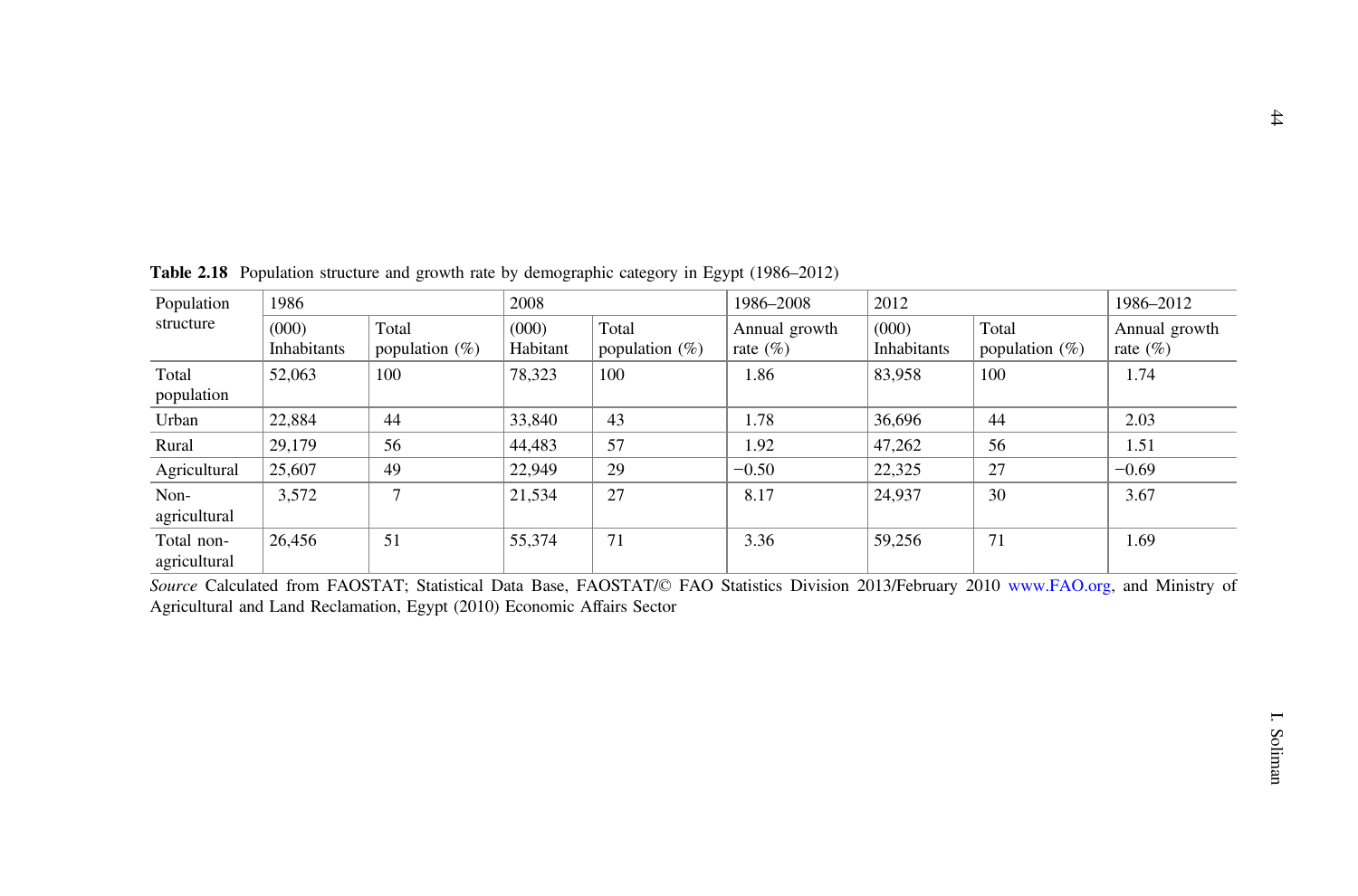**Table 2.18** Population structure and growth rate by demographic category in Egypt (1986–2012)

| Population structure | 1986 | | 2008 | | 1986–2008 | 2012 | | 1986–2012 |
|---|---|---|---|---|---|---|---|---|
| | (000) Inhabitants | Total population (%) | (000) Habitant | Total population (%) | Annual growth rate (%) | (000) Inhabitants | Total population (%) | Annual growth rate (%) |
| Total population | 52,063 | 100 | 78,323 | 100 | 1.86 | 83,958 | 100 | 1.74 |
| Urban | 22,884 | 44 | 33,840 | 43 | 1.78 | 36,696 | 44 | 2.03 |
| Rural | 29,179 | 56 | 44,483 | 57 | 1.92 | 47,262 | 56 | 1.51 |
| Agricultural | 25,607 | 49 | 22,949 | 29 | −0.50 | 22,325 | 27 | −0.69 |
| Non-agricultural | 3,572 | 7 | 21,534 | 27 | 8.17 | 24,937 | 30 | 3.67 |
| Total non-agricultural | 26,456 | 51 | 55,374 | 71 | 3.36 | 59,256 | 71 | 1.69 |

*Source* Calculated from FAOSTAT; Statistical Data Base, FAOSTAT/© FAO Statistics Division 2013/February 2010 www.FAO.org, and Ministry of Agricultural and Land Reclamation, Egypt (2010) Economic Affairs Sector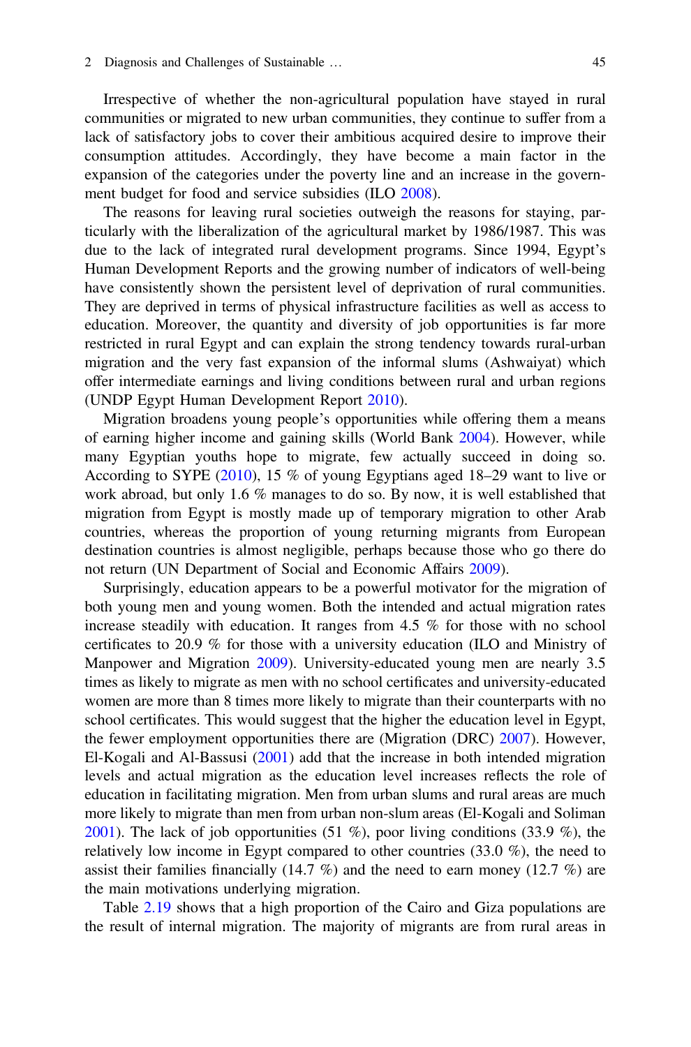Irrespective of whether the non-agricultural population have stayed in rural communities or migrated to new urban communities, they continue to suffer from a lack of satisfactory jobs to cover their ambitious acquired desire to improve their consumption attitudes. Accordingly, they have become a main factor in the expansion of the categories under the poverty line and an increase in the government budget for food and service subsidies (ILO 2008).

The reasons for leaving rural societies outweigh the reasons for staying, particularly with the liberalization of the agricultural market by 1986/1987. This was due to the lack of integrated rural development programs. Since 1994, Egypt's Human Development Reports and the growing number of indicators of well-being have consistently shown the persistent level of deprivation of rural communities. They are deprived in terms of physical infrastructure facilities as well as access to education. Moreover, the quantity and diversity of job opportunities is far more restricted in rural Egypt and can explain the strong tendency towards rural-urban migration and the very fast expansion of the informal slums (Ashwaiyat) which offer intermediate earnings and living conditions between rural and urban regions (UNDP Egypt Human Development Report 2010).

Migration broadens young people's opportunities while offering them a means of earning higher income and gaining skills (World Bank 2004). However, while many Egyptian youths hope to migrate, few actually succeed in doing so. According to SYPE (2010), 15 % of young Egyptians aged 18–29 want to live or work abroad, but only 1.6 % manages to do so. By now, it is well established that migration from Egypt is mostly made up of temporary migration to other Arab countries, whereas the proportion of young returning migrants from European destination countries is almost negligible, perhaps because those who go there do not return (UN Department of Social and Economic Affairs 2009).

Surprisingly, education appears to be a powerful motivator for the migration of both young men and young women. Both the intended and actual migration rates increase steadily with education. It ranges from 4.5 % for those with no school certificates to 20.9 % for those with a university education (ILO and Ministry of Manpower and Migration 2009). University-educated young men are nearly 3.5 times as likely to migrate as men with no school certificates and university-educated women are more than 8 times more likely to migrate than their counterparts with no school certificates. This would suggest that the higher the education level in Egypt, the fewer employment opportunities there are (Migration (DRC) 2007). However, El-Kogali and Al-Bassusi (2001) add that the increase in both intended migration levels and actual migration as the education level increases reflects the role of education in facilitating migration. Men from urban slums and rural areas are much more likely to migrate than men from urban non-slum areas (El-Kogali and Soliman 2001). The lack of job opportunities (51 %), poor living conditions (33.9 %), the relatively low income in Egypt compared to other countries (33.0 %), the need to assist their families financially (14.7 %) and the need to earn money (12.7 %) are the main motivations underlying migration.

Table 2.19 shows that a high proportion of the Cairo and Giza populations are the result of internal migration. The majority of migrants are from rural areas in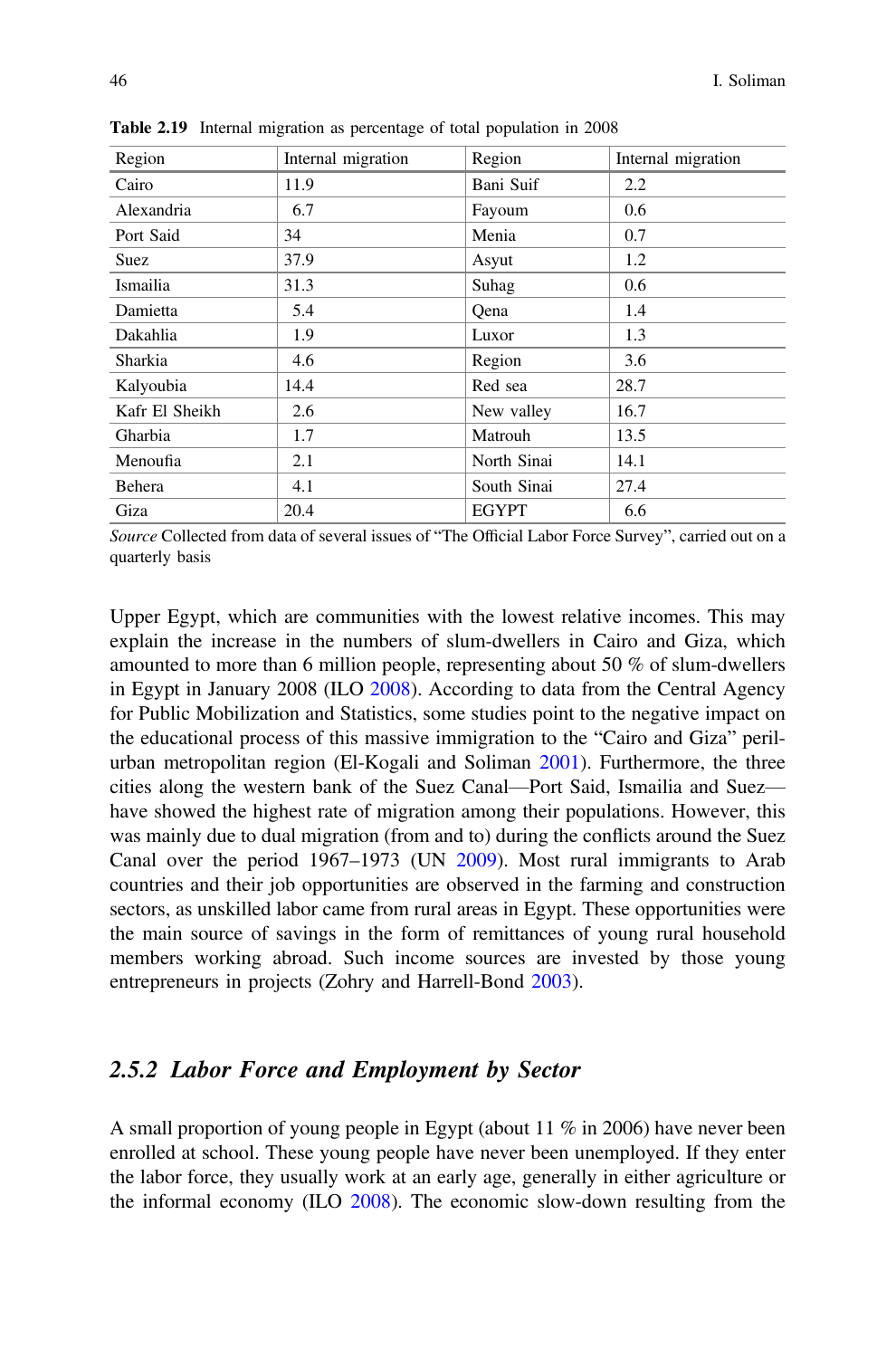**Table 2.19** Internal migration as percentage of total population in 2008

| Region | Internal migration | Region | Internal migration |
|---|---|---|---|
| Cairo | 11.9 | Bani Suif | 2.2 |
| Alexandria | 6.7 | Fayoum | 0.6 |
| Port Said | 34 | Menia | 0.7 |
| Suez | 37.9 | Asyut | 1.2 |
| Ismailia | 31.3 | Suhag | 0.6 |
| Damietta | 5.4 | Qena | 1.4 |
| Dakahlia | 1.9 | Luxor | 1.3 |
| Sharkia | 4.6 | Region | 3.6 |
| Kalyoubia | 14.4 | Red sea | 28.7 |
| Kafr El Sheikh | 2.6 | New valley | 16.7 |
| Gharbia | 1.7 | Matrouh | 13.5 |
| Menoufia | 2.1 | North Sinai | 14.1 |
| Behera | 4.1 | South Sinai | 27.4 |
| Giza | 20.4 | EGYPT | 6.6 |

*Source* Collected from data of several issues of "The Official Labor Force Survey", carried out on a quarterly basis

Upper Egypt, which are communities with the lowest relative incomes. This may explain the increase in the numbers of slum-dwellers in Cairo and Giza, which amounted to more than 6 million people, representing about 50 % of slum-dwellers in Egypt in January 2008 (ILO 2008). According to data from the Central Agency for Public Mobilization and Statistics, some studies point to the negative impact on the educational process of this massive immigration to the "Cairo and Giza" peril-urban metropolitan region (El-Kogali and Soliman 2001). Furthermore, the three cities along the western bank of the Suez Canal—Port Said, Ismailia and Suez—have showed the highest rate of migration among their populations. However, this was mainly due to dual migration (from and to) during the conflicts around the Suez Canal over the period 1967–1973 (UN 2009). Most rural immigrants to Arab countries and their job opportunities are observed in the farming and construction sectors, as unskilled labor came from rural areas in Egypt. These opportunities were the main source of savings in the form of remittances of young rural household members working abroad. Such income sources are invested by those young entrepreneurs in projects (Zohry and Harrell-Bond 2003).

### 2.5.2 Labor Force and Employment by Sector

A small proportion of young people in Egypt (about 11 % in 2006) have never been enrolled at school. These young people have never been unemployed. If they enter the labor force, they usually work at an early age, generally in either agriculture or the informal economy (ILO 2008). The economic slow-down resulting from the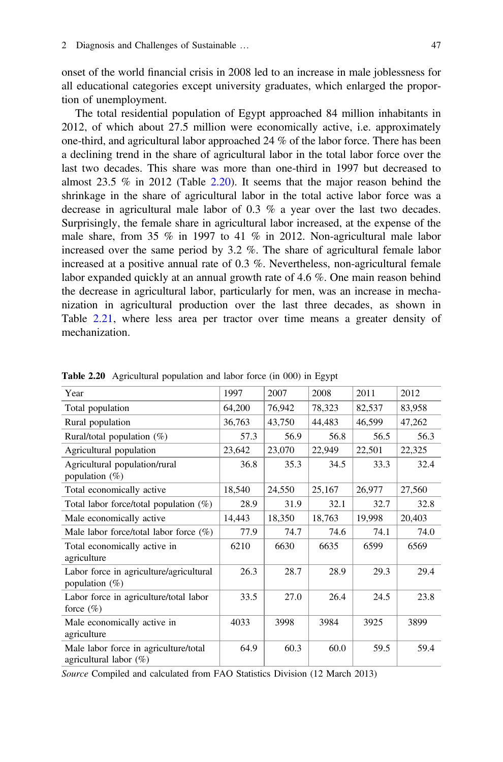onset of the world financial crisis in 2008 led to an increase in male joblessness for all educational categories except university graduates, which enlarged the proportion of unemployment.

The total residential population of Egypt approached 84 million inhabitants in 2012, of which about 27.5 million were economically active, i.e. approximately one-third, and agricultural labor approached 24 % of the labor force. There has been a declining trend in the share of agricultural labor in the total labor force over the last two decades. This share was more than one-third in 1997 but decreased to almost 23.5 % in 2012 (Table 2.20). It seems that the major reason behind the shrinkage in the share of agricultural labor in the total active labor force was a decrease in agricultural male labor of 0.3 % a year over the last two decades. Surprisingly, the female share in agricultural labor increased, at the expense of the male share, from 35 % in 1997 to 41 % in 2012. Non-agricultural male labor increased over the same period by 3.2 %. The share of agricultural female labor increased at a positive annual rate of 0.3 %. Nevertheless, non-agricultural female labor expanded quickly at an annual growth rate of 4.6 %. One main reason behind the decrease in agricultural labor, particularly for men, was an increase in mechanization in agricultural production over the last three decades, as shown in Table 2.21, where less area per tractor over time means a greater density of mechanization.

**Table 2.20** Agricultural population and labor force (in 000) in Egypt

| Year | 1997 | 2007 | 2008 | 2011 | 2012 |
|---|---|---|---|---|---|
| Total population | 64,200 | 76,942 | 78,323 | 82,537 | 83,958 |
| Rural population | 36,763 | 43,750 | 44,483 | 46,599 | 47,262 |
| Rural/total population (%) | 57.3 | 56.9 | 56.8 | 56.5 | 56.3 |
| Agricultural population | 23,642 | 23,070 | 22,949 | 22,501 | 22,325 |
| Agricultural population/rural population (%) | 36.8 | 35.3 | 34.5 | 33.3 | 32.4 |
| Total economically active | 18,540 | 24,550 | 25,167 | 26,977 | 27,560 |
| Total labor force/total population (%) | 28.9 | 31.9 | 32.1 | 32.7 | 32.8 |
| Male economically active | 14,443 | 18,350 | 18,763 | 19,998 | 20,403 |
| Male labor force/total labor force (%) | 77.9 | 74.7 | 74.6 | 74.1 | 74.0 |
| Total economically active in agriculture | 6210 | 6630 | 6635 | 6599 | 6569 |
| Labor force in agriculture/agricultural population (%) | 26.3 | 28.7 | 28.9 | 29.3 | 29.4 |
| Labor force in agriculture/total labor force (%) | 33.5 | 27.0 | 26.4 | 24.5 | 23.8 |
| Male economically active in agriculture | 4033 | 3998 | 3984 | 3925 | 3899 |
| Male labor force in agriculture/total agricultural labor (%) | 64.9 | 60.3 | 60.0 | 59.5 | 59.4 |

*Source* Compiled and calculated from FAO Statistics Division (12 March 2013)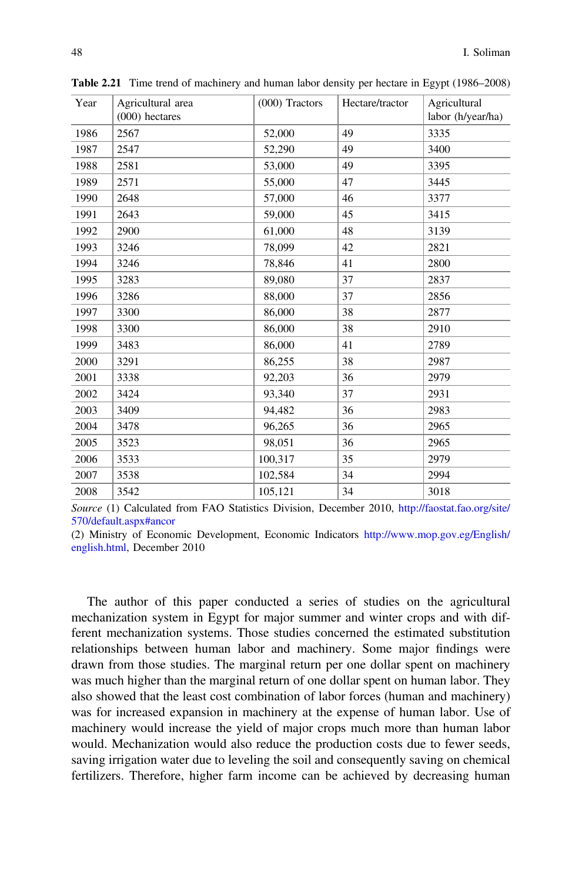**Table 2.21** Time trend of machinery and human labor density per hectare in Egypt (1986–2008)

| Year | Agricultural area (000) hectares | (000) Tractors | Hectare/tractor | Agricultural labor (h/year/ha) |
|---|---|---|---|---|
| 1986 | 2567 | 52,000 | 49 | 3335 |
| 1987 | 2547 | 52,290 | 49 | 3400 |
| 1988 | 2581 | 53,000 | 49 | 3395 |
| 1989 | 2571 | 55,000 | 47 | 3445 |
| 1990 | 2648 | 57,000 | 46 | 3377 |
| 1991 | 2643 | 59,000 | 45 | 3415 |
| 1992 | 2900 | 61,000 | 48 | 3139 |
| 1993 | 3246 | 78,099 | 42 | 2821 |
| 1994 | 3246 | 78,846 | 41 | 2800 |
| 1995 | 3283 | 89,080 | 37 | 2837 |
| 1996 | 3286 | 88,000 | 37 | 2856 |
| 1997 | 3300 | 86,000 | 38 | 2877 |
| 1998 | 3300 | 86,000 | 38 | 2910 |
| 1999 | 3483 | 86,000 | 41 | 2789 |
| 2000 | 3291 | 86,255 | 38 | 2987 |
| 2001 | 3338 | 92,203 | 36 | 2979 |
| 2002 | 3424 | 93,340 | 37 | 2931 |
| 2003 | 3409 | 94,482 | 36 | 2983 |
| 2004 | 3478 | 96,265 | 36 | 2965 |
| 2005 | 3523 | 98,051 | 36 | 2965 |
| 2006 | 3533 | 100,317 | 35 | 2979 |
| 2007 | 3538 | 102,584 | 34 | 2994 |
| 2008 | 3542 | 105,121 | 34 | 3018 |

*Source* (1) Calculated from FAO Statistics Division, December 2010, http://faostat.fao.org/site/570/default.aspx#ancor

(2) Ministry of Economic Development, Economic Indicators http://www.mop.gov.eg/English/english.html, December 2010

The author of this paper conducted a series of studies on the agricultural mechanization system in Egypt for major summer and winter crops and with different mechanization systems. Those studies concerned the estimated substitution relationships between human labor and machinery. Some major findings were drawn from those studies. The marginal return per one dollar spent on machinery was much higher than the marginal return of one dollar spent on human labor. They also showed that the least cost combination of labor forces (human and machinery) was for increased expansion in machinery at the expense of human labor. Use of machinery would increase the yield of major crops much more than human labor would. Mechanization would also reduce the production costs due to fewer seeds, saving irrigation water due to leveling the soil and consequently saving on chemical fertilizers. Therefore, higher farm income can be achieved by decreasing human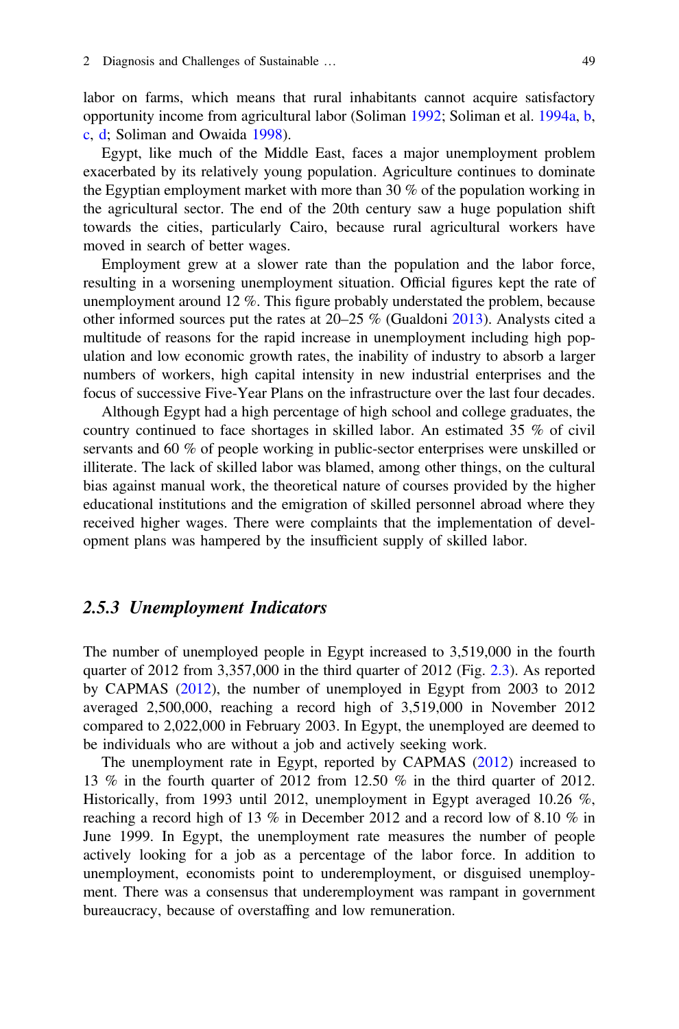labor on farms, which means that rural inhabitants cannot acquire satisfactory opportunity income from agricultural labor (Soliman 1992; Soliman et al. 1994a, b, c, d; Soliman and Owaida 1998).

Egypt, like much of the Middle East, faces a major unemployment problem exacerbated by its relatively young population. Agriculture continues to dominate the Egyptian employment market with more than 30 % of the population working in the agricultural sector. The end of the 20th century saw a huge population shift towards the cities, particularly Cairo, because rural agricultural workers have moved in search of better wages.

Employment grew at a slower rate than the population and the labor force, resulting in a worsening unemployment situation. Official figures kept the rate of unemployment around 12 %. This figure probably understated the problem, because other informed sources put the rates at 20–25 % (Gualdoni 2013). Analysts cited a multitude of reasons for the rapid increase in unemployment including high population and low economic growth rates, the inability of industry to absorb a larger numbers of workers, high capital intensity in new industrial enterprises and the focus of successive Five-Year Plans on the infrastructure over the last four decades.

Although Egypt had a high percentage of high school and college graduates, the country continued to face shortages in skilled labor. An estimated 35 % of civil servants and 60 % of people working in public-sector enterprises were unskilled or illiterate. The lack of skilled labor was blamed, among other things, on the cultural bias against manual work, the theoretical nature of courses provided by the higher educational institutions and the emigration of skilled personnel abroad where they received higher wages. There were complaints that the implementation of development plans was hampered by the insufficient supply of skilled labor.

### *2.5.3 Unemployment Indicators*

The number of unemployed people in Egypt increased to 3,519,000 in the fourth quarter of 2012 from 3,357,000 in the third quarter of 2012 (Fig. 2.3). As reported by CAPMAS (2012), the number of unemployed in Egypt from 2003 to 2012 averaged 2,500,000, reaching a record high of 3,519,000 in November 2012 compared to 2,022,000 in February 2003. In Egypt, the unemployed are deemed to be individuals who are without a job and actively seeking work.

The unemployment rate in Egypt, reported by CAPMAS (2012) increased to 13 % in the fourth quarter of 2012 from 12.50 % in the third quarter of 2012. Historically, from 1993 until 2012, unemployment in Egypt averaged 10.26 %, reaching a record high of 13 % in December 2012 and a record low of 8.10 % in June 1999. In Egypt, the unemployment rate measures the number of people actively looking for a job as a percentage of the labor force. In addition to unemployment, economists point to underemployment, or disguised unemployment. There was a consensus that underemployment was rampant in government bureaucracy, because of overstaffing and low remuneration.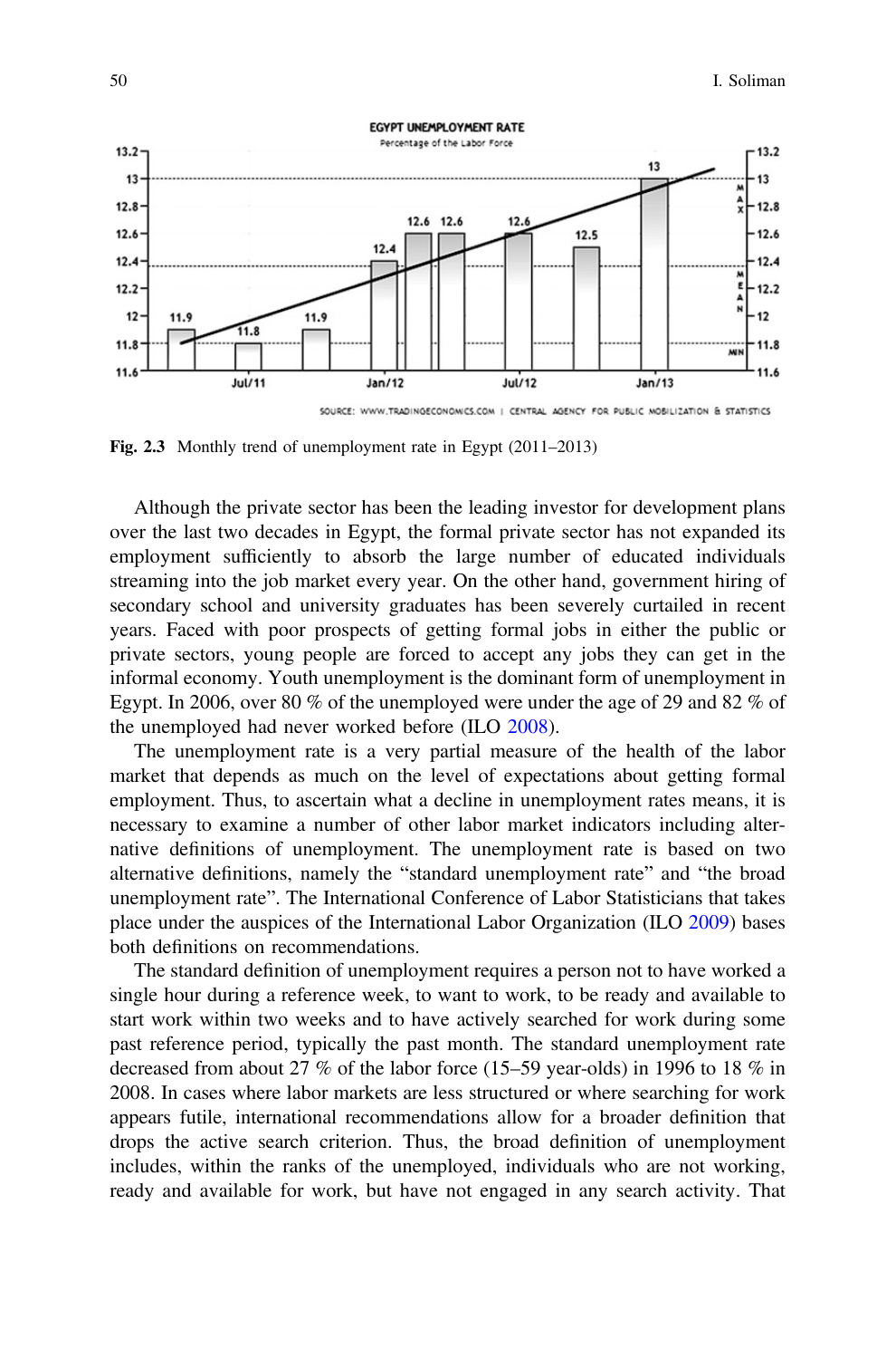Fig. 2.3 Monthly trend of unemployment rate in Egypt (2011–2013)

Although the private sector has been the leading investor for development plans over the last two decades in Egypt, the formal private sector has not expanded its employment sufficiently to absorb the large number of educated individuals streaming into the job market every year. On the other hand, government hiring of secondary school and university graduates has been severely curtailed in recent years. Faced with poor prospects of getting formal jobs in either the public or private sectors, young people are forced to accept any jobs they can get in the informal economy. Youth unemployment is the dominant form of unemployment in Egypt. In 2006, over 80 % of the unemployed were under the age of 29 and 82 % of the unemployed had never worked before (ILO 2008).

The unemployment rate is a very partial measure of the health of the labor market that depends as much on the level of expectations about getting formal employment. Thus, to ascertain what a decline in unemployment rates means, it is necessary to examine a number of other labor market indicators including alternative definitions of unemployment. The unemployment rate is based on two alternative definitions, namely the "standard unemployment rate" and "the broad unemployment rate". The International Conference of Labor Statisticians that takes place under the auspices of the International Labor Organization (ILO 2009) bases both definitions on recommendations.

The standard definition of unemployment requires a person not to have worked a single hour during a reference week, to want to work, to be ready and available to start work within two weeks and to have actively searched for work during some past reference period, typically the past month. The standard unemployment rate decreased from about 27 % of the labor force (15–59 year-olds) in 1996 to 18 % in 2008. In cases where labor markets are less structured or where searching for work appears futile, international recommendations allow for a broader definition that drops the active search criterion. Thus, the broad definition of unemployment includes, within the ranks of the unemployed, individuals who are not working, ready and available for work, but have not engaged in any search activity. That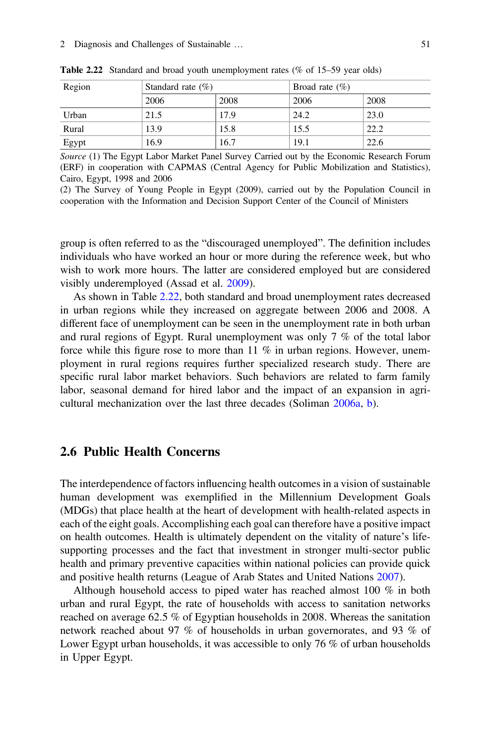**Table 2.22** Standard and broad youth unemployment rates (% of 15–59 year olds)

| Region | Standard rate (%) | | Broad rate (%) | |
|---|---|---|---|---|
| | 2006 | 2008 | 2006 | 2008 |
| Urban | 21.5 | 17.9 | 24.2 | 23.0 |
| Rural | 13.9 | 15.8 | 15.5 | 22.2 |
| Egypt | 16.9 | 16.7 | 19.1 | 22.6 |

*Source* (1) The Egypt Labor Market Panel Survey Carried out by the Economic Research Forum (ERF) in cooperation with CAPMAS (Central Agency for Public Mobilization and Statistics), Cairo, Egypt, 1998 and 2006

(2) The Survey of Young People in Egypt (2009), carried out by the Population Council in cooperation with the Information and Decision Support Center of the Council of Ministers

group is often referred to as the "discouraged unemployed". The definition includes individuals who have worked an hour or more during the reference week, but who wish to work more hours. The latter are considered employed but are considered visibly underemployed (Assad et al. 2009).

As shown in Table 2.22, both standard and broad unemployment rates decreased in urban regions while they increased on aggregate between 2006 and 2008. A different face of unemployment can be seen in the unemployment rate in both urban and rural regions of Egypt. Rural unemployment was only 7 % of the total labor force while this figure rose to more than 11 % in urban regions. However, unemployment in rural regions requires further specialized research study. There are specific rural labor market behaviors. Such behaviors are related to farm family labor, seasonal demand for hired labor and the impact of an expansion in agricultural mechanization over the last three decades (Soliman 2006a, b).

## 2.6 Public Health Concerns

The interdependence of factors influencing health outcomes in a vision of sustainable human development was exemplified in the Millennium Development Goals (MDGs) that place health at the heart of development with health-related aspects in each of the eight goals. Accomplishing each goal can therefore have a positive impact on health outcomes. Health is ultimately dependent on the vitality of nature's life-supporting processes and the fact that investment in stronger multi-sector public health and primary preventive capacities within national policies can provide quick and positive health returns (League of Arab States and United Nations 2007).

Although household access to piped water has reached almost 100 % in both urban and rural Egypt, the rate of households with access to sanitation networks reached on average 62.5 % of Egyptian households in 2008. Whereas the sanitation network reached about 97 % of households in urban governorates, and 93 % of Lower Egypt urban households, it was accessible to only 76 % of urban households in Upper Egypt.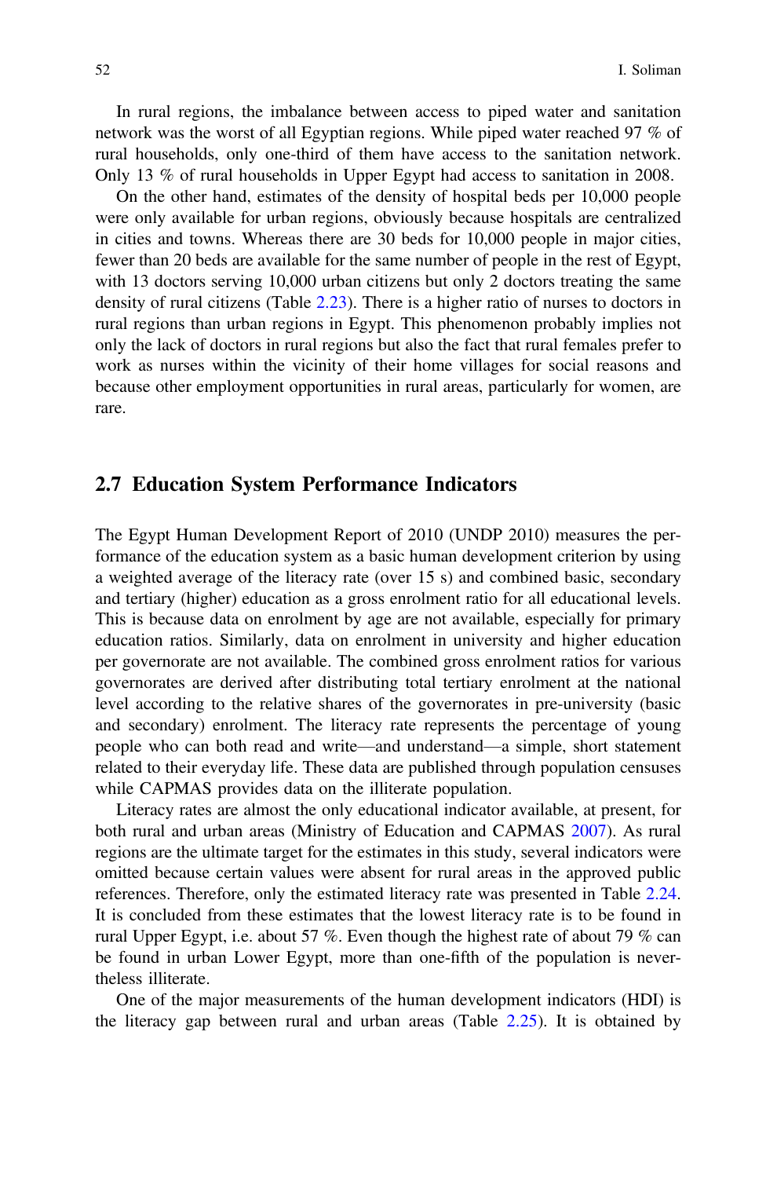In rural regions, the imbalance between access to piped water and sanitation network was the worst of all Egyptian regions. While piped water reached 97 % of rural households, only one-third of them have access to the sanitation network. Only 13 % of rural households in Upper Egypt had access to sanitation in 2008.

On the other hand, estimates of the density of hospital beds per 10,000 people were only available for urban regions, obviously because hospitals are centralized in cities and towns. Whereas there are 30 beds for 10,000 people in major cities, fewer than 20 beds are available for the same number of people in the rest of Egypt, with 13 doctors serving 10,000 urban citizens but only 2 doctors treating the same density of rural citizens (Table 2.23). There is a higher ratio of nurses to doctors in rural regions than urban regions in Egypt. This phenomenon probably implies not only the lack of doctors in rural regions but also the fact that rural females prefer to work as nurses within the vicinity of their home villages for social reasons and because other employment opportunities in rural areas, particularly for women, are rare.

## 2.7 Education System Performance Indicators

The Egypt Human Development Report of 2010 (UNDP 2010) measures the performance of the education system as a basic human development criterion by using a weighted average of the literacy rate (over 15 s) and combined basic, secondary and tertiary (higher) education as a gross enrolment ratio for all educational levels. This is because data on enrolment by age are not available, especially for primary education ratios. Similarly, data on enrolment in university and higher education per governorate are not available. The combined gross enrolment ratios for various governorates are derived after distributing total tertiary enrolment at the national level according to the relative shares of the governorates in pre-university (basic and secondary) enrolment. The literacy rate represents the percentage of young people who can both read and write—and understand—a simple, short statement related to their everyday life. These data are published through population censuses while CAPMAS provides data on the illiterate population.

Literacy rates are almost the only educational indicator available, at present, for both rural and urban areas (Ministry of Education and CAPMAS 2007). As rural regions are the ultimate target for the estimates in this study, several indicators were omitted because certain values were absent for rural areas in the approved public references. Therefore, only the estimated literacy rate was presented in Table 2.24. It is concluded from these estimates that the lowest literacy rate is to be found in rural Upper Egypt, i.e. about 57 %. Even though the highest rate of about 79 % can be found in urban Lower Egypt, more than one-fifth of the population is nevertheless illiterate.

One of the major measurements of the human development indicators (HDI) is the literacy gap between rural and urban areas (Table 2.25). It is obtained by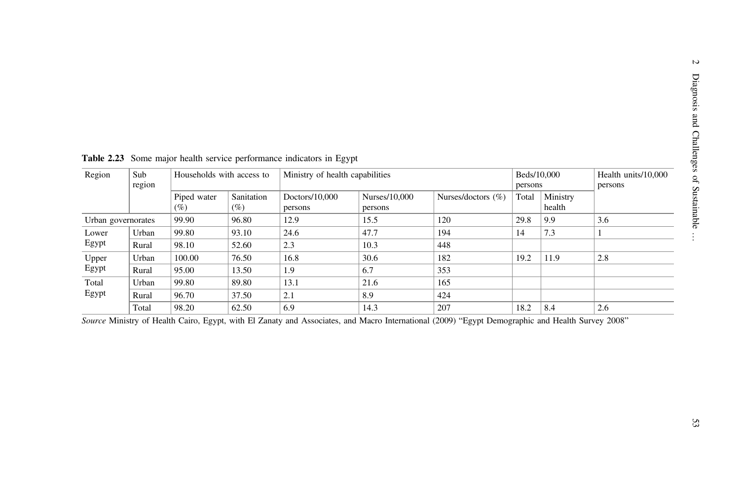**Table 2.23** Some major health service performance indicators in Egypt

| Region | Sub region | Households with access to | | Ministry of health capabilities | | | Beds/10,000 persons | | Health units/10,000 persons |
|---|---|---|---|---|---|---|---|---|---|
| | | Piped water (%) | Sanitation (%) | Doctors/10,000 persons | Nurses/10,000 persons | Nurses/doctors (%) | Total | Ministry health | |
| Urban governorates | | 99.90 | 96.80 | 12.9 | 15.5 | 120 | 29.8 | 9.9 | 3.6 |
| Lower Egypt | Urban | 99.80 | 93.10 | 24.6 | 47.7 | 194 | 14 | 7.3 | 1 |
| | Rural | 98.10 | 52.60 | 2.3 | 10.3 | 448 | | | |
| Upper Egypt | Urban | 100.00 | 76.50 | 16.8 | 30.6 | 182 | 19.2 | 11.9 | 2.8 |
| | Rural | 95.00 | 13.50 | 1.9 | 6.7 | 353 | | | |
| Total Egypt | Urban | 99.80 | 89.80 | 13.1 | 21.6 | 165 | | | |
| | Rural | 96.70 | 37.50 | 2.1 | 8.9 | 424 | | | |
| | Total | 98.20 | 62.50 | 6.9 | 14.3 | 207 | 18.2 | 8.4 | 2.6 |

*Source* Ministry of Health Cairo, Egypt, with El Zanaty and Associates, and Macro International (2009) "Egypt Demographic and Health Survey 2008"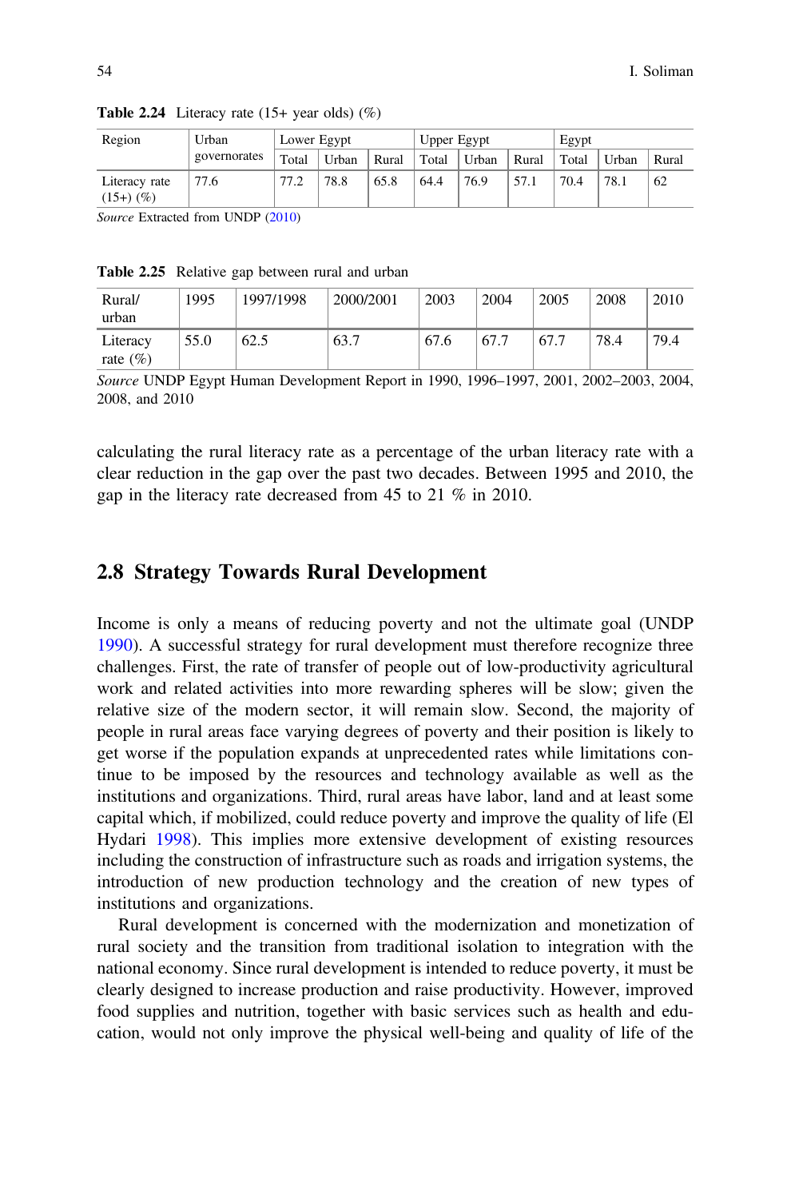**Table 2.24** Literacy rate (15+ year olds) (%)

| Region | Urban governorates | Lower Egypt | | | Upper Egypt | | | Egypt | | |
|---|---|---|---|---|---|---|---|---|---|---|
| | | Total | Urban | Rural | Total | Urban | Rural | Total | Urban | Rural |
| Literacy rate (15+) (%) | 77.6 | 77.2 | 78.8 | 65.8 | 64.4 | 76.9 | 57.1 | 70.4 | 78.1 | 62 |

*Source* Extracted from UNDP (2010)

**Table 2.25** Relative gap between rural and urban

| Rural/urban | 1995 | 1997/1998 | 2000/2001 | 2003 | 2004 | 2005 | 2008 | 2010 |
|---|---|---|---|---|---|---|---|---|
| Literacy rate (%) | 55.0 | 62.5 | 63.7 | 67.6 | 67.7 | 67.7 | 78.4 | 79.4 |

*Source* UNDP Egypt Human Development Report in 1990, 1996–1997, 2001, 2002–2003, 2004, 2008, and 2010

calculating the rural literacy rate as a percentage of the urban literacy rate with a clear reduction in the gap over the past two decades. Between 1995 and 2010, the gap in the literacy rate decreased from 45 to 21 % in 2010.

## 2.8 Strategy Towards Rural Development

Income is only a means of reducing poverty and not the ultimate goal (UNDP 1990). A successful strategy for rural development must therefore recognize three challenges. First, the rate of transfer of people out of low-productivity agricultural work and related activities into more rewarding spheres will be slow; given the relative size of the modern sector, it will remain slow. Second, the majority of people in rural areas face varying degrees of poverty and their position is likely to get worse if the population expands at unprecedented rates while limitations continue to be imposed by the resources and technology available as well as the institutions and organizations. Third, rural areas have labor, land and at least some capital which, if mobilized, could reduce poverty and improve the quality of life (El Hydari 1998). This implies more extensive development of existing resources including the construction of infrastructure such as roads and irrigation systems, the introduction of new production technology and the creation of new types of institutions and organizations.

Rural development is concerned with the modernization and monetization of rural society and the transition from traditional isolation to integration with the national economy. Since rural development is intended to reduce poverty, it must be clearly designed to increase production and raise productivity. However, improved food supplies and nutrition, together with basic services such as health and education, would not only improve the physical well-being and quality of life of the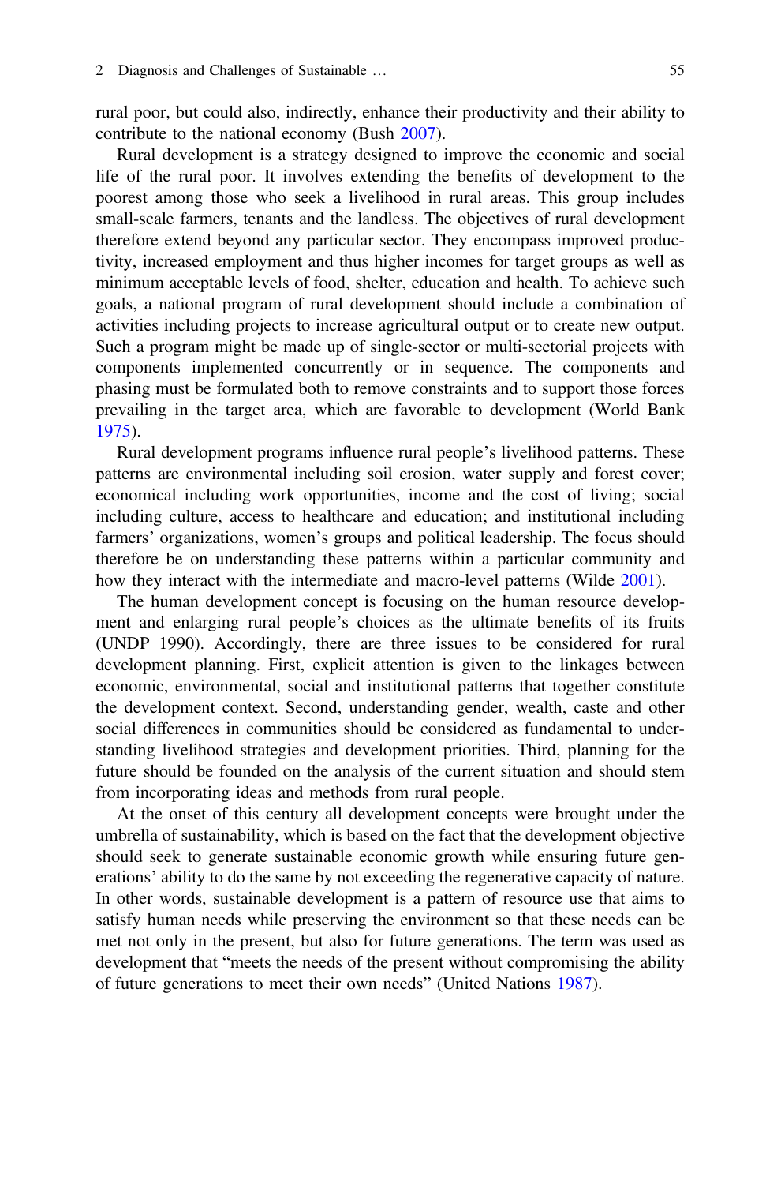rural poor, but could also, indirectly, enhance their productivity and their ability to contribute to the national economy (Bush 2007).

Rural development is a strategy designed to improve the economic and social life of the rural poor. It involves extending the benefits of development to the poorest among those who seek a livelihood in rural areas. This group includes small-scale farmers, tenants and the landless. The objectives of rural development therefore extend beyond any particular sector. They encompass improved productivity, increased employment and thus higher incomes for target groups as well as minimum acceptable levels of food, shelter, education and health. To achieve such goals, a national program of rural development should include a combination of activities including projects to increase agricultural output or to create new output. Such a program might be made up of single-sector or multi-sectorial projects with components implemented concurrently or in sequence. The components and phasing must be formulated both to remove constraints and to support those forces prevailing in the target area, which are favorable to development (World Bank 1975).

Rural development programs influence rural people's livelihood patterns. These patterns are environmental including soil erosion, water supply and forest cover; economical including work opportunities, income and the cost of living; social including culture, access to healthcare and education; and institutional including farmers' organizations, women's groups and political leadership. The focus should therefore be on understanding these patterns within a particular community and how they interact with the intermediate and macro-level patterns (Wilde 2001).

The human development concept is focusing on the human resource development and enlarging rural people's choices as the ultimate benefits of its fruits (UNDP 1990). Accordingly, there are three issues to be considered for rural development planning. First, explicit attention is given to the linkages between economic, environmental, social and institutional patterns that together constitute the development context. Second, understanding gender, wealth, caste and other social differences in communities should be considered as fundamental to understanding livelihood strategies and development priorities. Third, planning for the future should be founded on the analysis of the current situation and should stem from incorporating ideas and methods from rural people.

At the onset of this century all development concepts were brought under the umbrella of sustainability, which is based on the fact that the development objective should seek to generate sustainable economic growth while ensuring future generations' ability to do the same by not exceeding the regenerative capacity of nature. In other words, sustainable development is a pattern of resource use that aims to satisfy human needs while preserving the environment so that these needs can be met not only in the present, but also for future generations. The term was used as development that "meets the needs of the present without compromising the ability of future generations to meet their own needs" (United Nations 1987).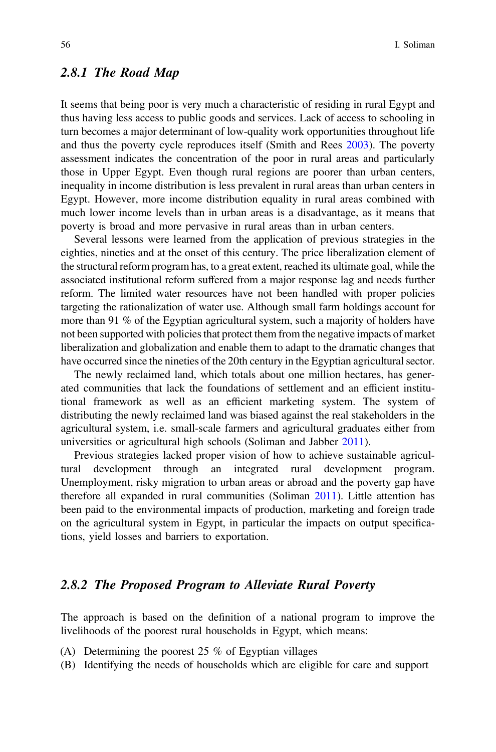### 2.8.1 The Road Map

It seems that being poor is very much a characteristic of residing in rural Egypt and thus having less access to public goods and services. Lack of access to schooling in turn becomes a major determinant of low-quality work opportunities throughout life and thus the poverty cycle reproduces itself (Smith and Rees 2003). The poverty assessment indicates the concentration of the poor in rural areas and particularly those in Upper Egypt. Even though rural regions are poorer than urban centers, inequality in income distribution is less prevalent in rural areas than urban centers in Egypt. However, more income distribution equality in rural areas combined with much lower income levels than in urban areas is a disadvantage, as it means that poverty is broad and more pervasive in rural areas than in urban centers.

Several lessons were learned from the application of previous strategies in the eighties, nineties and at the onset of this century. The price liberalization element of the structural reform program has, to a great extent, reached its ultimate goal, while the associated institutional reform suffered from a major response lag and needs further reform. The limited water resources have not been handled with proper policies targeting the rationalization of water use. Although small farm holdings account for more than 91 % of the Egyptian agricultural system, such a majority of holders have not been supported with policies that protect them from the negative impacts of market liberalization and globalization and enable them to adapt to the dramatic changes that have occurred since the nineties of the 20th century in the Egyptian agricultural sector.

The newly reclaimed land, which totals about one million hectares, has generated communities that lack the foundations of settlement and an efficient institutional framework as well as an efficient marketing system. The system of distributing the newly reclaimed land was biased against the real stakeholders in the agricultural system, i.e. small-scale farmers and agricultural graduates either from universities or agricultural high schools (Soliman and Jabber 2011).

Previous strategies lacked proper vision of how to achieve sustainable agricultural development through an integrated rural development program. Unemployment, risky migration to urban areas or abroad and the poverty gap have therefore all expanded in rural communities (Soliman 2011). Little attention has been paid to the environmental impacts of production, marketing and foreign trade on the agricultural system in Egypt, in particular the impacts on output specifications, yield losses and barriers to exportation.

### 2.8.2 The Proposed Program to Alleviate Rural Poverty

The approach is based on the definition of a national program to improve the livelihoods of the poorest rural households in Egypt, which means:

(A) Determining the poorest 25 % of Egyptian villages
(B) Identifying the needs of households which are eligible for care and support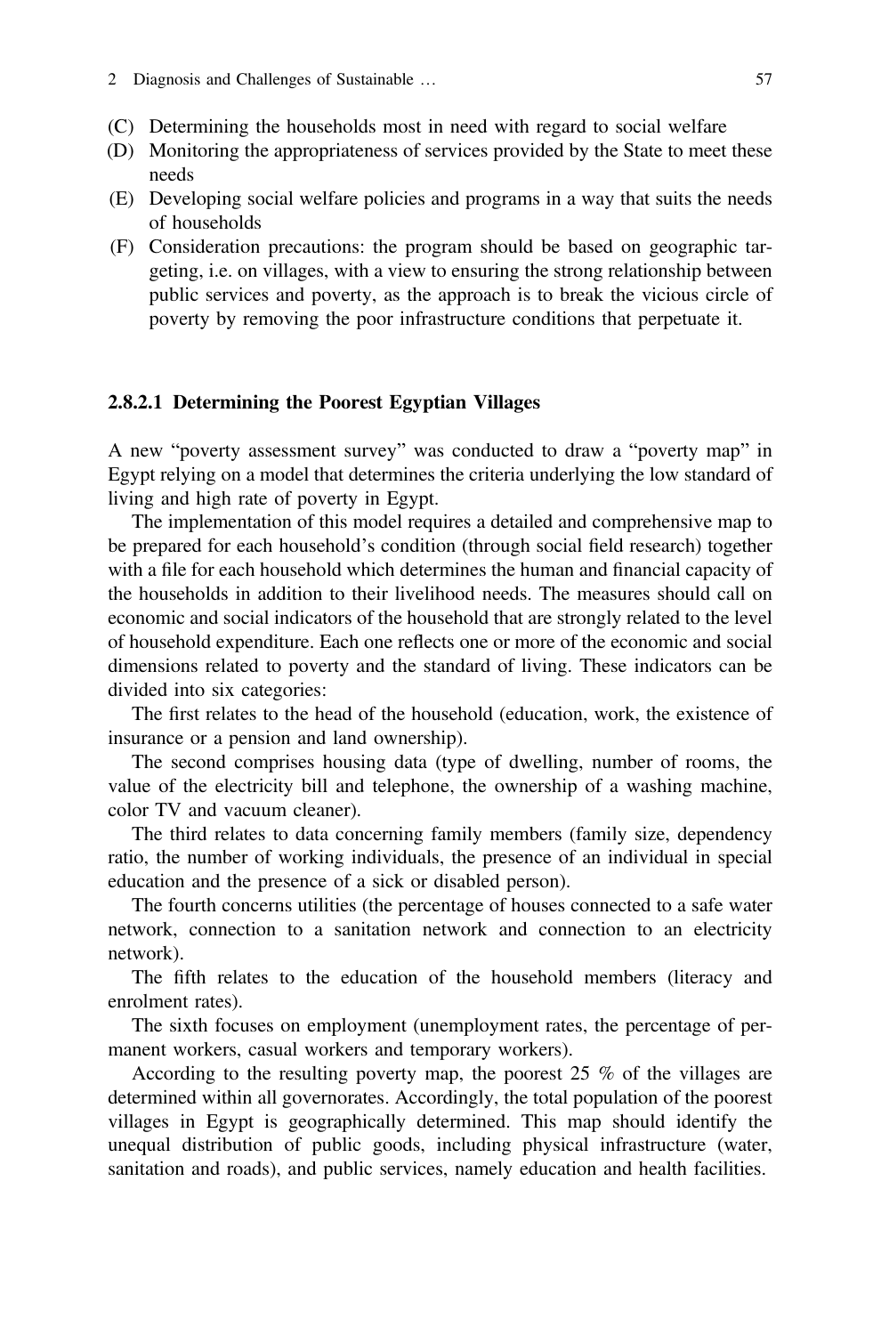(C) Determining the households most in need with regard to social welfare
(D) Monitoring the appropriateness of services provided by the State to meet these needs
(E) Developing social welfare policies and programs in a way that suits the needs of households
(F) Consideration precautions: the program should be based on geographic targeting, i.e. on villages, with a view to ensuring the strong relationship between public services and poverty, as the approach is to break the vicious circle of poverty by removing the poor infrastructure conditions that perpetuate it.

#### 2.8.2.1 Determining the Poorest Egyptian Villages

A new "poverty assessment survey" was conducted to draw a "poverty map" in Egypt relying on a model that determines the criteria underlying the low standard of living and high rate of poverty in Egypt.

The implementation of this model requires a detailed and comprehensive map to be prepared for each household's condition (through social field research) together with a file for each household which determines the human and financial capacity of the households in addition to their livelihood needs. The measures should call on economic and social indicators of the household that are strongly related to the level of household expenditure. Each one reflects one or more of the economic and social dimensions related to poverty and the standard of living. These indicators can be divided into six categories:

The first relates to the head of the household (education, work, the existence of insurance or a pension and land ownership).

The second comprises housing data (type of dwelling, number of rooms, the value of the electricity bill and telephone, the ownership of a washing machine, color TV and vacuum cleaner).

The third relates to data concerning family members (family size, dependency ratio, the number of working individuals, the presence of an individual in special education and the presence of a sick or disabled person).

The fourth concerns utilities (the percentage of houses connected to a safe water network, connection to a sanitation network and connection to an electricity network).

The fifth relates to the education of the household members (literacy and enrolment rates).

The sixth focuses on employment (unemployment rates, the percentage of permanent workers, casual workers and temporary workers).

According to the resulting poverty map, the poorest 25 % of the villages are determined within all governorates. Accordingly, the total population of the poorest villages in Egypt is geographically determined. This map should identify the unequal distribution of public goods, including physical infrastructure (water, sanitation and roads), and public services, namely education and health facilities.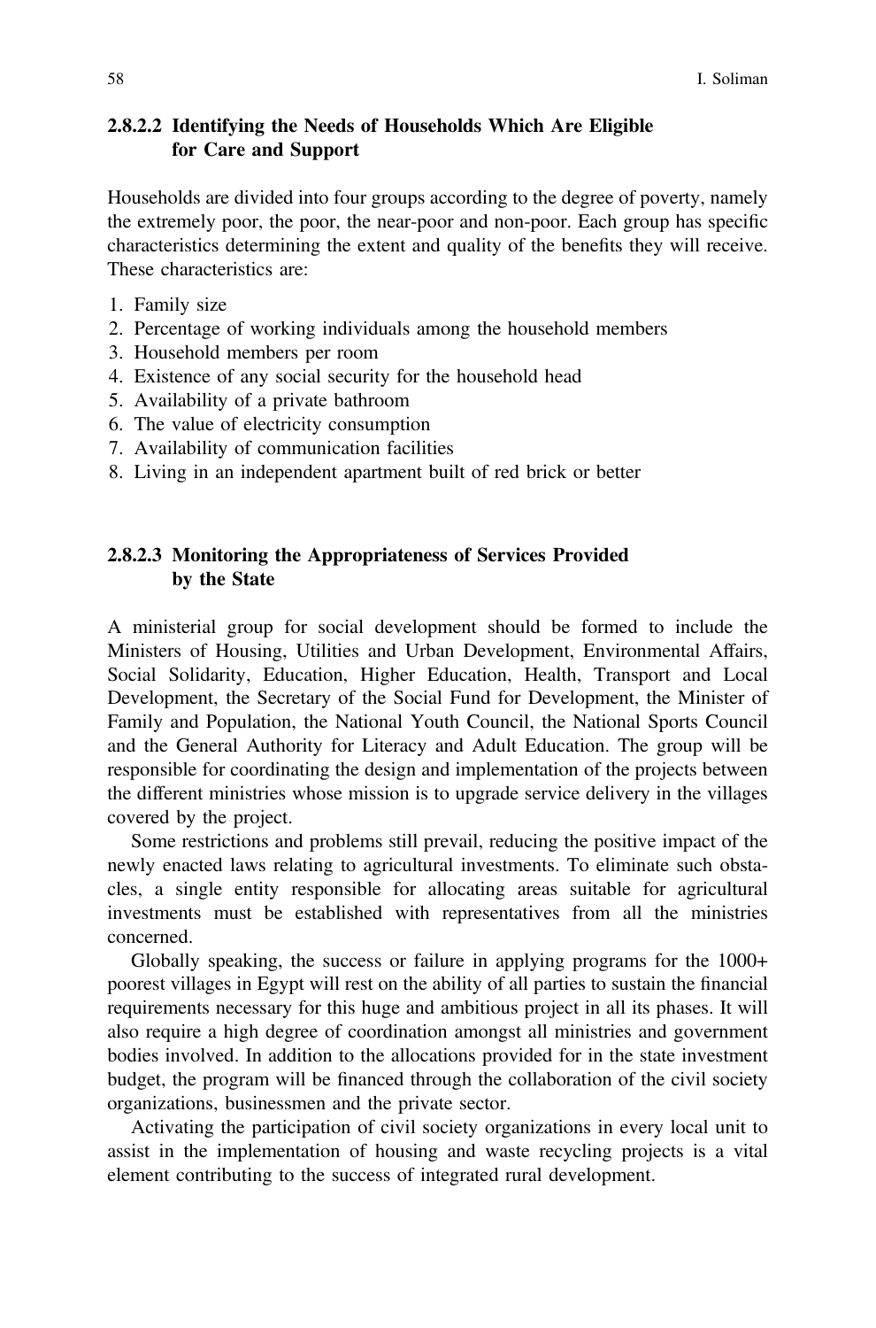#### 2.8.2.2 Identifying the Needs of Households Which Are Eligible for Care and Support

Households are divided into four groups according to the degree of poverty, namely the extremely poor, the poor, the near-poor and non-poor. Each group has specific characteristics determining the extent and quality of the benefits they will receive. These characteristics are:

1. Family size
2. Percentage of working individuals among the household members
3. Household members per room
4. Existence of any social security for the household head
5. Availability of a private bathroom
6. The value of electricity consumption
7. Availability of communication facilities
8. Living in an independent apartment built of red brick or better

#### 2.8.2.3 Monitoring the Appropriateness of Services Provided by the State

A ministerial group for social development should be formed to include the Ministers of Housing, Utilities and Urban Development, Environmental Affairs, Social Solidarity, Education, Higher Education, Health, Transport and Local Development, the Secretary of the Social Fund for Development, the Minister of Family and Population, the National Youth Council, the National Sports Council and the General Authority for Literacy and Adult Education. The group will be responsible for coordinating the design and implementation of the projects between the different ministries whose mission is to upgrade service delivery in the villages covered by the project.

Some restrictions and problems still prevail, reducing the positive impact of the newly enacted laws relating to agricultural investments. To eliminate such obstacles, a single entity responsible for allocating areas suitable for agricultural investments must be established with representatives from all the ministries concerned.

Globally speaking, the success or failure in applying programs for the 1000+ poorest villages in Egypt will rest on the ability of all parties to sustain the financial requirements necessary for this huge and ambitious project in all its phases. It will also require a high degree of coordination amongst all ministries and government bodies involved. In addition to the allocations provided for in the state investment budget, the program will be financed through the collaboration of the civil society organizations, businessmen and the private sector.

Activating the participation of civil society organizations in every local unit to assist in the implementation of housing and waste recycling projects is a vital element contributing to the success of integrated rural development.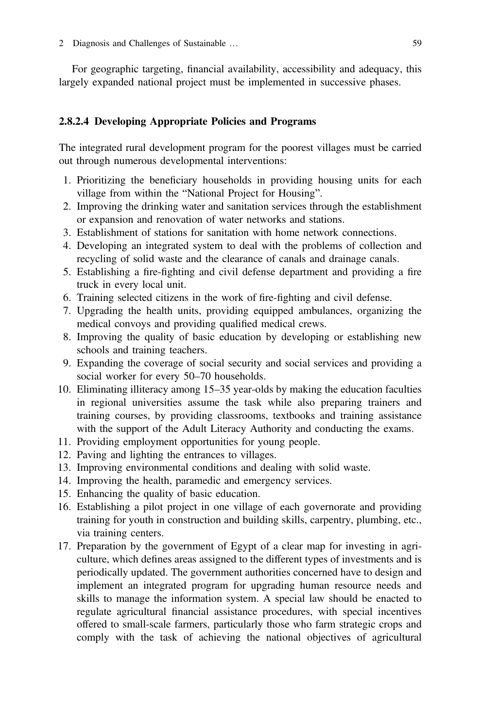For geographic targeting, financial availability, accessibility and adequacy, this largely expanded national project must be implemented in successive phases.

#### 2.8.2.4 Developing Appropriate Policies and Programs

The integrated rural development program for the poorest villages must be carried out through numerous developmental interventions:

1. Prioritizing the beneficiary households in providing housing units for each village from within the "National Project for Housing".
2. Improving the drinking water and sanitation services through the establishment or expansion and renovation of water networks and stations.
3. Establishment of stations for sanitation with home network connections.
4. Developing an integrated system to deal with the problems of collection and recycling of solid waste and the clearance of canals and drainage canals.
5. Establishing a fire-fighting and civil defense department and providing a fire truck in every local unit.
6. Training selected citizens in the work of fire-fighting and civil defense.
7. Upgrading the health units, providing equipped ambulances, organizing the medical convoys and providing qualified medical crews.
8. Improving the quality of basic education by developing or establishing new schools and training teachers.
9. Expanding the coverage of social security and social services and providing a social worker for every 50–70 households.
10. Eliminating illiteracy among 15–35 year-olds by making the education faculties in regional universities assume the task while also preparing trainers and training courses, by providing classrooms, textbooks and training assistance with the support of the Adult Literacy Authority and conducting the exams.
11. Providing employment opportunities for young people.
12. Paving and lighting the entrances to villages.
13. Improving environmental conditions and dealing with solid waste.
14. Improving the health, paramedic and emergency services.
15. Enhancing the quality of basic education.
16. Establishing a pilot project in one village of each governorate and providing training for youth in construction and building skills, carpentry, plumbing, etc., via training centers.
17. Preparation by the government of Egypt of a clear map for investing in agriculture, which defines areas assigned to the different types of investments and is periodically updated. The government authorities concerned have to design and implement an integrated program for upgrading human resource needs and skills to manage the information system. A special law should be enacted to regulate agricultural financial assistance procedures, with special incentives offered to small-scale farmers, particularly those who farm strategic crops and comply with the task of achieving the national objectives of agricultural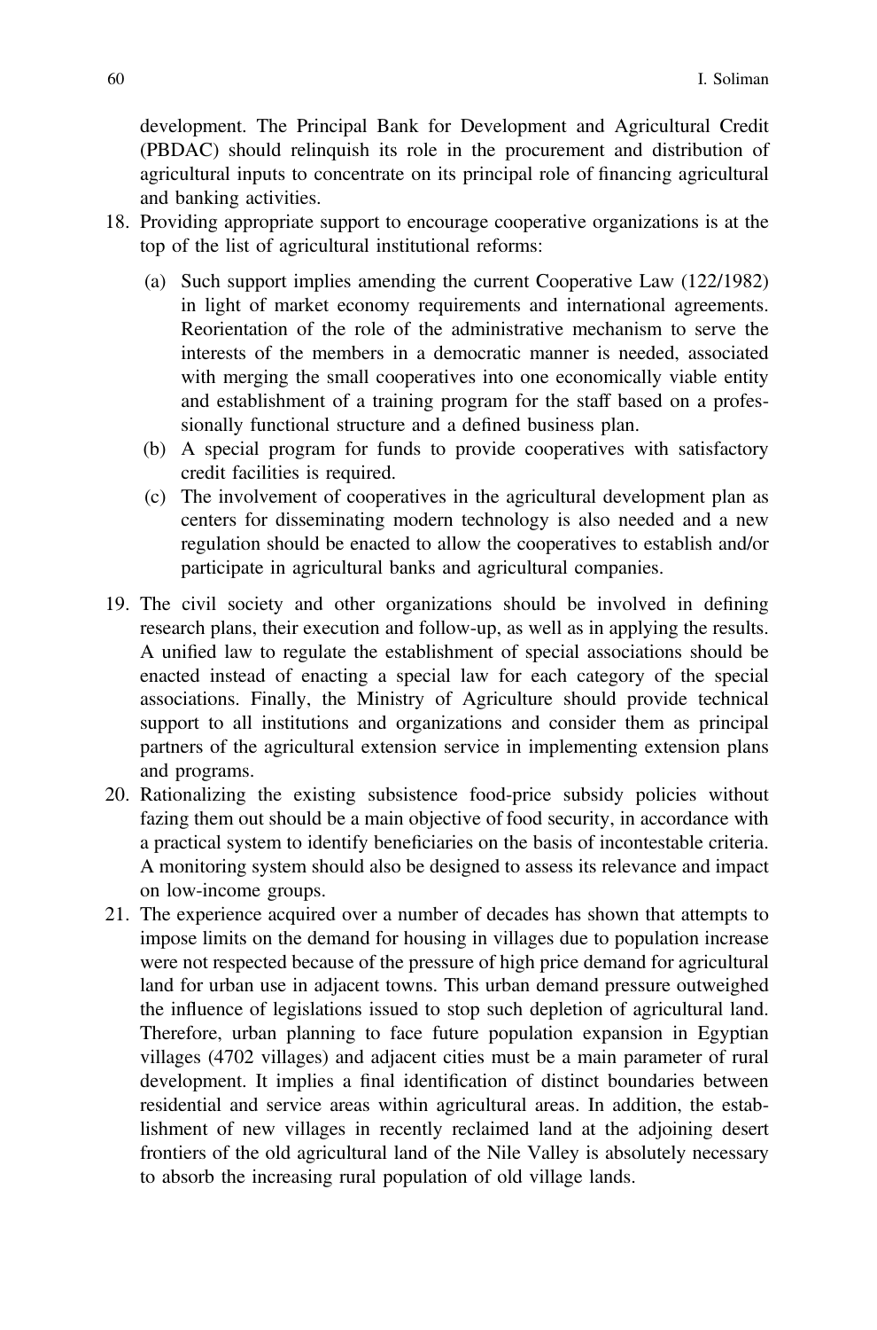development. The Principal Bank for Development and Agricultural Credit (PBDAC) should relinquish its role in the procurement and distribution of agricultural inputs to concentrate on its principal role of financing agricultural and banking activities.

18. Providing appropriate support to encourage cooperative organizations is at the top of the list of agricultural institutional reforms:

    (a) Such support implies amending the current Cooperative Law (122/1982) in light of market economy requirements and international agreements. Reorientation of the role of the administrative mechanism to serve the interests of the members in a democratic manner is needed, associated with merging the small cooperatives into one economically viable entity and establishment of a training program for the staff based on a professionally functional structure and a defined business plan.
    (b) A special program for funds to provide cooperatives with satisfactory credit facilities is required.
    (c) The involvement of cooperatives in the agricultural development plan as centers for disseminating modern technology is also needed and a new regulation should be enacted to allow the cooperatives to establish and/or participate in agricultural banks and agricultural companies.

19. The civil society and other organizations should be involved in defining research plans, their execution and follow-up, as well as in applying the results. A unified law to regulate the establishment of special associations should be enacted instead of enacting a special law for each category of the special associations. Finally, the Ministry of Agriculture should provide technical support to all institutions and organizations and consider them as principal partners of the agricultural extension service in implementing extension plans and programs.
20. Rationalizing the existing subsistence food-price subsidy policies without fazing them out should be a main objective of food security, in accordance with a practical system to identify beneficiaries on the basis of incontestable criteria. A monitoring system should also be designed to assess its relevance and impact on low-income groups.
21. The experience acquired over a number of decades has shown that attempts to impose limits on the demand for housing in villages due to population increase were not respected because of the pressure of high price demand for agricultural land for urban use in adjacent towns. This urban demand pressure outweighed the influence of legislations issued to stop such depletion of agricultural land. Therefore, urban planning to face future population expansion in Egyptian villages (4702 villages) and adjacent cities must be a main parameter of rural development. It implies a final identification of distinct boundaries between residential and service areas within agricultural areas. In addition, the establishment of new villages in recently reclaimed land at the adjoining desert frontiers of the old agricultural land of the Nile Valley is absolutely necessary to absorb the increasing rural population of old village lands.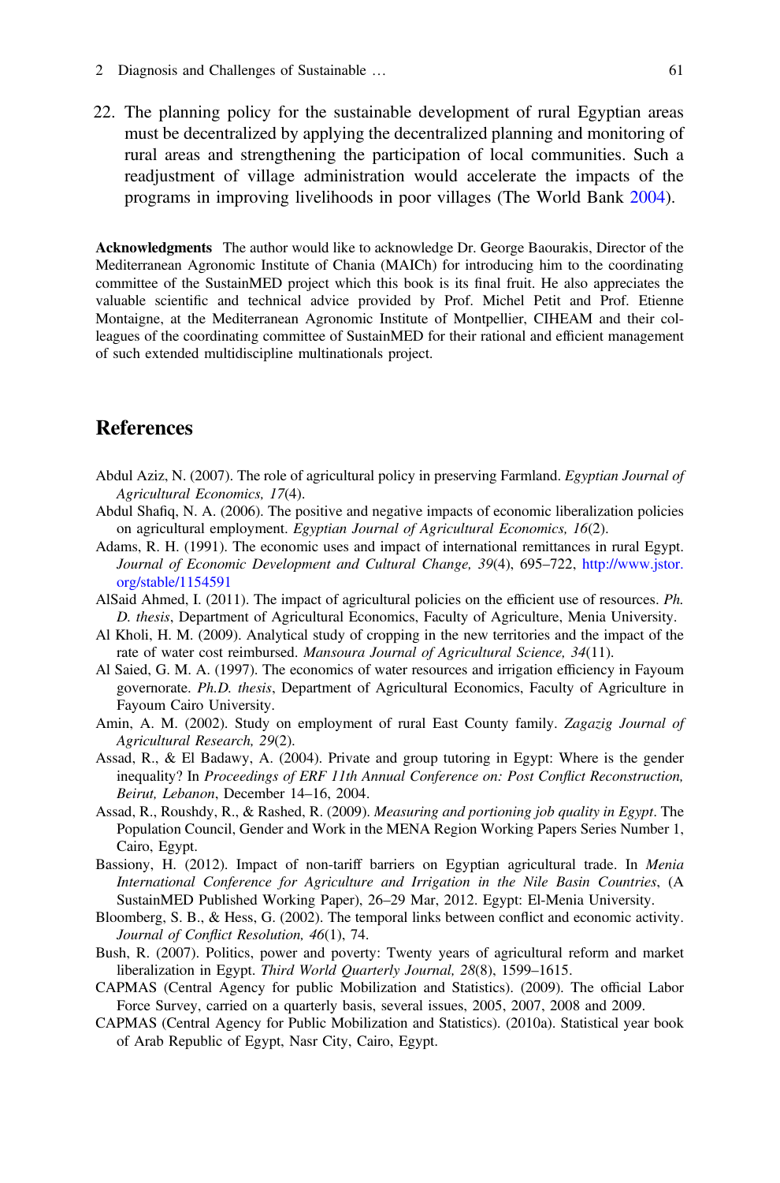22. The planning policy for the sustainable development of rural Egyptian areas must be decentralized by applying the decentralized planning and monitoring of rural areas and strengthening the participation of local communities. Such a readjustment of village administration would accelerate the impacts of the programs in improving livelihoods in poor villages (The World Bank 2004).

**Acknowledgments** The author would like to acknowledge Dr. George Baourakis, Director of the Mediterranean Agronomic Institute of Chania (MAICh) for introducing him to the coordinating committee of the SustainMED project which this book is its final fruit. He also appreciates the valuable scientific and technical advice provided by Prof. Michel Petit and Prof. Etienne Montaigne, at the Mediterranean Agronomic Institute of Montpellier, CIHEAM and their colleagues of the coordinating committee of SustainMED for their rational and efficient management of such extended multidiscipline multinationals project.

## References

Abdul Aziz, N. (2007). The role of agricultural policy in preserving Farmland. *Egyptian Journal of Agricultural Economics, 17*(4).

Abdul Shafiq, N. A. (2006). The positive and negative impacts of economic liberalization policies on agricultural employment. *Egyptian Journal of Agricultural Economics, 16*(2).

Adams, R. H. (1991). The economic uses and impact of international remittances in rural Egypt. *Journal of Economic Development and Cultural Change, 39*(4), 695–722, http://www.jstor.org/stable/1154591

AlSaid Ahmed, I. (2011). The impact of agricultural policies on the efficient use of resources. *Ph. D. thesis*, Department of Agricultural Economics, Faculty of Agriculture, Menia University.

Al Kholi, H. M. (2009). Analytical study of cropping in the new territories and the impact of the rate of water cost reimbursed. *Mansoura Journal of Agricultural Science, 34*(11).

Al Saied, G. M. A. (1997). The economics of water resources and irrigation efficiency in Fayoum governorate. *Ph.D. thesis*, Department of Agricultural Economics, Faculty of Agriculture in Fayoum Cairo University.

Amin, A. M. (2002). Study on employment of rural East County family. *Zagazig Journal of Agricultural Research, 29*(2).

Assad, R., & El Badawy, A. (2004). Private and group tutoring in Egypt: Where is the gender inequality? In *Proceedings of ERF 11th Annual Conference on: Post Conflict Reconstruction, Beirut, Lebanon*, December 14–16, 2004.

Assad, R., Roushdy, R., & Rashed, R. (2009). *Measuring and portioning job quality in Egypt*. The Population Council, Gender and Work in the MENA Region Working Papers Series Number 1, Cairo, Egypt.

Bassiony, H. (2012). Impact of non-tariff barriers on Egyptian agricultural trade. In *Menia International Conference for Agriculture and Irrigation in the Nile Basin Countries*, (A SustainMED Published Working Paper), 26–29 Mar, 2012. Egypt: El-Menia University.

Bloomberg, S. B., & Hess, G. (2002). The temporal links between conflict and economic activity. *Journal of Conflict Resolution, 46*(1), 74.

Bush, R. (2007). Politics, power and poverty: Twenty years of agricultural reform and market liberalization in Egypt. *Third World Quarterly Journal, 28*(8), 1599–1615.

CAPMAS (Central Agency for public Mobilization and Statistics). (2009). The official Labor Force Survey, carried on a quarterly basis, several issues, 2005, 2007, 2008 and 2009.

CAPMAS (Central Agency for Public Mobilization and Statistics). (2010a). Statistical year book of Arab Republic of Egypt, Nasr City, Cairo, Egypt.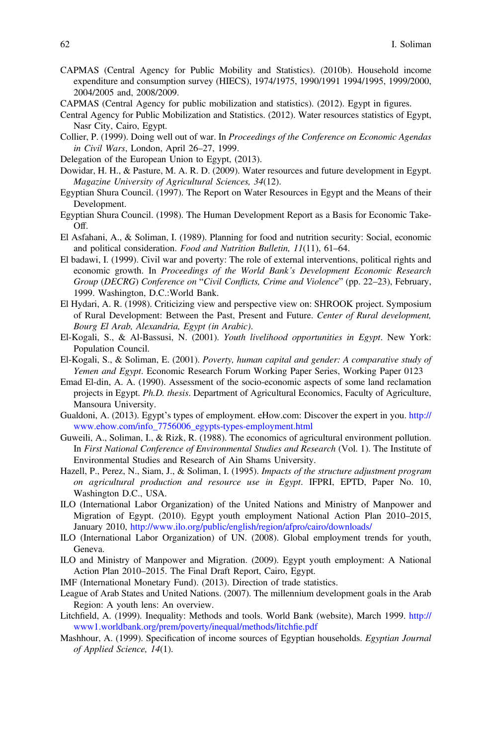CAPMAS (Central Agency for Public Mobility and Statistics). (2010b). Household income expenditure and consumption survey (HIECS), 1974/1975, 1990/1991 1994/1995, 1999/2000, 2004/2005 and, 2008/2009.

CAPMAS (Central Agency for public mobilization and statistics). (2012). Egypt in figures.

Central Agency for Public Mobilization and Statistics. (2012). Water resources statistics of Egypt, Nasr City, Cairo, Egypt.

Collier, P. (1999). Doing well out of war. In *Proceedings of the Conference on Economic Agendas in Civil Wars*, London, April 26–27, 1999.

Delegation of the European Union to Egypt, (2013).

Dowidar, H. H., & Pasture, M. A. R. D. (2009). Water resources and future development in Egypt. *Magazine University of Agricultural Sciences, 34*(12).

Egyptian Shura Council. (1997). The Report on Water Resources in Egypt and the Means of their Development.

Egyptian Shura Council. (1998). The Human Development Report as a Basis for Economic Take-Off.

El Asfahani, A., & Soliman, I. (1989). Planning for food and nutrition security: Social, economic and political consideration. *Food and Nutrition Bulletin, 11*(11), 61–64.

El badawi, I. (1999). Civil war and poverty: The role of external interventions, political rights and economic growth. In *Proceedings of the World Bank's Development Economic Research Group (DECRG) Conference on "Civil Conflicts, Crime and Violence"* (pp. 22–23), February, 1999. Washington, D.C.:World Bank.

El Hydari, A. R. (1998). Criticizing view and perspective view on: SHROOK project. Symposium of Rural Development: Between the Past, Present and Future. *Center of Rural development, Bourg El Arab, Alexandria, Egypt (in Arabic)*.

El-Kogali, S., & Al-Bassusi, N. (2001). *Youth livelihood opportunities in Egypt*. New York: Population Council.

El-Kogali, S., & Soliman, E. (2001). *Poverty, human capital and gender: A comparative study of Yemen and Egypt*. Economic Research Forum Working Paper Series, Working Paper 0123

Emad El-din, A. A. (1990). Assessment of the socio-economic aspects of some land reclamation projects in Egypt. *Ph.D. thesis*. Department of Agricultural Economics, Faculty of Agriculture, Mansoura University.

Gualdoni, A. (2013). Egypt's types of employment. eHow.com: Discover the expert in you. http://www.ehow.com/info_7756006_egypts-types-employment.html

Guweili, A., Soliman, I., & Rizk, R. (1988). The economics of agricultural environment pollution. In *First National Conference of Environmental Studies and Research* (Vol. 1). The Institute of Environmental Studies and Research of Ain Shams University.

Hazell, P., Perez, N., Siam, J., & Soliman, I. (1995). *Impacts of the structure adjustment program on agricultural production and resource use in Egypt*. IFPRI, EPTD, Paper No. 10, Washington D.C., USA.

ILO (International Labor Organization) of the United Nations and Ministry of Manpower and Migration of Egypt. (2010). Egypt youth employment National Action Plan 2010–2015, January 2010, http://www.ilo.org/public/english/region/afpro/cairo/downloads/

ILO (International Labor Organization) of UN. (2008). Global employment trends for youth, Geneva.

ILO and Ministry of Manpower and Migration. (2009). Egypt youth employment: A National Action Plan 2010–2015. The Final Draft Report, Cairo, Egypt.

IMF (International Monetary Fund). (2013). Direction of trade statistics.

League of Arab States and United Nations. (2007). The millennium development goals in the Arab Region: A youth lens: An overview.

Litchfield, A. (1999). Inequality: Methods and tools. World Bank (website), March 1999. http://www1.worldbank.org/prem/poverty/inequal/methods/litchfie.pdf

Mashhour, A. (1999). Specification of income sources of Egyptian households. *Egyptian Journal of Applied Science, 14*(1).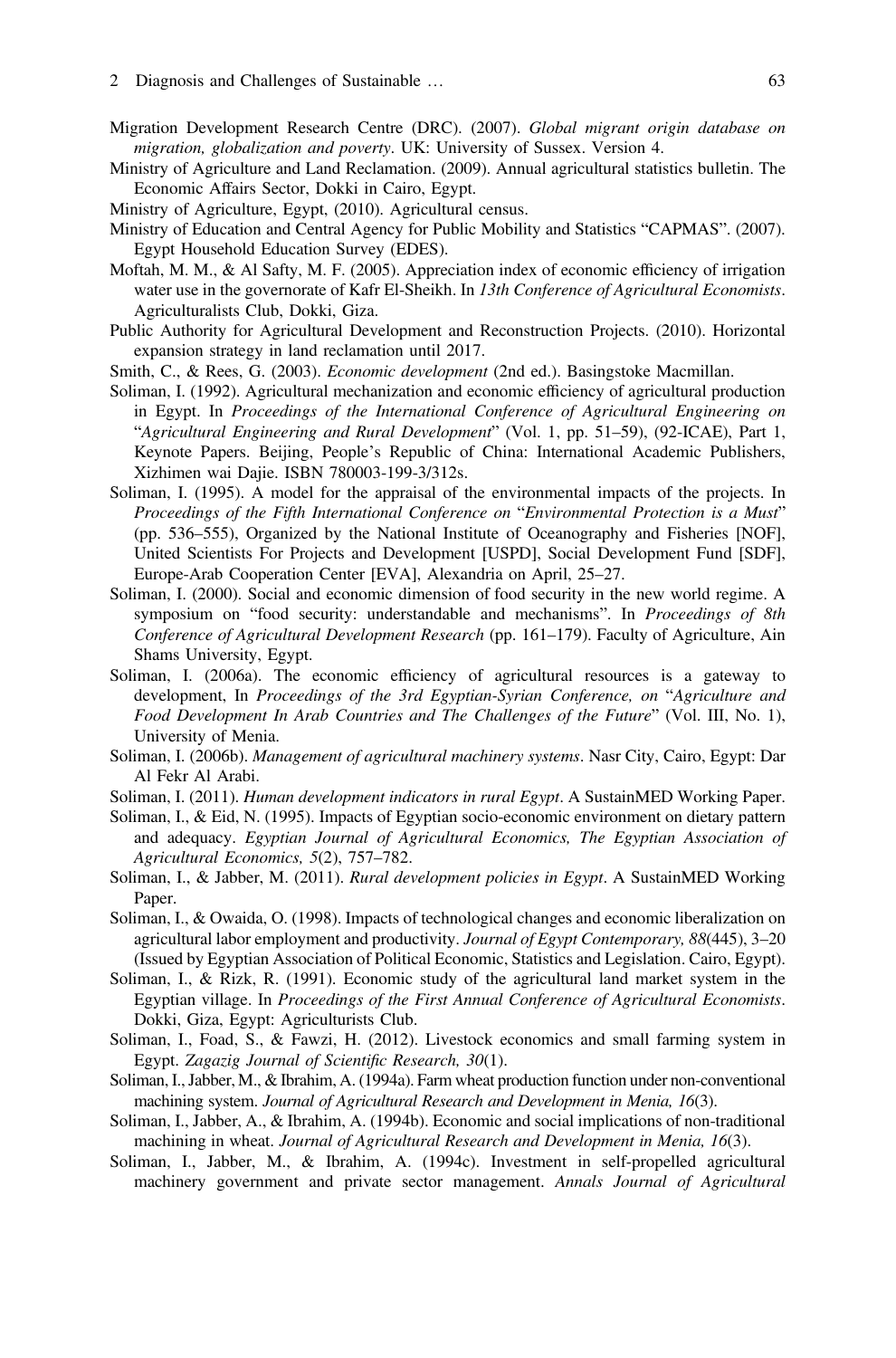Migration Development Research Centre (DRC). (2007). *Global migrant origin database on migration, globalization and poverty*. UK: University of Sussex. Version 4.

Ministry of Agriculture and Land Reclamation. (2009). Annual agricultural statistics bulletin. The Economic Affairs Sector, Dokki in Cairo, Egypt.

Ministry of Agriculture, Egypt, (2010). Agricultural census.

Ministry of Education and Central Agency for Public Mobility and Statistics "CAPMAS". (2007). Egypt Household Education Survey (EDES).

Moftah, M. M., & Al Safty, M. F. (2005). Appreciation index of economic efficiency of irrigation water use in the governorate of Kafr El-Sheikh. In *13th Conference of Agricultural Economists*. Agriculturalists Club, Dokki, Giza.

Public Authority for Agricultural Development and Reconstruction Projects. (2010). Horizontal expansion strategy in land reclamation until 2017.

Smith, C., & Rees, G. (2003). *Economic development* (2nd ed.). Basingstoke Macmillan.

Soliman, I. (1992). Agricultural mechanization and economic efficiency of agricultural production in Egypt. In *Proceedings of the International Conference of Agricultural Engineering on "Agricultural Engineering and Rural Development"* (Vol. 1, pp. 51–59), (92-ICAE), Part 1, Keynote Papers. Beijing, People's Republic of China: International Academic Publishers, Xizhimen wai Dajie. ISBN 780003-199-3/312s.

Soliman, I. (1995). A model for the appraisal of the environmental impacts of the projects. In *Proceedings of the Fifth International Conference on "Environmental Protection is a Must"* (pp. 536–555), Organized by the National Institute of Oceanography and Fisheries [NOF], United Scientists For Projects and Development [USPD], Social Development Fund [SDF], Europe-Arab Cooperation Center [EVA], Alexandria on April, 25–27.

Soliman, I. (2000). Social and economic dimension of food security in the new world regime. A symposium on "food security: understandable and mechanisms". In *Proceedings of 8th Conference of Agricultural Development Research* (pp. 161–179). Faculty of Agriculture, Ain Shams University, Egypt.

Soliman, I. (2006a). The economic efficiency of agricultural resources is a gateway to development, In *Proceedings of the 3rd Egyptian-Syrian Conference, on "Agriculture and Food Development In Arab Countries and The Challenges of the Future"* (Vol. III, No. 1), University of Menia.

Soliman, I. (2006b). *Management of agricultural machinery systems*. Nasr City, Cairo, Egypt: Dar Al Fekr Al Arabi.

Soliman, I. (2011). *Human development indicators in rural Egypt*. A SustainMED Working Paper.

Soliman, I., & Eid, N. (1995). Impacts of Egyptian socio-economic environment on dietary pattern and adequacy. *Egyptian Journal of Agricultural Economics, The Egyptian Association of Agricultural Economics, 5*(2), 757–782.

Soliman, I., & Jabber, M. (2011). *Rural development policies in Egypt*. A SustainMED Working Paper.

Soliman, I., & Owaida, O. (1998). Impacts of technological changes and economic liberalization on agricultural labor employment and productivity. *Journal of Egypt Contemporary, 88*(445), 3–20 (Issued by Egyptian Association of Political Economic, Statistics and Legislation. Cairo, Egypt).

Soliman, I., & Rizk, R. (1991). Economic study of the agricultural land market system in the Egyptian village. In *Proceedings of the First Annual Conference of Agricultural Economists*. Dokki, Giza, Egypt: Agriculturists Club.

Soliman, I., Foad, S., & Fawzi, H. (2012). Livestock economics and small farming system in Egypt. *Zagazig Journal of Scientific Research, 30*(1).

Soliman, I., Jabber, M., & Ibrahim, A. (1994a). Farm wheat production function under non-conventional machining system. *Journal of Agricultural Research and Development in Menia, 16*(3).

Soliman, I., Jabber, A., & Ibrahim, A. (1994b). Economic and social implications of non-traditional machining in wheat. *Journal of Agricultural Research and Development in Menia, 16*(3).

Soliman, I., Jabber, M., & Ibrahim, A. (1994c). Investment in self-propelled agricultural machinery government and private sector management. *Annals Journal of Agricultural*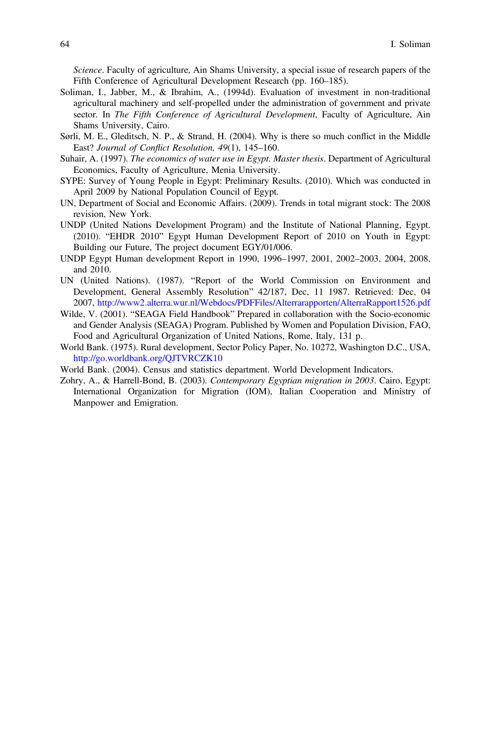*Science*. Faculty of agriculture, Ain Shams University, a special issue of research papers of the Fifth Conference of Agricultural Development Research (pp. 160–185).

Soliman, I., Jabber, M., & Ibrahim, A., (1994d). Evaluation of investment in non-traditional agricultural machinery and self-propelled under the administration of government and private sector. In *The Fifth Conference of Agricultural Development*, Faculty of Agriculture, Ain Shams University, Cairo.

Sørli, M. E., Gleditsch, N. P., & Strand, H. (2004). Why is there so much conflict in the Middle East? *Journal of Conflict Resolution, 49*(1), 145–160.

Suhair, A. (1997). *The economics of water use in Egypt. Master thesis*. Department of Agricultural Economics, Faculty of Agriculture, Menia University.

SYPE: Survey of Young People in Egypt: Preliminary Results. (2010). Which was conducted in April 2009 by National Population Council of Egypt.

UN, Department of Social and Economic Affairs. (2009). Trends in total migrant stock: The 2008 revision, New York.

UNDP (United Nations Development Program) and the Institute of National Planning, Egypt. (2010). "EHDR 2010" Egypt Human Development Report of 2010 on Youth in Egypt: Building our Future, The project document EGY/01/006.

UNDP Egypt Human development Report in 1990, 1996–1997, 2001, 2002–2003, 2004, 2008, and 2010.

UN (United Nations). (1987). "Report of the World Commission on Environment and Development, General Assembly Resolution" 42/187, Dec, 11 1987. Retrieved: Dec, 04 2007, http://www2.alterra.wur.nl/Webdocs/PDFFiles/Alterrarapporten/AlterraRapport1526.pdf

Wilde, V. (2001). "SEAGA Field Handbook" Prepared in collaboration with the Socio-economic and Gender Analysis (SEAGA) Program. Published by Women and Population Division, FAO, Food and Agricultural Organization of United Nations, Rome, Italy, 131 p.

World Bank. (1975). Rural development, Sector Policy Paper, No. 10272, Washington D.C., USA, http://go.worldbank.org/QJTVRCZK10

World Bank. (2004). Census and statistics department. World Development Indicators.

Zohry, A., & Harrell-Bond, B. (2003). *Contemporary Egyptian migration in 2003*. Cairo, Egypt: International Organization for Migration (IOM), Italian Cooperation and Ministry of Manpower and Emigration.